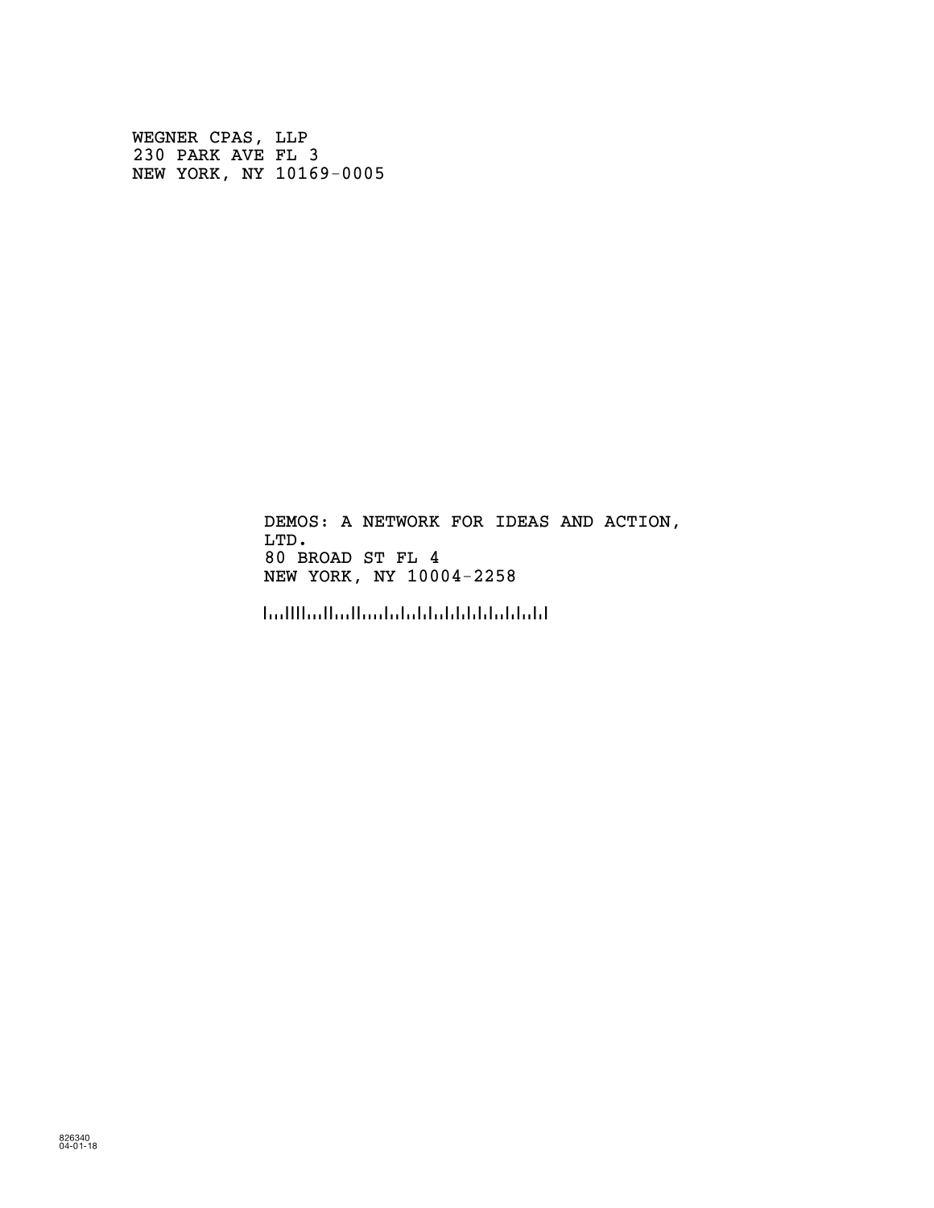WEGNER CPAS, LLP
230 PARK AVE FL 3
NEW YORK, NY 10169-0005

DEMOS: A NETWORK FOR IDEAS AND ACTION,
LTD.
80 BROAD ST FL 4
NEW YORK, NY 10004-2258

826340
04-01-18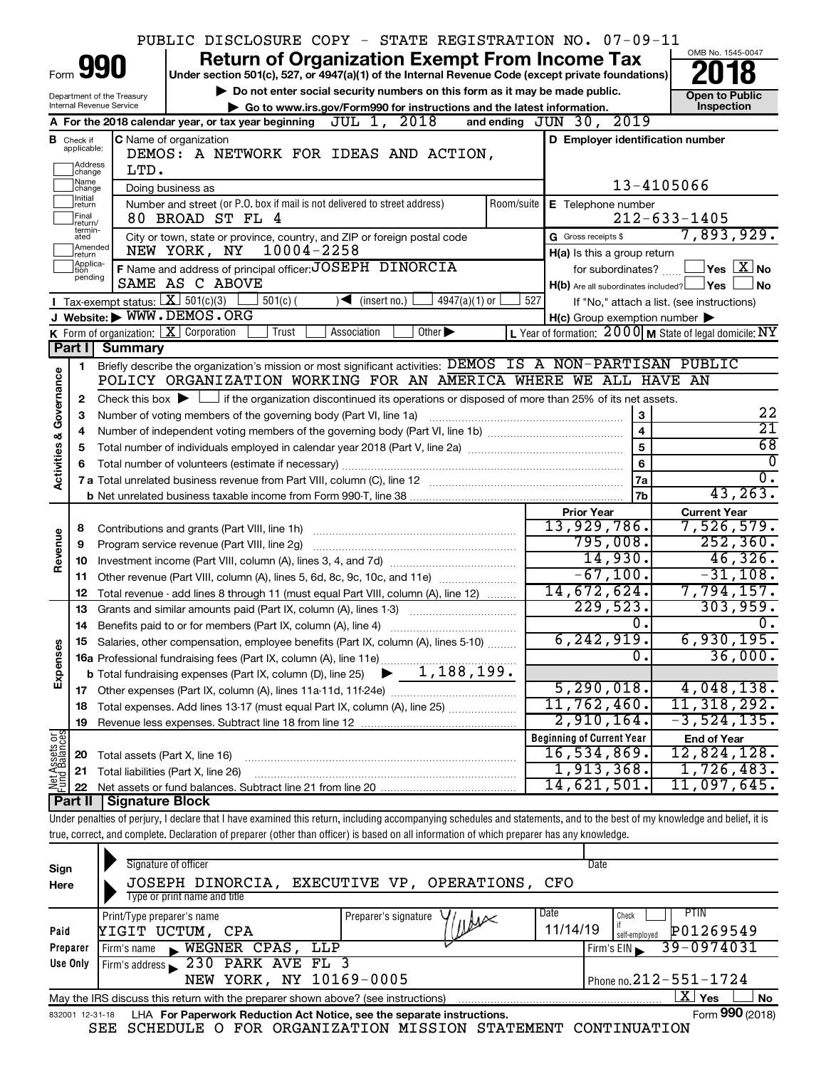PUBLIC DISCLOSURE COPY - STATE REGISTRATION NO. 07-09-11

# Form 990 — Return of Organization Exempt From Income Tax (2018)

Under section 501(c), 527, or 4947(a)(1) of the Internal Revenue Code (except private foundations)

▶ Do not enter social security numbers on this form as it may be made public.

▶ Go to www.irs.gov/Form990 for instructions and the latest information.

Department of the Treasury, Internal Revenue Service — OMB No. 1545-0047 — Open to Public Inspection

**A** For the 2018 calendar year, or tax year beginning JUL 1, 2018 and ending JUN 30, 2019

**B** Check if applicable: Address change, Name change, Initial return, Final return/terminated, Amended return, Application pending

**C** Name of organization: DEMOS: A NETWORK FOR IDEAS AND ACTION, LTD.

Doing business as

Number and street (or P.O. box if mail is not delivered to street address): 80 BROAD ST FL 4 — Room/suite

City or town, state or province, country, and ZIP or foreign postal code: NEW YORK, NY 10004-2258

**D** Employer identification number: 13-4105066

**E** Telephone number: 212-633-1405

**G** Gross receipts $ 7,893,929.

**F** Name and address of principal officer: JOSEPH DINORCIA, SAME AS C ABOVE

**H(a)** Is this a group return for subordinates? Yes [ ] No [X]

**H(b)** Are all subordinates included? Yes [ ] No [ ] If "No," attach a list. (see instructions)

**H(c)** Group exemption number ▶

**I** Tax-exempt status: [X] 501(c)(3) [ ] 501(c)( ) ◀ (insert no.) [ ] 4947(a)(1) or [ ] 527

**J** Website: ▶ WWW.DEMOS.ORG

**K** Form of organization: [X] Corporation [ ] Trust [ ] Association [ ] Other ▶

**L** Year of formation: 2000 **M** State of legal domicile: NY

## Part I Summary

**Activities & Governance**

1 Briefly describe the organization's mission or most significant activities: DEMOS IS A NON-PARTISAN PUBLIC POLICY ORGANIZATION WORKING FOR AN AMERICA WHERE WE ALL HAVE AN

2 Check this box ▶ [ ] if the organization discontinued its operations or disposed of more than 25% of its net assets.

| | | | |
|---|---|---|---|
| 3 | Number of voting members of the governing body (Part VI, line 1a) | 3 | 22 |
| 4 | Number of independent voting members of the governing body (Part VI, line 1b) | 4 | 21 |
| 5 | Total number of individuals employed in calendar year 2018 (Part V, line 2a) | 5 | 68 |
| 6 | Total number of volunteers (estimate if necessary) | 6 | 0 |
| 7a | Total unrelated business revenue from Part VIII, column (C), line 12 | 7a | 0. |
| 7b | Net unrelated business taxable income from Form 990-T, line 38 | 7b | 43,263. |

| | | | Prior Year | Current Year |
|---|---|---|---|---|
| **Revenue** | 8 | Contributions and grants (Part VIII, line 1h) | 13,929,786. | 7,526,579. |
| | 9 | Program service revenue (Part VIII, line 2g) | 795,008. | 252,360. |
| | 10 | Investment income (Part VIII, column (A), lines 3, 4, and 7d) | 14,930. | 46,326. |
| | 11 | Other revenue (Part VIII, column (A), lines 5, 6d, 8c, 9c, 10c, and 11e) | -67,100. | -31,108. |
| | 12 | Total revenue - add lines 8 through 11 (must equal Part VIII, column (A), line 12) | 14,672,624. | 7,794,157. |
| **Expenses** | 13 | Grants and similar amounts paid (Part IX, column (A), lines 1-3) | 229,523. | 303,959. |
| | 14 | Benefits paid to or for members (Part IX, column (A), line 4) | 0. | 0. |
| | 15 | Salaries, other compensation, employee benefits (Part IX, column (A), lines 5-10) | 6,242,919. | 6,930,195. |
| | 16a | Professional fundraising fees (Part IX, column (A), line 11e) | 0. | 36,000. |
| | b | Total fundraising expenses (Part IX, column (D), line 25) ▶ 1,188,199. | | |
| | 17 | Other expenses (Part IX, column (A), lines 11a-11d, 11f-24e) | 5,290,018. | 4,048,138. |
| | 18 | Total expenses. Add lines 13-17 (must equal Part IX, column (A), line 25) | 11,762,460. | 11,318,292. |
| | 19 | Revenue less expenses. Subtract line 18 from line 12 | 2,910,164. | -3,524,135. |

| | | | Beginning of Current Year | End of Year |
|---|---|---|---|---|
| **Net Assets or Fund Balances** | 20 | Total assets (Part X, line 16) | 16,534,869. | 12,824,128. |
| | 21 | Total liabilities (Part X, line 26) | 1,913,368. | 1,726,483. |
| | 22 | Net assets or fund balances. Subtract line 21 from line 20 | 14,621,501. | 11,097,645. |

## Part II Signature Block

Under penalties of perjury, I declare that I have examined this return, including accompanying schedules and statements, and to the best of my knowledge and belief, it is true, correct, and complete. Declaration of preparer (other than officer) is based on all information of which preparer has any knowledge.

**Sign Here**

Signature of officer — Date

JOSEPH DINORCIA, EXECUTIVE VP, OPERATIONS, CFO

Type or print name and title

**Paid Preparer Use Only**

| Print/Type preparer's name | Preparer's signature | Date | Check if self-employed | PTIN |
|---|---|---|---|---|
| YIGIT UCTUM, CPA | | 11/14/19 | | P01269549 |

Firm's name ▶ WEGNER CPAS, LLP — Firm's EIN ▶ 39-0974031

Firm's address ▶ 230 PARK AVE FL 3, NEW YORK, NY 10169-0005 — Phone no. 212-551-1724

May the IRS discuss this return with the preparer shown above? (see instructions) [X] Yes [ ] No

832001 12-31-18 LHA For Paperwork Reduction Act Notice, see the separate instructions. Form 990 (2018)

SEE SCHEDULE O FOR ORGANIZATION MISSION STATEMENT CONTINUATION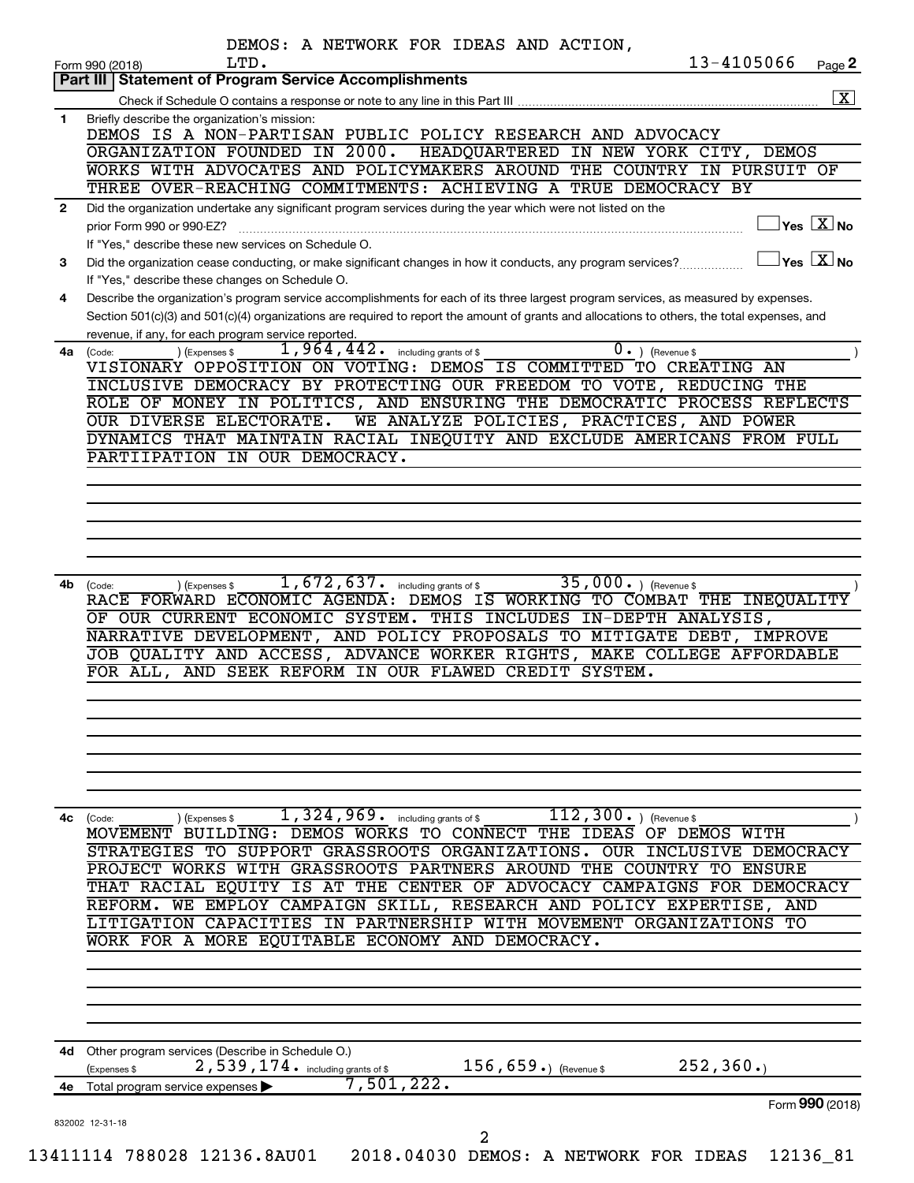DEMOS: A NETWORK FOR IDEAS AND ACTION, LTD. 13-4105066

Form 990 (2018) Page 2

## Part III | Statement of Program Service Accomplishments

Check if Schedule O contains a response or note to any line in this Part III .......... [X]

**1** Briefly describe the organization's mission:

DEMOS IS A NON-PARTISAN PUBLIC POLICY RESEARCH AND ADVOCACY ORGANIZATION FOUNDED IN 2000. HEADQUARTERED IN NEW YORK CITY, DEMOS WORKS WITH ADVOCATES AND POLICYMAKERS AROUND THE COUNTRY IN PURSUIT OF THREE OVER-REACHING COMMITMENTS: ACHIEVING A TRUE DEMOCRACY BY

**2** Did the organization undertake any significant program services during the year which were not listed on the prior Form 990 or 990-EZ? .......... [ ] Yes [X] No

If "Yes," describe these new services on Schedule O.

**3** Did the organization cease conducting, or make significant changes in how it conducts, any program services? .......... [ ] Yes [X] No

If "Yes," describe these changes on Schedule O.

**4** Describe the organization's program service accomplishments for each of its three largest program services, as measured by expenses. Section 501(c)(3) and 501(c)(4) organizations are required to report the amount of grants and allocations to others, the total expenses, and revenue, if any, for each program service reported.

**4a** (Code: ) (Expenses $ 1,964,442. including grants of $ 0. ) (Revenue $ )

VISIONARY OPPOSITION ON VOTING: DEMOS IS COMMITTED TO CREATING AN INCLUSIVE DEMOCRACY BY PROTECTING OUR FREEDOM TO VOTE, REDUCING THE ROLE OF MONEY IN POLITICS, AND ENSURING THE DEMOCRATIC PROCESS REFLECTS OUR DIVERSE ELECTORATE. WE ANALYZE POLICIES, PRACTICES, AND POWER DYNAMICS THAT MAINTAIN RACIAL INEQUITY AND EXCLUDE AMERICANS FROM FULL PARTIIPATION IN OUR DEMOCRACY.

**4b** (Code: ) (Expenses $ 1,672,637. including grants of $ 35,000. ) (Revenue $ )

RACE FORWARD ECONOMIC AGENDA: DEMOS IS WORKING TO COMBAT THE INEQUALITY OF OUR CURRENT ECONOMIC SYSTEM. THIS INCLUDES IN-DEPTH ANALYSIS, NARRATIVE DEVELOPMENT, AND POLICY PROPOSALS TO MITIGATE DEBT, IMPROVE JOB QUALITY AND ACCESS, ADVANCE WORKER RIGHTS, MAKE COLLEGE AFFORDABLE FOR ALL, AND SEEK REFORM IN OUR FLAWED CREDIT SYSTEM.

**4c** (Code: ) (Expenses $ 1,324,969. including grants of $ 112,300. ) (Revenue $ )

MOVEMENT BUILDING: DEMOS WORKS TO CONNECT THE IDEAS OF DEMOS WITH STRATEGIES TO SUPPORT GRASSROOTS ORGANIZATIONS. OUR INCLUSIVE DEMOCRACY PROJECT WORKS WITH GRASSROOTS PARTNERS AROUND THE COUNTRY TO ENSURE THAT RACIAL EQUITY IS AT THE CENTER OF ADVOCACY CAMPAIGNS FOR DEMOCRACY REFORM. WE EMPLOY CAMPAIGN SKILL, RESEARCH AND POLICY EXPERTISE, AND LITIGATION CAPACITIES IN PARTNERSHIP WITH MOVEMENT ORGANIZATIONS TO WORK FOR A MORE EQUITABLE ECONOMY AND DEMOCRACY.

**4d** Other program services (Describe in Schedule O.)

(Expenses $ 2,539,174. including grants of $ 156,659.) (Revenue $ 252,360.)

**4e** Total program service expenses ▶ 7,501,222.

Form **990** (2018)

832002 12-31-18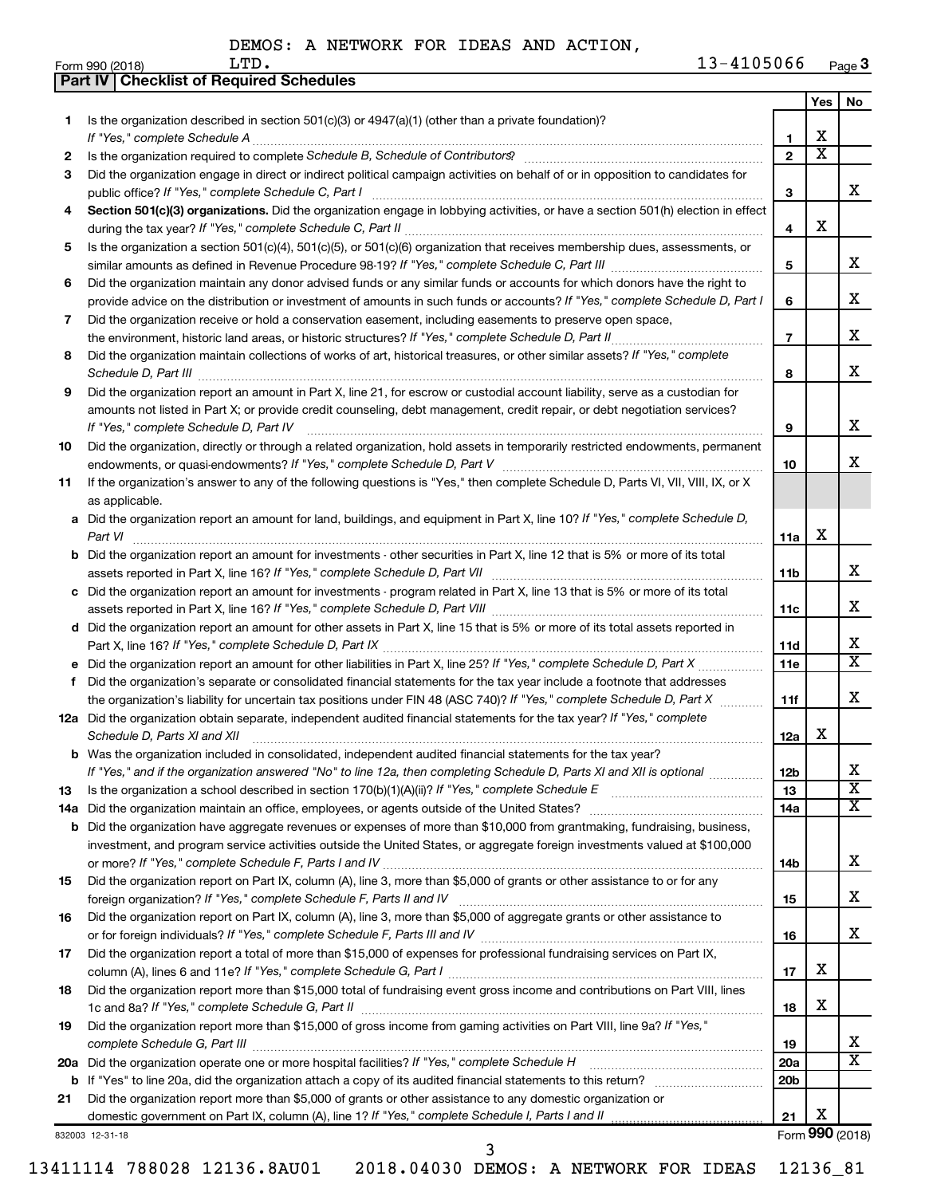DEMOS: A NETWORK FOR IDEAS AND ACTION, LTD. 13-4105066

Form 990 (2018)

## Part IV | Checklist of Required Schedules

| | | | Yes | No |
|---|---|---|---|---|
| 1 | Is the organization described in section 501(c)(3) or 4947(a)(1) (other than a private foundation)? *If "Yes," complete Schedule A* | 1 | X | |
| 2 | Is the organization required to complete *Schedule B, Schedule of Contributors*? | 2 | X | |
| 3 | Did the organization engage in direct or indirect political campaign activities on behalf of or in opposition to candidates for public office? *If "Yes," complete Schedule C, Part I* | 3 | | X |
| 4 | **Section 501(c)(3) organizations.** Did the organization engage in lobbying activities, or have a section 501(h) election in effect during the tax year? *If "Yes," complete Schedule C, Part II* | 4 | X | |
| 5 | Is the organization a section 501(c)(4), 501(c)(5), or 501(c)(6) organization that receives membership dues, assessments, or similar amounts as defined in Revenue Procedure 98-19? *If "Yes," complete Schedule C, Part III* | 5 | | X |
| 6 | Did the organization maintain any donor advised funds or any similar funds or accounts for which donors have the right to provide advice on the distribution or investment of amounts in such funds or accounts? *If "Yes," complete Schedule D, Part I* | 6 | | X |
| 7 | Did the organization receive or hold a conservation easement, including easements to preserve open space, the environment, historic land areas, or historic structures? *If "Yes," complete Schedule D, Part II* | 7 | | X |
| 8 | Did the organization maintain collections of works of art, historical treasures, or other similar assets? *If "Yes," complete Schedule D, Part III* | 8 | | X |
| 9 | Did the organization report an amount in Part X, line 21, for escrow or custodial account liability, serve as a custodian for amounts not listed in Part X; or provide credit counseling, debt management, credit repair, or debt negotiation services? *If "Yes," complete Schedule D, Part IV* | 9 | | X |
| 10 | Did the organization, directly or through a related organization, hold assets in temporarily restricted endowments, permanent endowments, or quasi-endowments? *If "Yes," complete Schedule D, Part V* | 10 | | X |
| 11 | If the organization's answer to any of the following questions is "Yes," then complete Schedule D, Parts VI, VII, VIII, IX, or X as applicable. | | | |
| a | Did the organization report an amount for land, buildings, and equipment in Part X, line 10? *If "Yes," complete Schedule D, Part VI* | 11a | X | |
| b | Did the organization report an amount for investments - other securities in Part X, line 12 that is 5% or more of its total assets reported in Part X, line 16? *If "Yes," complete Schedule D, Part VII* | 11b | | X |
| c | Did the organization report an amount for investments - program related in Part X, line 13 that is 5% or more of its total assets reported in Part X, line 16? *If "Yes," complete Schedule D, Part VIII* | 11c | | X |
| d | Did the organization report an amount for other assets in Part X, line 15 that is 5% or more of its total assets reported in Part X, line 16? *If "Yes," complete Schedule D, Part IX* | 11d | | X |
| e | Did the organization report an amount for other liabilities in Part X, line 25? *If "Yes," complete Schedule D, Part X* | 11e | | X |
| f | Did the organization's separate or consolidated financial statements for the tax year include a footnote that addresses the organization's liability for uncertain tax positions under FIN 48 (ASC 740)? *If "Yes," complete Schedule D, Part X* | 11f | | X |
| 12a | Did the organization obtain separate, independent audited financial statements for the tax year? *If "Yes," complete Schedule D, Parts XI and XII* | 12a | X | |
| b | Was the organization included in consolidated, independent audited financial statements for the tax year? *If "Yes," and if the organization answered "No" to line 12a, then completing Schedule D, Parts XI and XII is optional* | 12b | | X |
| 13 | Is the organization a school described in section 170(b)(1)(A)(ii)? *If "Yes," complete Schedule E* | 13 | | X |
| 14a | Did the organization maintain an office, employees, or agents outside of the United States? | 14a | | X |
| b | Did the organization have aggregate revenues or expenses of more than $10,000 from grantmaking, fundraising, business, investment, and program service activities outside the United States, or aggregate foreign investments valued at $100,000 or more? *If "Yes," complete Schedule F, Parts I and IV* | 14b | | X |
| 15 | Did the organization report on Part IX, column (A), line 3, more than $5,000 of grants or other assistance to or for any foreign organization? *If "Yes," complete Schedule F, Parts II and IV* | 15 | | X |
| 16 | Did the organization report on Part IX, column (A), line 3, more than $5,000 of aggregate grants or other assistance to or for foreign individuals? *If "Yes," complete Schedule F, Parts III and IV* | 16 | | X |
| 17 | Did the organization report a total of more than $15,000 of expenses for professional fundraising services on Part IX, column (A), lines 6 and 11e? *If "Yes," complete Schedule G, Part I* | 17 | X | |
| 18 | Did the organization report more than $15,000 total of fundraising event gross income and contributions on Part VIII, lines 1c and 8a? *If "Yes," complete Schedule G, Part II* | 18 | X | |
| 19 | Did the organization report more than $15,000 of gross income from gaming activities on Part VIII, line 9a? *If "Yes," complete Schedule G, Part III* | 19 | | X |
| 20a | Did the organization operate one or more hospital facilities? *If "Yes," complete Schedule H* | 20a | | X |
| b | If "Yes" to line 20a, did the organization attach a copy of its audited financial statements to this return? | 20b | | |
| 21 | Did the organization report more than $5,000 of grants or other assistance to any domestic organization or domestic government on Part IX, column (A), line 1? *If "Yes," complete Schedule I, Parts I and II* | 21 | X | |

832003 12-31-18

Form **990** (2018)

13411114 788028 12136.8AU01 2018.04030 DEMOS: A NETWORK FOR IDEAS 12136_81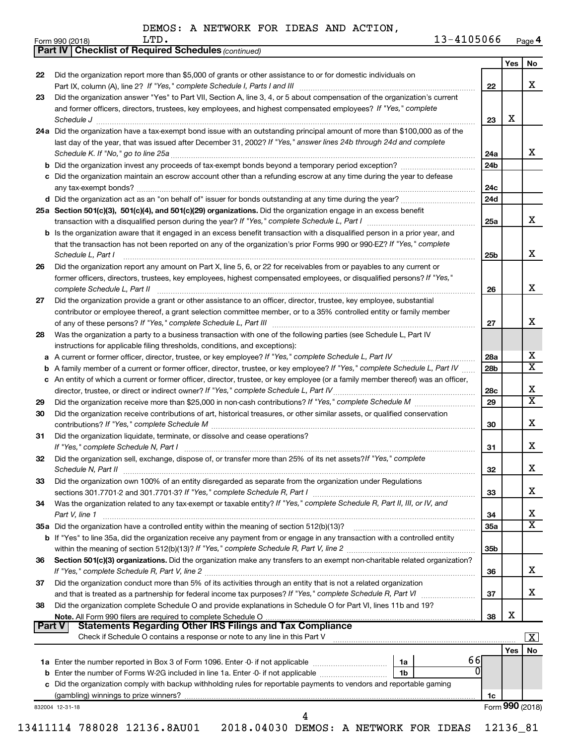DEMOS: A NETWORK FOR IDEAS AND ACTION, LTD. 13-4105066

Form 990 (2018)

**Part IV | Checklist of Required Schedules** *(continued)*

| | | | Yes | No |
|---|---|---|---|---|
| 22 | Did the organization report more than $5,000 of grants or other assistance to or for domestic individuals on Part IX, column (A), line 2? *If "Yes," complete Schedule I, Parts I and III* | 22 | | X |
| 23 | Did the organization answer "Yes" to Part VII, Section A, line 3, 4, or 5 about compensation of the organization's current and former officers, directors, trustees, key employees, and highest compensated employees? *If "Yes," complete Schedule J* | 23 | X | |
| 24a | Did the organization have a tax-exempt bond issue with an outstanding principal amount of more than $100,000 as of the last day of the year, that was issued after December 31, 2002? *If "Yes," answer lines 24b through 24d and complete Schedule K. If "No," go to line 25a* | 24a | | X |
| b | Did the organization invest any proceeds of tax-exempt bonds beyond a temporary period exception? | 24b | | |
| c | Did the organization maintain an escrow account other than a refunding escrow at any time during the year to defease any tax-exempt bonds? | 24c | | |
| d | Did the organization act as an "on behalf of" issuer for bonds outstanding at any time during the year? | 24d | | |
| 25a | **Section 501(c)(3), 501(c)(4), and 501(c)(29) organizations.** Did the organization engage in an excess benefit transaction with a disqualified person during the year? *If "Yes," complete Schedule L, Part I* | 25a | | X |
| b | Is the organization aware that it engaged in an excess benefit transaction with a disqualified person in a prior year, and that the transaction has not been reported on any of the organization's prior Forms 990 or 990-EZ? *If "Yes," complete Schedule L, Part I* | 25b | | X |
| 26 | Did the organization report any amount on Part X, line 5, 6, or 22 for receivables from or payables to any current or former officers, directors, trustees, key employees, highest compensated employees, or disqualified persons? *If "Yes," complete Schedule L, Part II* | 26 | | X |
| 27 | Did the organization provide a grant or other assistance to an officer, director, trustee, key employee, substantial contributor or employee thereof, a grant selection committee member, or to a 35% controlled entity or family member of any of these persons? *If "Yes," complete Schedule L, Part III* | 27 | | X |
| 28 | Was the organization a party to a business transaction with one of the following parties (see Schedule L, Part IV instructions for applicable filing thresholds, conditions, and exceptions): | | | |
| a | A current or former officer, director, trustee, or key employee? *If "Yes," complete Schedule L, Part IV* | 28a | | X |
| b | A family member of a current or former officer, director, trustee, or key employee? *If "Yes," complete Schedule L, Part IV* | 28b | | X |
| c | An entity of which a current or former officer, director, trustee, or key employee (or a family member thereof) was an officer, director, trustee, or direct or indirect owner? *If "Yes," complete Schedule L, Part IV* | 28c | | X |
| 29 | Did the organization receive more than $25,000 in non-cash contributions? *If "Yes," complete Schedule M* | 29 | | X |
| 30 | Did the organization receive contributions of art, historical treasures, or other similar assets, or qualified conservation contributions? *If "Yes," complete Schedule M* | 30 | | X |
| 31 | Did the organization liquidate, terminate, or dissolve and cease operations? *If "Yes," complete Schedule N, Part I* | 31 | | X |
| 32 | Did the organization sell, exchange, dispose of, or transfer more than 25% of its net assets? *If "Yes," complete Schedule N, Part II* | 32 | | X |
| 33 | Did the organization own 100% of an entity disregarded as separate from the organization under Regulations sections 301.7701-2 and 301.7701-3? *If "Yes," complete Schedule R, Part I* | 33 | | X |
| 34 | Was the organization related to any tax-exempt or taxable entity? *If "Yes," complete Schedule R, Part II, III, or IV, and Part V, line 1* | 34 | | X |
| 35a | Did the organization have a controlled entity within the meaning of section 512(b)(13)? | 35a | | X |
| b | If "Yes" to line 35a, did the organization receive any payment from or engage in any transaction with a controlled entity within the meaning of section 512(b)(13)? *If "Yes," complete Schedule R, Part V, line 2* | 35b | | |
| 36 | **Section 501(c)(3) organizations.** Did the organization make any transfers to an exempt non-charitable related organization? *If "Yes," complete Schedule R, Part V, line 2* | 36 | | X |
| 37 | Did the organization conduct more than 5% of its activities through an entity that is not a related organization and that is treated as a partnership for federal income tax purposes? *If "Yes," complete Schedule R, Part VI* | 37 | | X |
| 38 | Did the organization complete Schedule O and provide explanations in Schedule O for Part VI, lines 11b and 19? **Note.** All Form 990 filers are required to complete Schedule O | 38 | X | |

**Part V | Statements Regarding Other IRS Filings and Tax Compliance**

Check if Schedule O contains a response or note to any line in this Part V [X]

| | | | | | Yes | No |
|---|---|---|---|---|---|---|
| 1a | Enter the number reported in Box 3 of Form 1096. Enter -0- if not applicable | 1a | 66 | | | |
| b | Enter the number of Forms W-2G included in line 1a. Enter -0- if not applicable | 1b | 0 | | | |
| c | Did the organization comply with backup withholding rules for reportable payments to vendors and reportable gaming (gambling) winnings to prize winners? | | | 1c | | |

832004 12-31-18

Form **990** (2018)

13411114 788028 12136.8AU01 2018.04030 DEMOS: A NETWORK FOR IDEAS 12136_81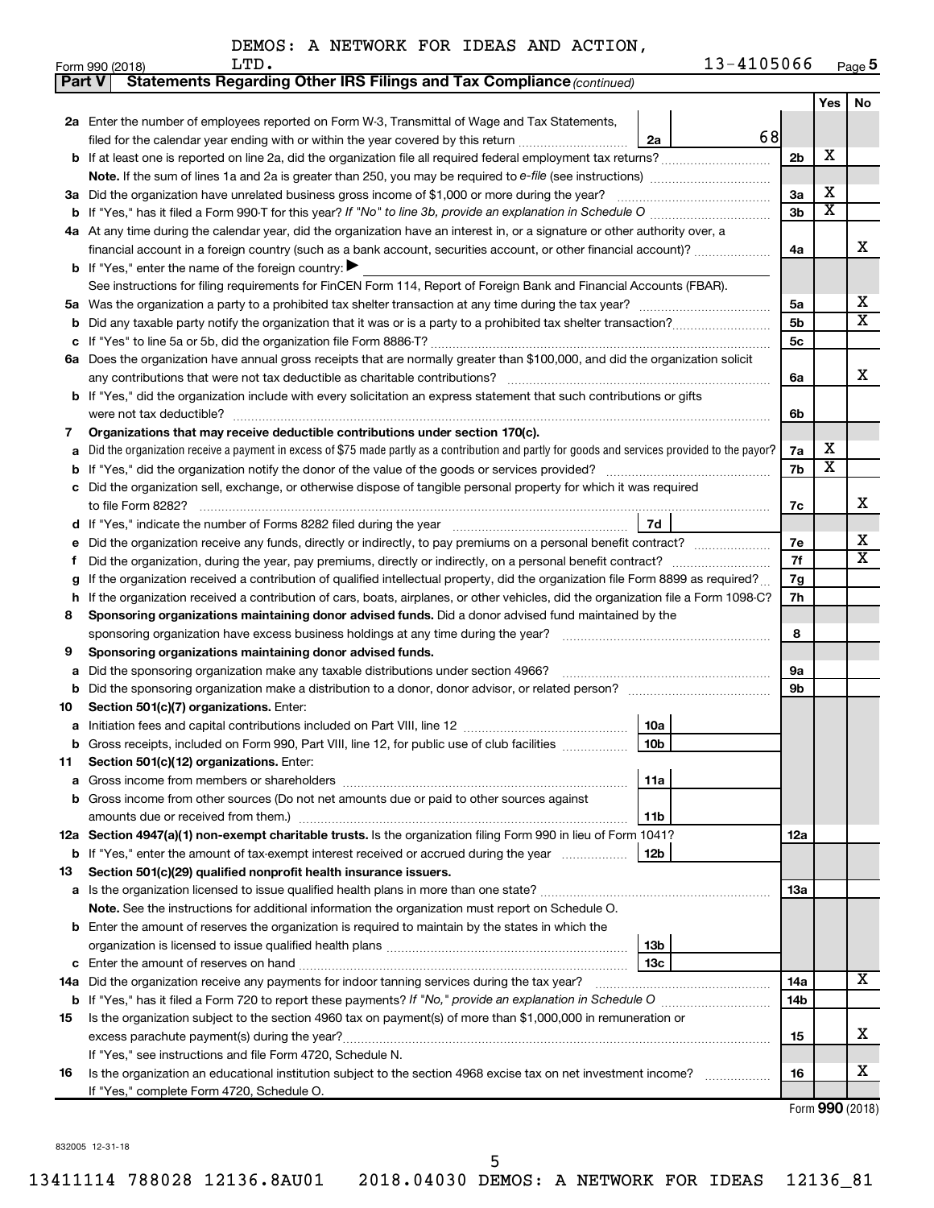DEMOS: A NETWORK FOR IDEAS AND ACTION, LTD. 13-4105066

Form 990 (2018)

## Part V Statements Regarding Other IRS Filings and Tax Compliance *(continued)*

| | | | | Yes | No |
|---|---|---|---|---|---|
| **2a** | Enter the number of employees reported on Form W-3, Transmittal of Wage and Tax Statements, filed for the calendar year ending with or within the year covered by this return | 2a | 68 | | |
| **b** | If at least one is reported on line 2a, did the organization file all required federal employment tax returns? | | 2b | X | |
| | **Note.** If the sum of lines 1a and 2a is greater than 250, you may be required to *e-file* (see instructions) | | | | |
| **3a** | Did the organization have unrelated business gross income of $1,000 or more during the year? | | 3a | X | |
| **b** | If "Yes," has it filed a Form 990-T for this year? *If "No" to line 3b, provide an explanation in Schedule O* | | 3b | X | |
| **4a** | At any time during the calendar year, did the organization have an interest in, or a signature or other authority over, a financial account in a foreign country (such as a bank account, securities account, or other financial account)? | | 4a | | X |
| **b** | If "Yes," enter the name of the foreign country: ▶ | | | | |
| | See instructions for filing requirements for FinCEN Form 114, Report of Foreign Bank and Financial Accounts (FBAR). | | | | |
| **5a** | Was the organization a party to a prohibited tax shelter transaction at any time during the tax year? | | 5a | | X |
| **b** | Did any taxable party notify the organization that it was or is a party to a prohibited tax shelter transaction? | | 5b | | X |
| **c** | If "Yes" to line 5a or 5b, did the organization file Form 8886-T? | | 5c | | |
| **6a** | Does the organization have annual gross receipts that are normally greater than $100,000, and did the organization solicit any contributions that were not tax deductible as charitable contributions? | | 6a | | X |
| **b** | If "Yes," did the organization include with every solicitation an express statement that such contributions or gifts were not tax deductible? | | 6b | | |
| **7** | **Organizations that may receive deductible contributions under section 170(c).** | | | | |
| **a** | Did the organization receive a payment in excess of $75 made partly as a contribution and partly for goods and services provided to the payor? | | 7a | X | |
| **b** | If "Yes," did the organization notify the donor of the value of the goods or services provided? | | 7b | X | |
| **c** | Did the organization sell, exchange, or otherwise dispose of tangible personal property for which it was required to file Form 8282? | | 7c | | X |
| **d** | If "Yes," indicate the number of Forms 8282 filed during the year | 7d | | | |
| **e** | Did the organization receive any funds, directly or indirectly, to pay premiums on a personal benefit contract? | | 7e | | X |
| **f** | Did the organization, during the year, pay premiums, directly or indirectly, on a personal benefit contract? | | 7f | | X |
| **g** | If the organization received a contribution of qualified intellectual property, did the organization file Form 8899 as required? | | 7g | | |
| **h** | If the organization received a contribution of cars, boats, airplanes, or other vehicles, did the organization file a Form 1098-C? | | 7h | | |
| **8** | **Sponsoring organizations maintaining donor advised funds.** Did a donor advised fund maintained by the sponsoring organization have excess business holdings at any time during the year? | | 8 | | |
| **9** | **Sponsoring organizations maintaining donor advised funds.** | | | | |
| **a** | Did the sponsoring organization make any taxable distributions under section 4966? | | 9a | | |
| **b** | Did the sponsoring organization make a distribution to a donor, donor advisor, or related person? | | 9b | | |
| **10** | **Section 501(c)(7) organizations.** Enter: | | | | |
| **a** | Initiation fees and capital contributions included on Part VIII, line 12 | 10a | | | |
| **b** | Gross receipts, included on Form 990, Part VIII, line 12, for public use of club facilities | 10b | | | |
| **11** | **Section 501(c)(12) organizations.** Enter: | | | | |
| **a** | Gross income from members or shareholders | 11a | | | |
| **b** | Gross income from other sources (Do not net amounts due or paid to other sources against amounts due or received from them.) | 11b | | | |
| **12a** | **Section 4947(a)(1) non-exempt charitable trusts.** Is the organization filing Form 990 in lieu of Form 1041? | | 12a | | |
| **b** | If "Yes," enter the amount of tax-exempt interest received or accrued during the year | 12b | | | |
| **13** | **Section 501(c)(29) qualified nonprofit health insurance issuers.** | | | | |
| **a** | Is the organization licensed to issue qualified health plans in more than one state? | | 13a | | |
| | **Note.** See the instructions for additional information the organization must report on Schedule O. | | | | |
| **b** | Enter the amount of reserves the organization is required to maintain by the states in which the organization is licensed to issue qualified health plans | 13b | | | |
| **c** | Enter the amount of reserves on hand | 13c | | | |
| **14a** | Did the organization receive any payments for indoor tanning services during the tax year? | | 14a | | X |
| **b** | If "Yes," has it filed a Form 720 to report these payments? *If "No," provide an explanation in Schedule O* | | 14b | | |
| **15** | Is the organization subject to the section 4960 tax on payment(s) of more than $1,000,000 in remuneration or excess parachute payment(s) during the year? | | 15 | | X |
| | If "Yes," see instructions and file Form 4720, Schedule N. | | | | |
| **16** | Is the organization an educational institution subject to the section 4968 excise tax on net investment income? | | 16 | | X |
| | If "Yes," complete Form 4720, Schedule O. | | | | |

Form **990** (2018)

832005 12-31-18

13411114 788028 12136.8AU01 2018.04030 DEMOS: A NETWORK FOR IDEAS 12136_81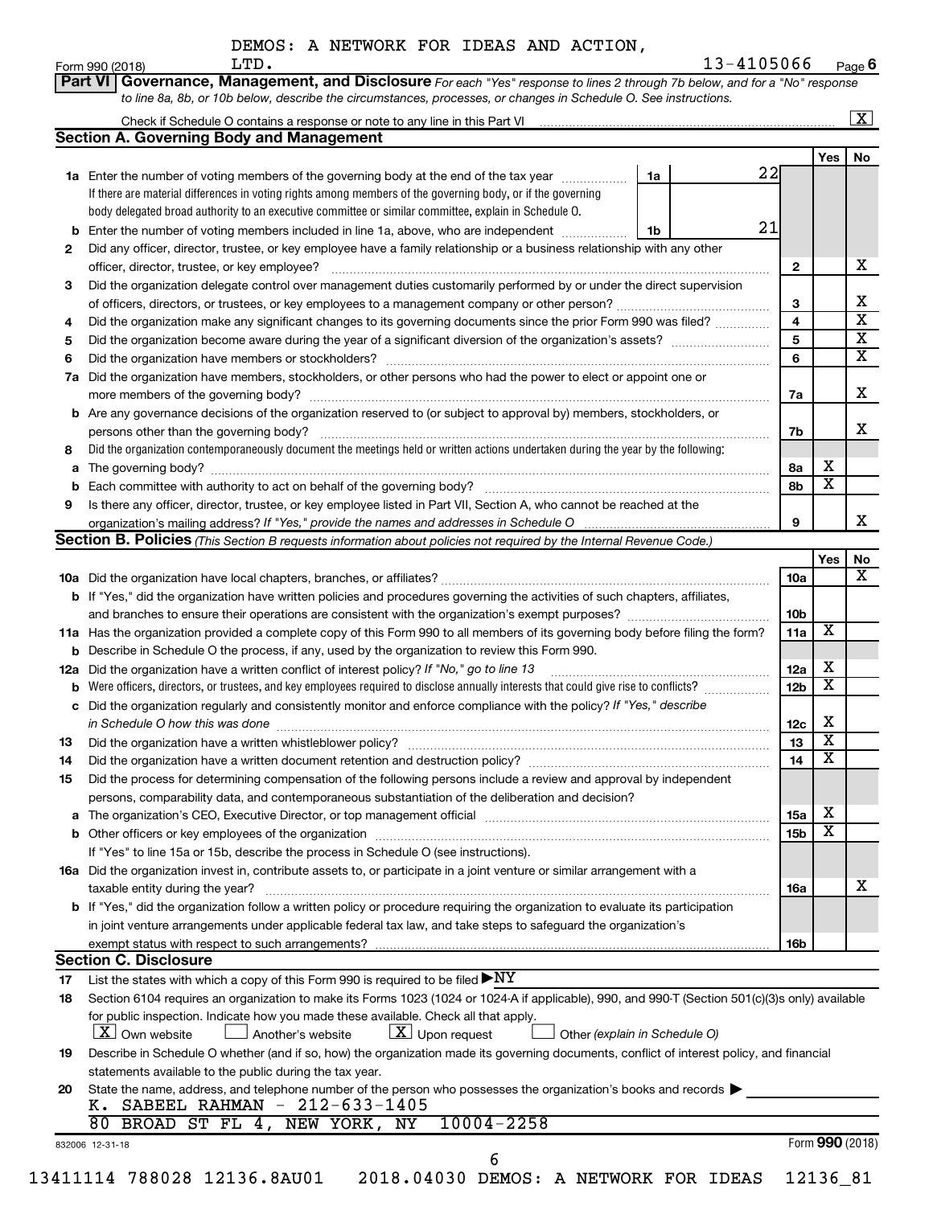DEMOS: A NETWORK FOR IDEAS AND ACTION, LTD.

Form 990 (2018) 13-4105066 Page 6

**Part VI Governance, Management, and Disclosure** *For each "Yes" response to lines 2 through 7b below, and for a "No" response to line 8a, 8b, or 10b below, describe the circumstances, processes, or changes in Schedule O. See instructions.*

Check if Schedule O contains a response or note to any line in this Part VI ..... [X]

## Section A. Governing Body and Management

| | | | | Yes | No |
|---|---|---|---|---|---|
| **1a** | Enter the number of voting members of the governing body at the end of the tax year. If there are material differences in voting rights among members of the governing body, or if the governing body delegated broad authority to an executive committee or similar committee, explain in Schedule O. | 1a: 22 | | | |
| **b** | Enter the number of voting members included in line 1a, above, who are independent | 1b: 21 | | | |
| **2** | Did any officer, director, trustee, or key employee have a family relationship or a business relationship with any other officer, director, trustee, or key employee? | | 2 | | X |
| **3** | Did the organization delegate control over management duties customarily performed by or under the direct supervision of officers, directors, or trustees, or key employees to a management company or other person? | | 3 | | X |
| **4** | Did the organization make any significant changes to its governing documents since the prior Form 990 was filed? | | 4 | | X |
| **5** | Did the organization become aware during the year of a significant diversion of the organization's assets? | | 5 | | X |
| **6** | Did the organization have members or stockholders? | | 6 | | X |
| **7a** | Did the organization have members, stockholders, or other persons who had the power to elect or appoint one or more members of the governing body? | | 7a | | X |
| **b** | Are any governance decisions of the organization reserved to (or subject to approval by) members, stockholders, or persons other than the governing body? | | 7b | | X |
| **8** | Did the organization contemporaneously document the meetings held or written actions undertaken during the year by the following: | | | | |
| **a** | The governing body? | | 8a | X | |
| **b** | Each committee with authority to act on behalf of the governing body? | | 8b | X | |
| **9** | Is there any officer, director, trustee, or key employee listed in Part VII, Section A, who cannot be reached at the organization's mailing address? *If "Yes," provide the names and addresses in Schedule O* | | 9 | | X |

## Section B. Policies *(This Section B requests information about policies not required by the Internal Revenue Code.)*

| | | | Yes | No |
|---|---|---|---|---|
| **10a** | Did the organization have local chapters, branches, or affiliates? | 10a | | X |
| **b** | If "Yes," did the organization have written policies and procedures governing the activities of such chapters, affiliates, and branches to ensure their operations are consistent with the organization's exempt purposes? | 10b | | |
| **11a** | Has the organization provided a complete copy of this Form 990 to all members of its governing body before filing the form? | 11a | X | |
| **b** | Describe in Schedule O the process, if any, used by the organization to review this Form 990. | | | |
| **12a** | Did the organization have a written conflict of interest policy? *If "No," go to line 13* | 12a | X | |
| **b** | Were officers, directors, or trustees, and key employees required to disclose annually interests that could give rise to conflicts? | 12b | X | |
| **c** | Did the organization regularly and consistently monitor and enforce compliance with the policy? *If "Yes," describe in Schedule O how this was done* | 12c | X | |
| **13** | Did the organization have a written whistleblower policy? | 13 | X | |
| **14** | Did the organization have a written document retention and destruction policy? | 14 | X | |
| **15** | Did the process for determining compensation of the following persons include a review and approval by independent persons, comparability data, and contemporaneous substantiation of the deliberation and decision? | | | |
| **a** | The organization's CEO, Executive Director, or top management official | 15a | X | |
| **b** | Other officers or key employees of the organization | 15b | X | |
| | If "Yes" to line 15a or 15b, describe the process in Schedule O (see instructions). | | | |
| **16a** | Did the organization invest in, contribute assets to, or participate in a joint venture or similar arrangement with a taxable entity during the year? | 16a | | X |
| **b** | If "Yes," did the organization follow a written policy or procedure requiring the organization to evaluate its participation in joint venture arrangements under applicable federal tax law, and take steps to safeguard the organization's exempt status with respect to such arrangements? | 16b | | |

## Section C. Disclosure

**17** List the states with which a copy of this Form 990 is required to be filed ▶ NY

**18** Section 6104 requires an organization to make its Forms 1023 (1024 or 1024-A if applicable), 990, and 990-T (Section 501(c)(3)s only) available for public inspection. Indicate how you made these available. Check all that apply.

[X] Own website  [ ] Another's website  [X] Upon request  [ ] Other *(explain in Schedule O)*

**19** Describe in Schedule O whether (and if so, how) the organization made its governing documents, conflict of interest policy, and financial statements available to the public during the tax year.

**20** State the name, address, and telephone number of the person who possesses the organization's books and records ▶

K. SABEEL RAHMAN - 212-633-1405
80 BROAD ST FL 4, NEW YORK, NY 10004-2258

832006 12-31-18 Form **990** (2018)

13411114 788028 12136.8AU01 2018.04030 DEMOS: A NETWORK FOR IDEAS 12136_81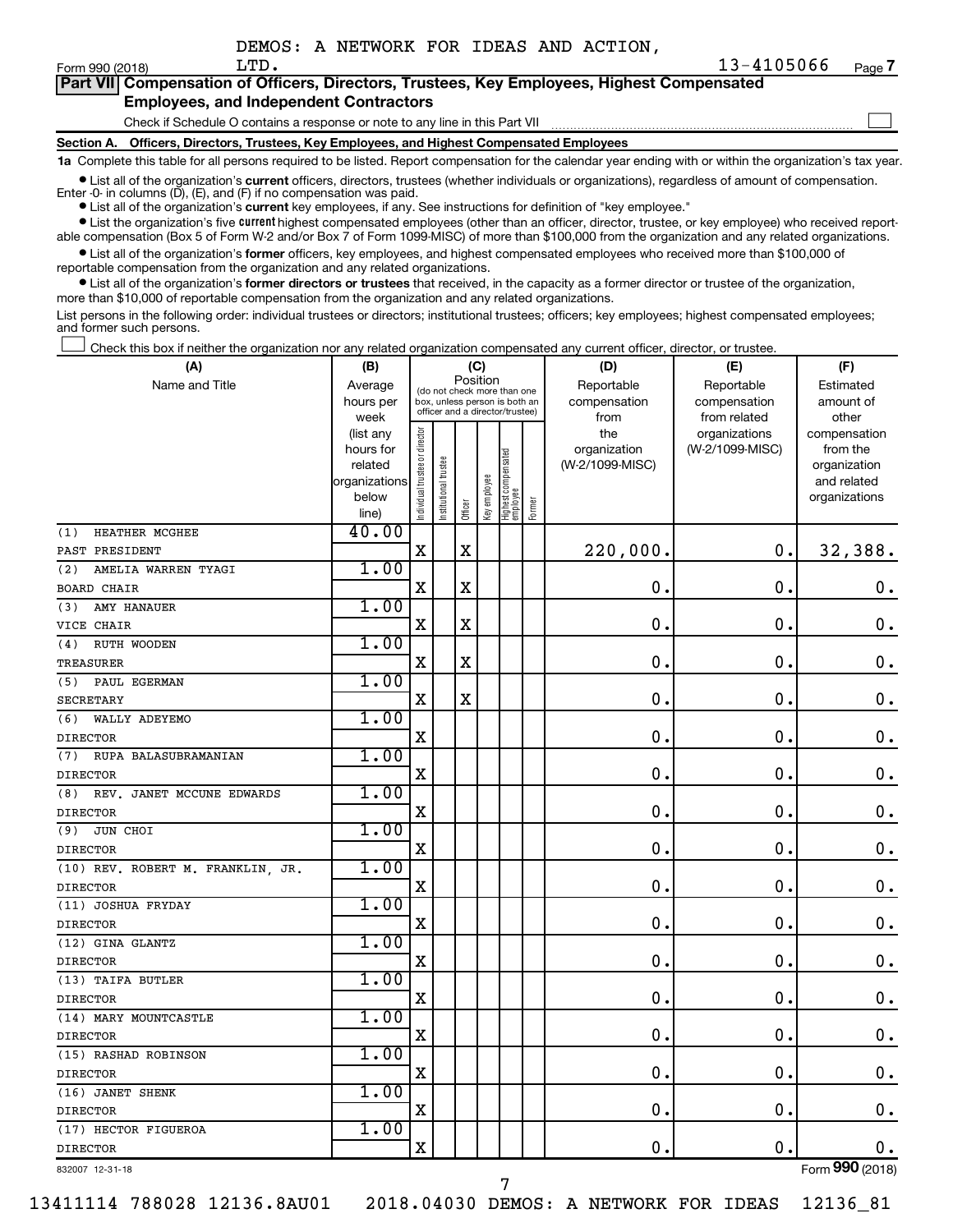DEMOS: A NETWORK FOR IDEAS AND ACTION, LTD. 13-4105066

## Part VII Compensation of Officers, Directors, Trustees, Key Employees, Highest Compensated Employees, and Independent Contractors

Check if Schedule O contains a response or note to any line in this Part VII

### Section A. Officers, Directors, Trustees, Key Employees, and Highest Compensated Employees

**1a** Complete this table for all persons required to be listed. Report compensation for the calendar year ending with or within the organization's tax year.

- List all of the organization's **current** officers, directors, trustees (whether individuals or organizations), regardless of amount of compensation. Enter -0- in columns (D), (E), and (F) if no compensation was paid.
- List all of the organization's **current** key employees, if any. See instructions for definition of "key employee."
- List the organization's five **current** highest compensated employees (other than an officer, director, trustee, or key employee) who received reportable compensation (Box 5 of Form W-2 and/or Box 7 of Form 1099-MISC) of more than $100,000 from the organization and any related organizations.
- List all of the organization's **former** officers, key employees, and highest compensated employees who received more than $100,000 of reportable compensation from the organization and any related organizations.
- List all of the organization's **former directors or trustees** that received, in the capacity as a former director or trustee of the organization, more than $10,000 of reportable compensation from the organization and any related organizations.

List persons in the following order: individual trustees or directors; institutional trustees; officers; key employees; highest compensated employees; and former such persons.

Check this box if neither the organization nor any related organization compensated any current officer, director, or trustee.

| (A) Name and Title | (B) Average hours per week (list any hours for related organizations below line) | (C) Position: Individual trustee or director | Institutional trustee | Officer | Key employee | Highest compensated employee | Former | (D) Reportable compensation from the organization (W-2/1099-MISC) | (E) Reportable compensation from related organizations (W-2/1099-MISC) | (F) Estimated amount of other compensation from the organization and related organizations |
|---|---|---|---|---|---|---|---|---|---|---|
| (1) HEATHER MCGHEE<br>PAST PRESIDENT | 40.00 | X | | X | | | | 220,000. | 0. | 32,388. |
| (2) AMELIA WARREN TYAGI<br>BOARD CHAIR | 1.00 | X | | X | | | | 0. | 0. | 0. |
| (3) AMY HANAUER<br>VICE CHAIR | 1.00 | X | | X | | | | 0. | 0. | 0. |
| (4) RUTH WOODEN<br>TREASURER | 1.00 | X | | X | | | | 0. | 0. | 0. |
| (5) PAUL EGERMAN<br>SECRETARY | 1.00 | X | | X | | | | 0. | 0. | 0. |
| (6) WALLY ADEYEMO<br>DIRECTOR | 1.00 | X | | | | | | 0. | 0. | 0. |
| (7) RUPA BALASUBRAMANIAN<br>DIRECTOR | 1.00 | X | | | | | | 0. | 0. | 0. |
| (8) REV. JANET MCCUNE EDWARDS<br>DIRECTOR | 1.00 | X | | | | | | 0. | 0. | 0. |
| (9) JUN CHOI<br>DIRECTOR | 1.00 | X | | | | | | 0. | 0. | 0. |
| (10) REV. ROBERT M. FRANKLIN, JR.<br>DIRECTOR | 1.00 | X | | | | | | 0. | 0. | 0. |
| (11) JOSHUA FRYDAY<br>DIRECTOR | 1.00 | X | | | | | | 0. | 0. | 0. |
| (12) GINA GLANTZ<br>DIRECTOR | 1.00 | X | | | | | | 0. | 0. | 0. |
| (13) TAIFA BUTLER<br>DIRECTOR | 1.00 | X | | | | | | 0. | 0. | 0. |
| (14) MARY MOUNTCASTLE<br>DIRECTOR | 1.00 | X | | | | | | 0. | 0. | 0. |
| (15) RASHAD ROBINSON<br>DIRECTOR | 1.00 | X | | | | | | 0. | 0. | 0. |
| (16) JANET SHENK<br>DIRECTOR | 1.00 | X | | | | | | 0. | 0. | 0. |
| (17) HECTOR FIGUEROA<br>DIRECTOR | 1.00 | X | | | | | | 0. | 0. | 0. |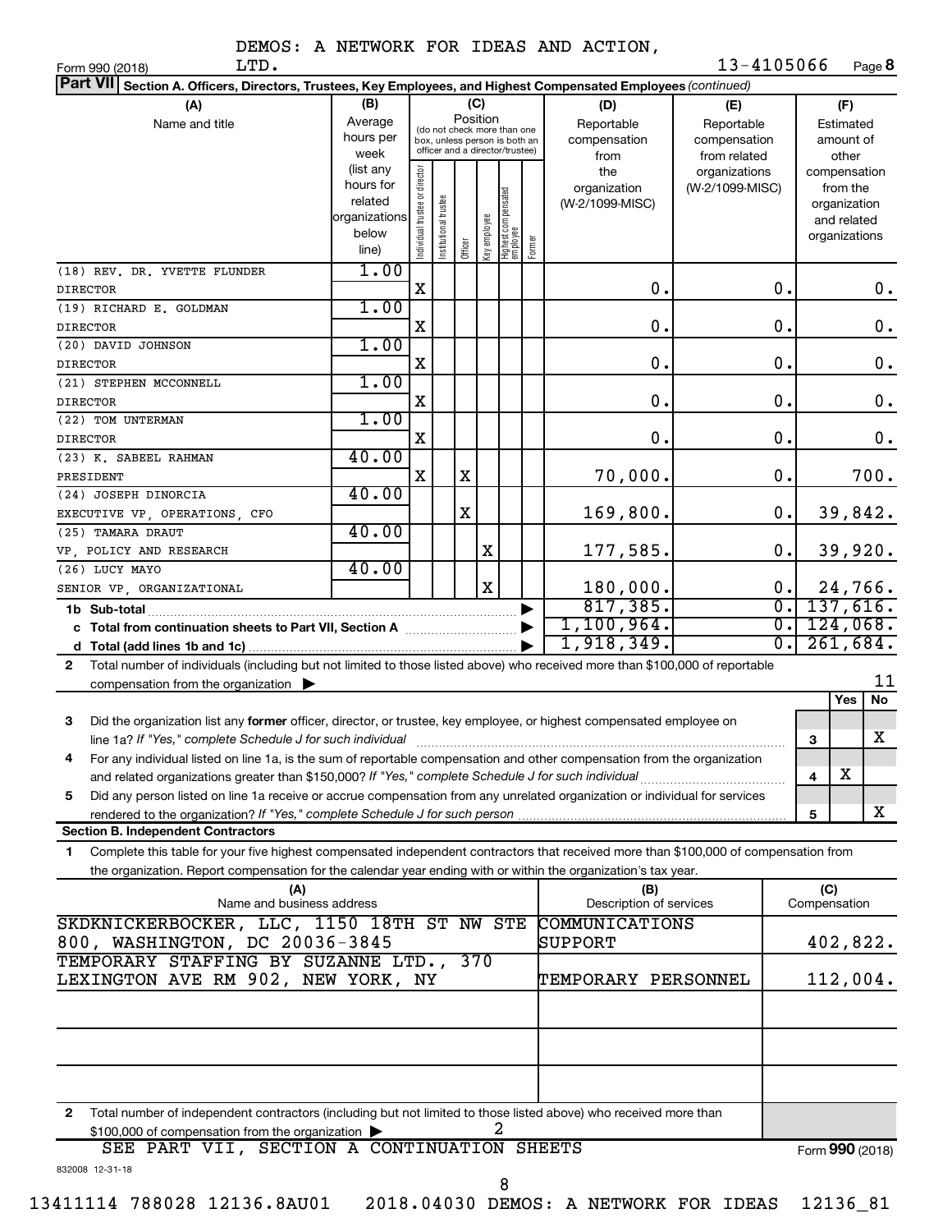DEMOS: A NETWORK FOR IDEAS AND ACTION, LTD. 13-4105066

Form 990 (2018) Page **8**

**Part VII** **Section A. Officers, Directors, Trustees, Key Employees, and Highest Compensated Employees** *(continued)*

| (A) Name and title | (B) Average hours per week (list any hours for related organizations below line) | (C) Position: Individual trustee or director | Institutional trustee | Officer | Key employee | Highest compensated employee | Former | (D) Reportable compensation from the organization (W-2/1099-MISC) | (E) Reportable compensation from related organizations (W-2/1099-MISC) | (F) Estimated amount of other compensation from the organization and related organizations |
|---|---|---|---|---|---|---|---|---|---|---|
| (18) REV. DR. YVETTE FLUNDER<br>DIRECTOR | 1.00 | X | | | | | | 0. | 0. | 0. |
| (19) RICHARD E. GOLDMAN<br>DIRECTOR | 1.00 | X | | | | | | 0. | 0. | 0. |
| (20) DAVID JOHNSON<br>DIRECTOR | 1.00 | X | | | | | | 0. | 0. | 0. |
| (21) STEPHEN MCCONNELL<br>DIRECTOR | 1.00 | X | | | | | | 0. | 0. | 0. |
| (22) TOM UNTERMAN<br>DIRECTOR | 1.00 | X | | | | | | 0. | 0. | 0. |
| (23) K. SABEEL RAHMAN<br>PRESIDENT | 40.00 | X | | X | | | | 70,000. | 0. | 700. |
| (24) JOSEPH DINORCIA<br>EXECUTIVE VP, OPERATIONS, CFO | 40.00 | | | X | | | | 169,800. | 0. | 39,842. |
| (25) TAMARA DRAUT<br>VP, POLICY AND RESEARCH | 40.00 | | | | X | | | 177,585. | 0. | 39,920. |
| (26) LUCY MAYO<br>SENIOR VP, ORGANIZATIONAL | 40.00 | | | | X | | | 180,000. | 0. | 24,766. |
| **1b Sub-total** | | | | | | | | 817,385. | 0. | 137,616. |
| **c Total from continuation sheets to Part VII, Section A** | | | | | | | | 1,100,964. | 0. | 124,068. |
| **d Total (add lines 1b and 1c)** | | | | | | | | 1,918,349. | 0. | 261,684. |

**2** Total number of individuals (including but not limited to those listed above) who received more than $100,000 of reportable compensation from the organization ▶ 11

| | | Yes | No |
|---|---|---|---|
| **3** Did the organization list any **former** officer, director, or trustee, key employee, or highest compensated employee on line 1a? *If "Yes," complete Schedule J for such individual* | 3 | | X |
| **4** For any individual listed on line 1a, is the sum of reportable compensation and other compensation from the organization and related organizations greater than $150,000? *If "Yes," complete Schedule J for such individual* | 4 | X | |
| **5** Did any person listed on line 1a receive or accrue compensation from any unrelated organization or individual for services rendered to the organization? *If "Yes," complete Schedule J for such person* | 5 | | X |

**Section B. Independent Contractors**

**1** Complete this table for your five highest compensated independent contractors that received more than $100,000 of compensation from the organization. Report compensation for the calendar year ending with or within the organization's tax year.

| (A) Name and business address | (B) Description of services | (C) Compensation |
|---|---|---|
| SKDKNICKERBOCKER, LLC, 1150 18TH ST NW STE 800, WASHINGTON, DC 20036-3845 | COMMUNICATIONS SUPPORT | 402,822. |
| TEMPORARY STAFFING BY SUZANNE LTD., 370 LEXINGTON AVE RM 902, NEW YORK, NY | TEMPORARY PERSONNEL | 112,004. |
| | | |
| | | |
| | | |

**2** Total number of independent contractors (including but not limited to those listed above) who received more than $100,000 of compensation from the organization ▶ 2

SEE PART VII, SECTION A CONTINUATION SHEETS

Form **990** (2018)

832008 12-31-18

13411114 788028 12136.8AU01 2018.04030 DEMOS: A NETWORK FOR IDEAS 12136_81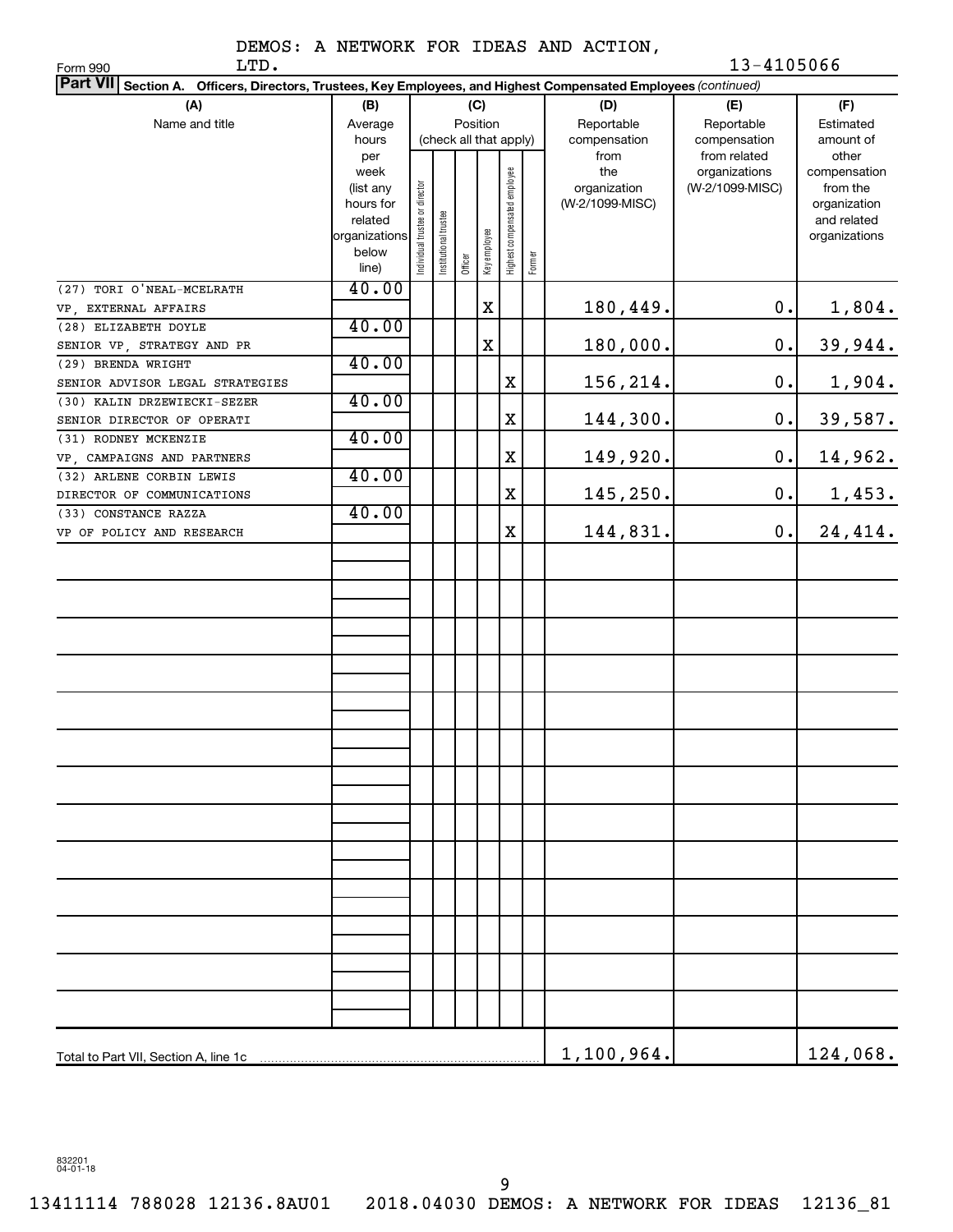DEMOS: A NETWORK FOR IDEAS AND ACTION, LTD.

Form 990

13-4105066

**Part VII** **Section A. Officers, Directors, Trustees, Key Employees, and Highest Compensated Employees** *(continued)*

| (A) Name and title | (B) Average hours per week (list any hours for related organizations below line) | (C) Position: Individual trustee or director | Institutional trustee | Officer | Key employee | Highest compensated employee | Former | (D) Reportable compensation from the organization (W-2/1099-MISC) | (E) Reportable compensation from related organizations (W-2/1099-MISC) | (F) Estimated amount of other compensation from the organization and related organizations |
|---|---|---|---|---|---|---|---|---|---|---|
| (27) TORI O'NEAL-MCELRATH<br>VP, EXTERNAL AFFAIRS | 40.00 | | | | X | | | 180,449. | 0. | 1,804. |
| (28) ELIZABETH DOYLE<br>SENIOR VP, STRATEGY AND PR | 40.00 | | | | X | | | 180,000. | 0. | 39,944. |
| (29) BRENDA WRIGHT<br>SENIOR ADVISOR LEGAL STRATEGIES | 40.00 | | | | | X | | 156,214. | 0. | 1,904. |
| (30) KALIN DRZEWIECKI-SEZER<br>SENIOR DIRECTOR OF OPERATI | 40.00 | | | | | X | | 144,300. | 0. | 39,587. |
| (31) RODNEY MCKENZIE<br>VP, CAMPAIGNS AND PARTNERS | 40.00 | | | | | X | | 149,920. | 0. | 14,962. |
| (32) ARLENE CORBIN LEWIS<br>DIRECTOR OF COMMUNICATIONS | 40.00 | | | | | X | | 145,250. | 0. | 1,453. |
| (33) CONSTANCE RAZZA<br>VP OF POLICY AND RESEARCH | 40.00 | | | | | X | | 144,831. | 0. | 24,414. |
| Total to Part VII, Section A, line 1c | | | | | | | | 1,100,964. | | 124,068. |

832201
04-01-18

13411114 788028 12136.8AU01 2018.04030 DEMOS: A NETWORK FOR IDEAS 12136_81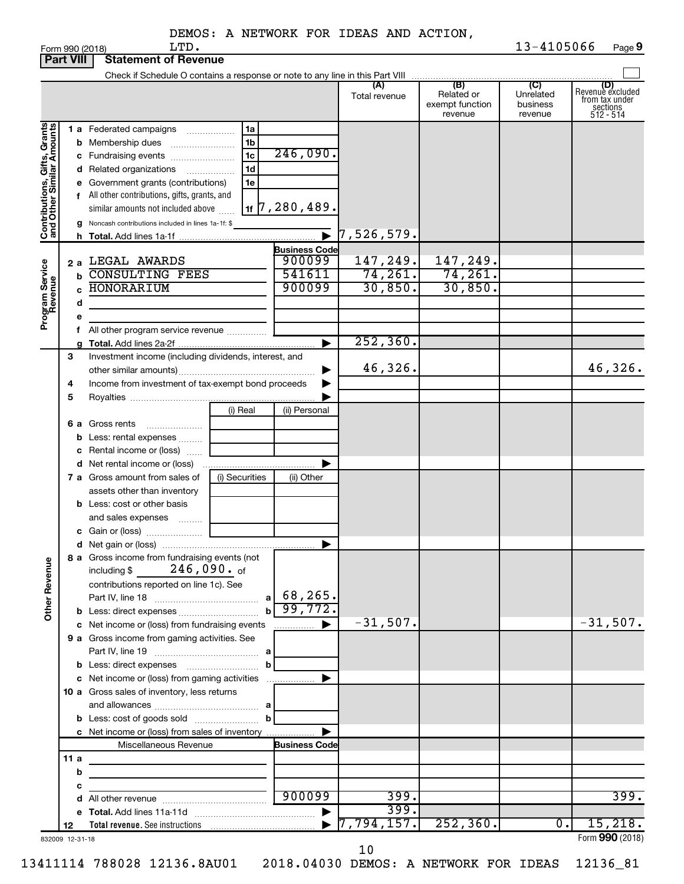DEMOS: A NETWORK FOR IDEAS AND ACTION, LTD. 13-4105066

Form 990 (2018) Page 9

## Part VIII Statement of Revenue

Check if Schedule O contains a response or note to any line in this Part VIII

| | | | | (A) Total revenue | (B) Related or exempt function revenue | (C) Unrelated business revenue | (D) Revenue excluded from tax under sections 512 - 514 |
|---|---|---|---|---|---|---|---|
| **Contributions, Gifts, Grants and Other Similar Amounts** | 1 a Federated campaigns | 1a | | | | | |
| | b Membership dues | 1b | | | | | |
| | c Fundraising events | 1c | 246,090. | | | | |
| | d Related organizations | 1d | | | | | |
| | e Government grants (contributions) | 1e | | | | | |
| | f All other contributions, gifts, grants, and similar amounts not included above | 1f | 7,280,489. | | | | |
| | g Noncash contributions included in lines 1a-1f: $ | | | | | | |
| | h Total. Add lines 1a-1f | | | 7,526,579. | | | |
| **Program Service Revenue** | | | Business Code | | | | |
| | 2 a LEGAL AWARDS | | 900099 | 147,249. | 147,249. | | |
| | b CONSULTING FEES | | 541611 | 74,261. | 74,261. | | |
| | c HONORARIUM | | 900099 | 30,850. | 30,850. | | |
| | d | | | | | | |
| | e | | | | | | |
| | f All other program service revenue | | | | | | |
| | g Total. Add lines 2a-2f | | | 252,360. | | | |
| **Other Revenue** | 3 Investment income (including dividends, interest, and other similar amounts) | | | 46,326. | | | 46,326. |
| | 4 Income from investment of tax-exempt bond proceeds | | | | | | |
| | 5 Royalties | | | | | | |
| | | (i) Real | (ii) Personal | | | | |
| | 6 a Gross rents | | | | | | |
| | b Less: rental expenses | | | | | | |
| | c Rental income or (loss) | | | | | | |
| | d Net rental income or (loss) | | | | | | |
| | 7 a Gross amount from sales of assets other than inventory | (i) Securities | (ii) Other | | | | |
| | b Less: cost or other basis and sales expenses | | | | | | |
| | c Gain or (loss) | | | | | | |
| | d Net gain or (loss) | | | | | | |
| | 8 a Gross income from fundraising events (not including $ 246,090. of contributions reported on line 1c). See Part IV, line 18 | a | 68,265. | | | | |
| | b Less: direct expenses | b | 99,772. | | | | |
| | c Net income or (loss) from fundraising events | | | -31,507. | | | -31,507. |
| | 9 a Gross income from gaming activities. See Part IV, line 19 | a | | | | | |
| | b Less: direct expenses | b | | | | | |
| | c Net income or (loss) from gaming activities | | | | | | |
| | 10 a Gross sales of inventory, less returns and allowances | a | | | | | |
| | b Less: cost of goods sold | b | | | | | |
| | c Net income or (loss) from sales of inventory | | | | | | |
| | Miscellaneous Revenue | | Business Code | | | | |
| | 11 a | | | | | | |
| | b | | | | | | |
| | c | | | | | | |
| | d All other revenue | | 900099 | 399. | | | 399. |
| | e Total. Add lines 11a-11d | | | 399. | | | |
| | 12 Total revenue. See instructions | | | 7,794,157. | 252,360. | 0. | 15,218. |

832009 12-31-18 Form 990 (2018)

13411114 788028 12136.8AU01 2018.04030 DEMOS: A NETWORK FOR IDEAS 12136_81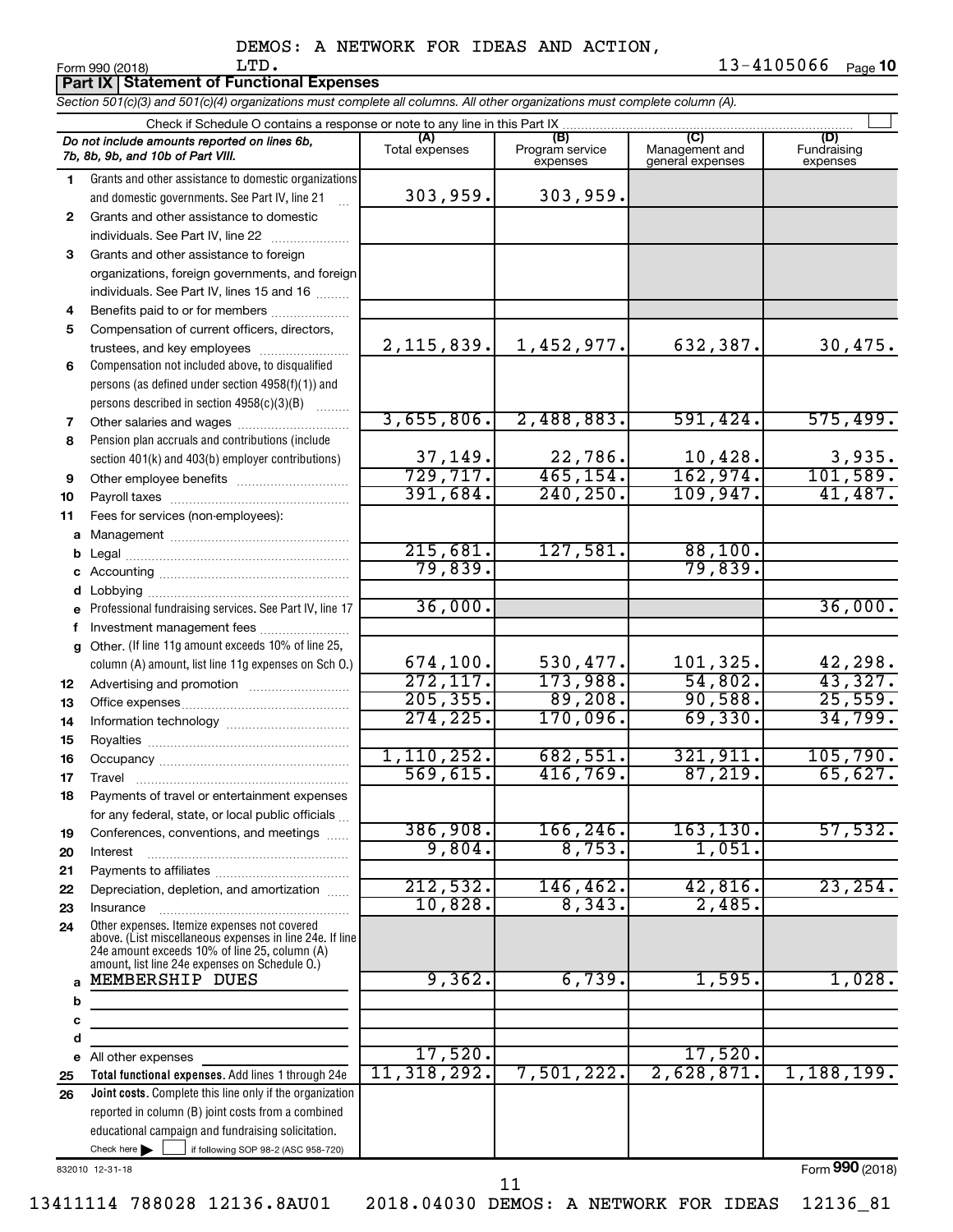DEMOS: A NETWORK FOR IDEAS AND ACTION, LTD.

13-4105066

Form 990 (2018)

## Part IX Statement of Functional Expenses

*Section 501(c)(3) and 501(c)(4) organizations must complete all columns. All other organizations must complete column (A).*

Check if Schedule O contains a response or note to any line in this Part IX

| | *Do not include amounts reported on lines 6b, 7b, 8b, 9b, and 10b of Part VIII.* | (A) Total expenses | (B) Program service expenses | (C) Management and general expenses | (D) Fundraising expenses |
|---|---|---|---|---|---|
| 1 | Grants and other assistance to domestic organizations and domestic governments. See Part IV, line 21 | 303,959. | 303,959. | | |
| 2 | Grants and other assistance to domestic individuals. See Part IV, line 22 | | | | |
| 3 | Grants and other assistance to foreign organizations, foreign governments, and foreign individuals. See Part IV, lines 15 and 16 | | | | |
| 4 | Benefits paid to or for members | | | | |
| 5 | Compensation of current officers, directors, trustees, and key employees | 2,115,839. | 1,452,977. | 632,387. | 30,475. |
| 6 | Compensation not included above, to disqualified persons (as defined under section 4958(f)(1)) and persons described in section 4958(c)(3)(B) | | | | |
| 7 | Other salaries and wages | 3,655,806. | 2,488,883. | 591,424. | 575,499. |
| 8 | Pension plan accruals and contributions (include section 401(k) and 403(b) employer contributions) | 37,149. | 22,786. | 10,428. | 3,935. |
| 9 | Other employee benefits | 729,717. | 465,154. | 162,974. | 101,589. |
| 10 | Payroll taxes | 391,684. | 240,250. | 109,947. | 41,487. |
| 11 | Fees for services (non-employees): | | | | |
| a | Management | | | | |
| b | Legal | 215,681. | 127,581. | 88,100. | |
| c | Accounting | 79,839. | | 79,839. | |
| d | Lobbying | | | | |
| e | Professional fundraising services. See Part IV, line 17 | 36,000. | | | 36,000. |
| f | Investment management fees | | | | |
| g | Other. (If line 11g amount exceeds 10% of line 25, column (A) amount, list line 11g expenses on Sch O.) | 674,100. | 530,477. | 101,325. | 42,298. |
| 12 | Advertising and promotion | 272,117. | 173,988. | 54,802. | 43,327. |
| 13 | Office expenses | 205,355. | 89,208. | 90,588. | 25,559. |
| 14 | Information technology | 274,225. | 170,096. | 69,330. | 34,799. |
| 15 | Royalties | | | | |
| 16 | Occupancy | 1,110,252. | 682,551. | 321,911. | 105,790. |
| 17 | Travel | 569,615. | 416,769. | 87,219. | 65,627. |
| 18 | Payments of travel or entertainment expenses for any federal, state, or local public officials | | | | |
| 19 | Conferences, conventions, and meetings | 386,908. | 166,246. | 163,130. | 57,532. |
| 20 | Interest | 9,804. | 8,753. | 1,051. | |
| 21 | Payments to affiliates | | | | |
| 22 | Depreciation, depletion, and amortization | 212,532. | 146,462. | 42,816. | 23,254. |
| 23 | Insurance | 10,828. | 8,343. | 2,485. | |
| 24 | Other expenses. Itemize expenses not covered above. (List miscellaneous expenses in line 24e. If line 24e amount exceeds 10% of line 25, column (A) amount, list line 24e expenses on Schedule O.) | | | | |
| a | MEMBERSHIP DUES | 9,362. | 6,739. | 1,595. | 1,028. |
| b | | | | | |
| c | | | | | |
| d | | | | | |
| e | All other expenses | 17,520. | | 17,520. | |
| 25 | **Total functional expenses.** Add lines 1 through 24e | 11,318,292. | 7,501,222. | 2,628,871. | 1,188,199. |
| 26 | **Joint costs.** Complete this line only if the organization reported in column (B) joint costs from a combined educational campaign and fundraising solicitation. Check here ☐ if following SOP 98-2 (ASC 958-720) | | | | |

832010 12-31-18

Form **990** (2018)

13411114 788028 12136.8AU01 2018.04030 DEMOS: A NETWORK FOR IDEAS 12136_81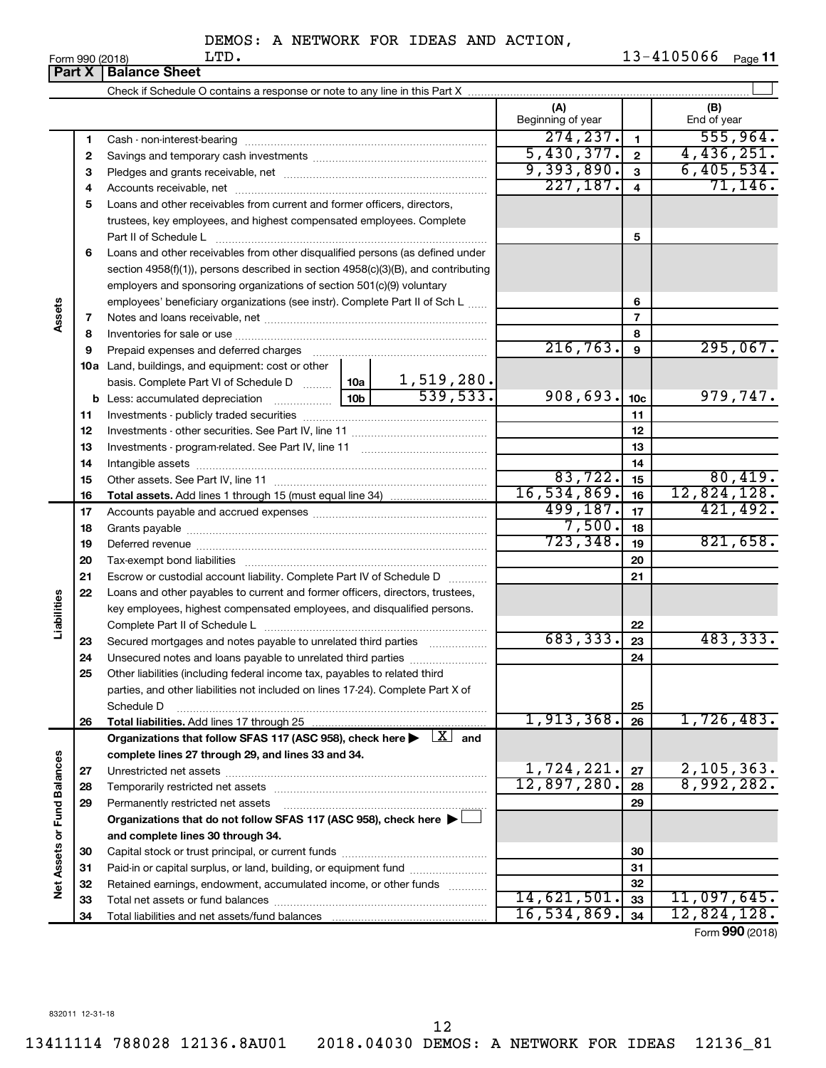DEMOS: A NETWORK FOR IDEAS AND ACTION, LTD.

Form 990 (2018) 13-4105066 Page 11

## Part X | Balance Sheet

Check if Schedule O contains a response or note to any line in this Part X ☐

| | | Description | | | (A) Beginning of year | | (B) End of year |
|---|---|---|---|---|---|---|---|
| **Assets** | 1 | Cash - non-interest-bearing | | | 274,237. | 1 | 555,964. |
| | 2 | Savings and temporary cash investments | | | 5,430,377. | 2 | 4,436,251. |
| | 3 | Pledges and grants receivable, net | | | 9,393,890. | 3 | 6,405,534. |
| | 4 | Accounts receivable, net | | | 227,187. | 4 | 71,146. |
| | 5 | Loans and other receivables from current and former officers, directors, trustees, key employees, and highest compensated employees. Complete Part II of Schedule L | | | | 5 | |
| | 6 | Loans and other receivables from other disqualified persons (as defined under section 4958(f)(1)), persons described in section 4958(c)(3)(B), and contributing employers and sponsoring organizations of section 501(c)(9) voluntary employees' beneficiary organizations (see instr). Complete Part II of Sch L | | | | 6 | |
| | 7 | Notes and loans receivable, net | | | | 7 | |
| | 8 | Inventories for sale or use | | | | 8 | |
| | 9 | Prepaid expenses and deferred charges | | | 216,763. | 9 | 295,067. |
| | 10a | Land, buildings, and equipment: cost or other basis. Complete Part VI of Schedule D | 10a | 1,519,280. | | | |
| | b | Less: accumulated depreciation | 10b | 539,533. | 908,693. | 10c | 979,747. |
| | 11 | Investments - publicly traded securities | | | | 11 | |
| | 12 | Investments - other securities. See Part IV, line 11 | | | | 12 | |
| | 13 | Investments - program-related. See Part IV, line 11 | | | | 13 | |
| | 14 | Intangible assets | | | | 14 | |
| | 15 | Other assets. See Part IV, line 11 | | | 83,722. | 15 | 80,419. |
| | 16 | **Total assets.** Add lines 1 through 15 (must equal line 34) | | | 16,534,869. | 16 | 12,824,128. |
| **Liabilities** | 17 | Accounts payable and accrued expenses | | | 499,187. | 17 | 421,492. |
| | 18 | Grants payable | | | 7,500. | 18 | |
| | 19 | Deferred revenue | | | 723,348. | 19 | 821,658. |
| | 20 | Tax-exempt bond liabilities | | | | 20 | |
| | 21 | Escrow or custodial account liability. Complete Part IV of Schedule D | | | | 21 | |
| | 22 | Loans and other payables to current and former officers, directors, trustees, key employees, highest compensated employees, and disqualified persons. Complete Part II of Schedule L | | | | 22 | |
| | 23 | Secured mortgages and notes payable to unrelated third parties | | | 683,333. | 23 | 483,333. |
| | 24 | Unsecured notes and loans payable to unrelated third parties | | | | 24 | |
| | 25 | Other liabilities (including federal income tax, payables to related third parties, and other liabilities not included on lines 17-24). Complete Part X of Schedule D | | | | 25 | |
| | 26 | **Total liabilities.** Add lines 17 through 25 | | | 1,913,368. | 26 | 1,726,483. |
| **Net Assets or Fund Balances** | | **Organizations that follow SFAS 117 (ASC 958), check here ▶ [X] and complete lines 27 through 29, and lines 33 and 34.** | | | | | |
| | 27 | Unrestricted net assets | | | 1,724,221. | 27 | 2,105,363. |
| | 28 | Temporarily restricted net assets | | | 12,897,280. | 28 | 8,992,282. |
| | 29 | Permanently restricted net assets | | | | 29 | |
| | | **Organizations that do not follow SFAS 117 (ASC 958), check here ▶ ☐ and complete lines 30 through 34.** | | | | | |
| | 30 | Capital stock or trust principal, or current funds | | | | 30 | |
| | 31 | Paid-in or capital surplus, or land, building, or equipment fund | | | | 31 | |
| | 32 | Retained earnings, endowment, accumulated income, or other funds | | | | 32 | |
| | 33 | Total net assets or fund balances | | | 14,621,501. | 33 | 11,097,645. |
| | 34 | Total liabilities and net assets/fund balances | | | 16,534,869. | 34 | 12,824,128. |

Form **990** (2018)

832011 12-31-18

13411114 788028 12136.8AU01 2018.04030 DEMOS: A NETWORK FOR IDEAS 12136_81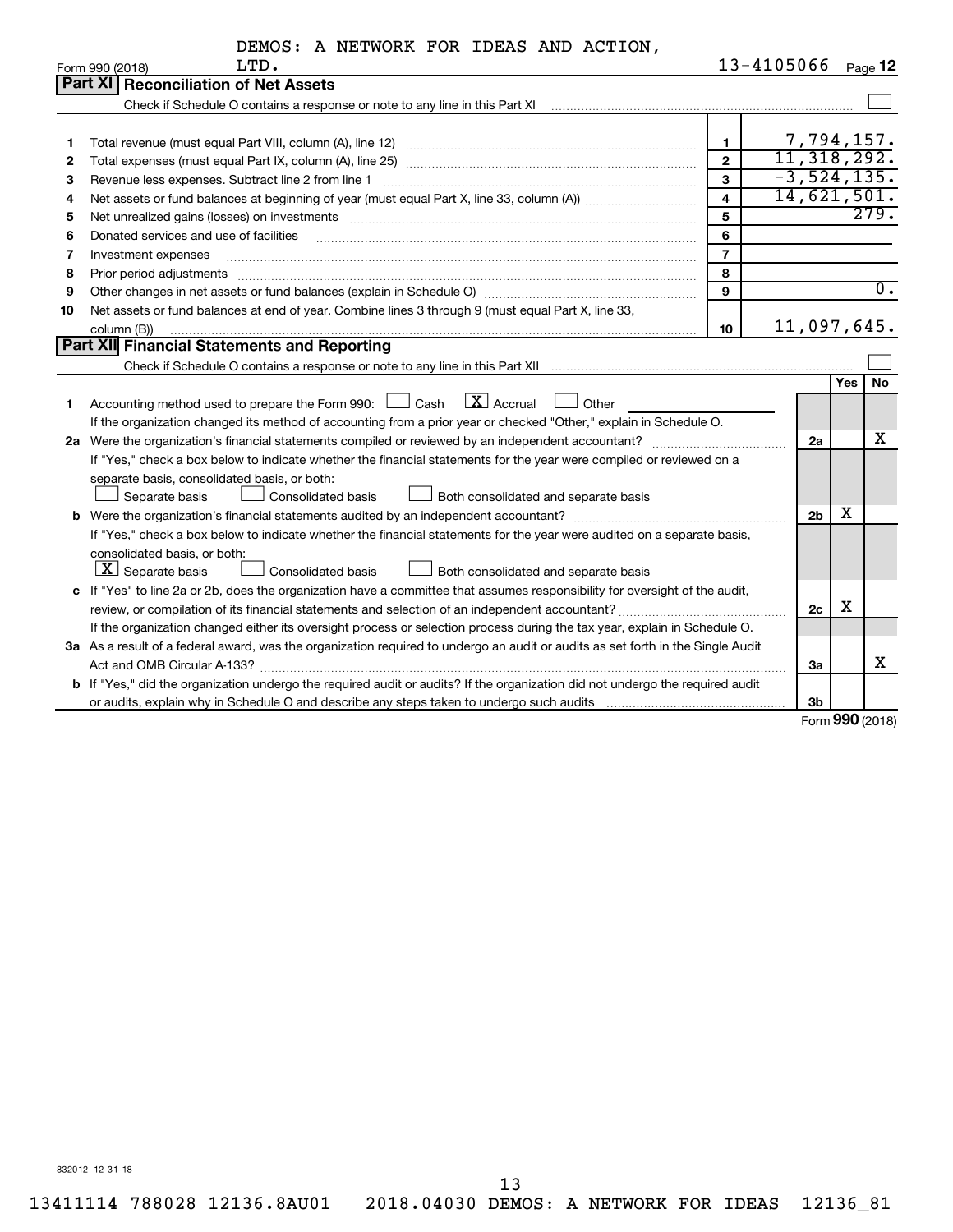DEMOS: A NETWORK FOR IDEAS AND ACTION, LTD. 13-4105066

Form 990 (2018) Page 12

## Part XI Reconciliation of Net Assets

Check if Schedule O contains a response or note to any line in this Part XI ☐

| | | | |
|---|---|---|---|
| 1 | Total revenue (must equal Part VIII, column (A), line 12) | 1 | 7,794,157. |
| 2 | Total expenses (must equal Part IX, column (A), line 25) | 2 | 11,318,292. |
| 3 | Revenue less expenses. Subtract line 2 from line 1 | 3 | -3,524,135. |
| 4 | Net assets or fund balances at beginning of year (must equal Part X, line 33, column (A)) | 4 | 14,621,501. |
| 5 | Net unrealized gains (losses) on investments | 5 | 279. |
| 6 | Donated services and use of facilities | 6 | |
| 7 | Investment expenses | 7 | |
| 8 | Prior period adjustments | 8 | |
| 9 | Other changes in net assets or fund balances (explain in Schedule O) | 9 | 0. |
| 10 | Net assets or fund balances at end of year. Combine lines 3 through 9 (must equal Part X, line 33, column (B)) | 10 | 11,097,645. |

## Part XII Financial Statements and Reporting

Check if Schedule O contains a response or note to any line in this Part XII ☐

| | | | Yes | No |
|---|---|---|---|---|
| 1 | Accounting method used to prepare the Form 990: ☐ Cash ☒ Accrual ☐ Other<br>If the organization changed its method of accounting from a prior year or checked "Other," explain in Schedule O. | | | |
| 2a | Were the organization's financial statements compiled or reviewed by an independent accountant?<br>If "Yes," check a box below to indicate whether the financial statements for the year were compiled or reviewed on a separate basis, consolidated basis, or both:<br>☐ Separate basis ☐ Consolidated basis ☐ Both consolidated and separate basis | 2a | | X |
| b | Were the organization's financial statements audited by an independent accountant?<br>If "Yes," check a box below to indicate whether the financial statements for the year were audited on a separate basis, consolidated basis, or both:<br>☒ Separate basis ☐ Consolidated basis ☐ Both consolidated and separate basis | 2b | X | |
| c | If "Yes" to line 2a or 2b, does the organization have a committee that assumes responsibility for oversight of the audit, review, or compilation of its financial statements and selection of an independent accountant?<br>If the organization changed either its oversight process or selection process during the tax year, explain in Schedule O. | 2c | X | |
| 3a | As a result of a federal award, was the organization required to undergo an audit or audits as set forth in the Single Audit Act and OMB Circular A-133? | 3a | | X |
| b | If "Yes," did the organization undergo the required audit or audits? If the organization did not undergo the required audit or audits, explain why in Schedule O and describe any steps taken to undergo such audits | 3b | | |

Form 990 (2018)

832012 12-31-18

13411114 788028 12136.8AU01 2018.04030 DEMOS: A NETWORK FOR IDEAS 12136_81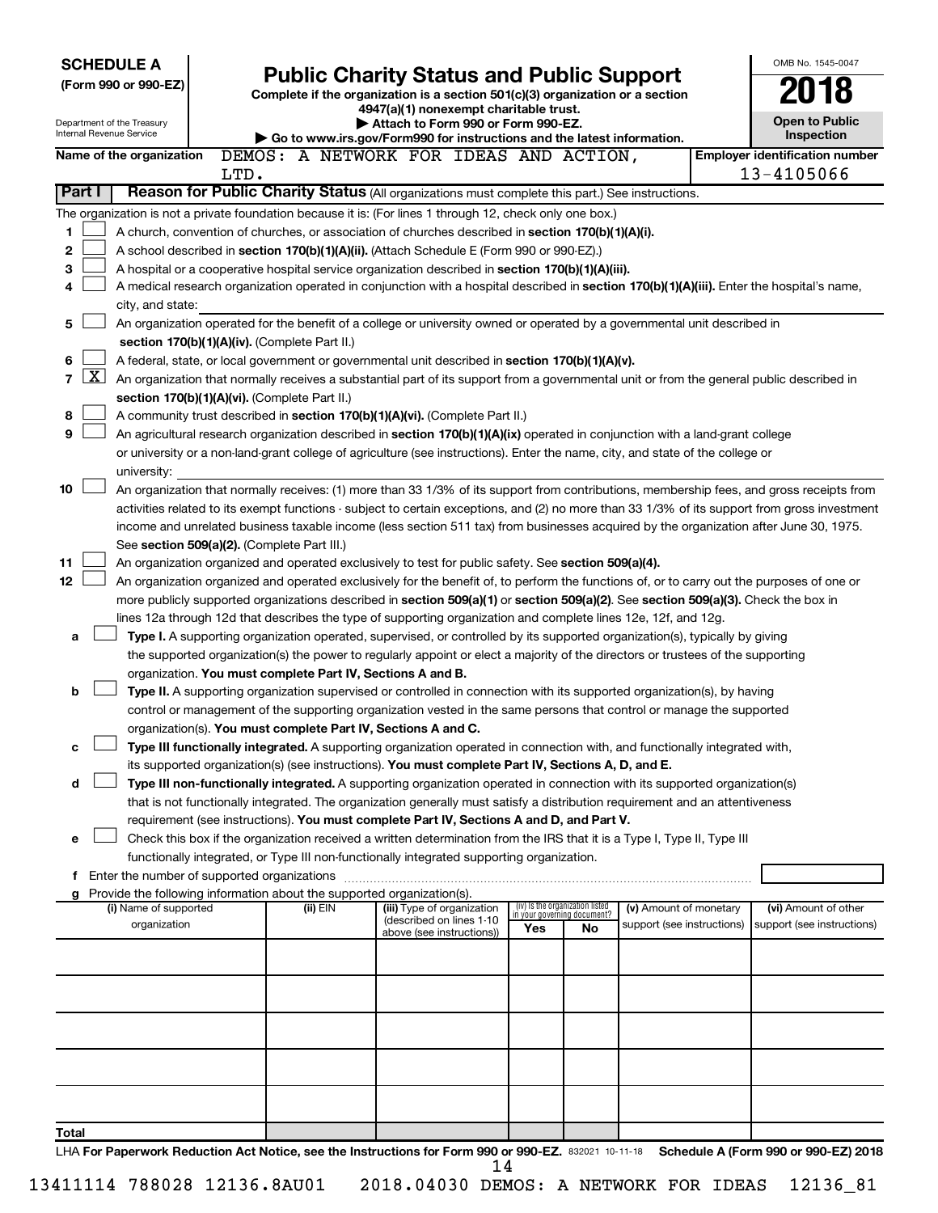**SCHEDULE A**
**(Form 990 or 990-EZ)**

Department of the Treasury
Internal Revenue Service

# Public Charity Status and Public Support

**Complete if the organization is a section 501(c)(3) organization or a section 4947(a)(1) nonexempt charitable trust.**
**▶ Attach to Form 990 or Form 990-EZ.**
**▶ Go to www.irs.gov/Form990 for instructions and the latest information.**

OMB No. 1545-0047
**2018**
**Open to Public Inspection**

**Name of the organization** DEMOS: A NETWORK FOR IDEAS AND ACTION, LTD.
**Employer identification number** 13-4105066

**Part I** **Reason for Public Charity Status** (All organizations must complete this part.) See instructions.

The organization is not a private foundation because it is: (For lines 1 through 12, check only one box.)

1 ☐ A church, convention of churches, or association of churches described in **section 170(b)(1)(A)(i).**

2 ☐ A school described in **section 170(b)(1)(A)(ii).** (Attach Schedule E (Form 990 or 990-EZ).)

3 ☐ A hospital or a cooperative hospital service organization described in **section 170(b)(1)(A)(iii).**

4 ☐ A medical research organization operated in conjunction with a hospital described in **section 170(b)(1)(A)(iii).** Enter the hospital's name, city, and state:

5 ☐ An organization operated for the benefit of a college or university owned or operated by a governmental unit described in **section 170(b)(1)(A)(iv).** (Complete Part II.)

6 ☐ A federal, state, or local government or governmental unit described in **section 170(b)(1)(A)(v).**

7 ☒ An organization that normally receives a substantial part of its support from a governmental unit or from the general public described in **section 170(b)(1)(A)(vi).** (Complete Part II.)

8 ☐ A community trust described in **section 170(b)(1)(A)(vi).** (Complete Part II.)

9 ☐ An agricultural research organization described in **section 170(b)(1)(A)(ix)** operated in conjunction with a land-grant college or university or a non-land-grant college of agriculture (see instructions). Enter the name, city, and state of the college or university:

10 ☐ An organization that normally receives: (1) more than 33 1/3% of its support from contributions, membership fees, and gross receipts from activities related to its exempt functions - subject to certain exceptions, and (2) no more than 33 1/3% of its support from gross investment income and unrelated business taxable income (less section 511 tax) from businesses acquired by the organization after June 30, 1975. See **section 509(a)(2).** (Complete Part III.)

11 ☐ An organization organized and operated exclusively to test for public safety. See **section 509(a)(4).**

12 ☐ An organization organized and operated exclusively for the benefit of, to perform the functions of, or to carry out the purposes of one or more publicly supported organizations described in **section 509(a)(1)** or **section 509(a)(2).** See **section 509(a)(3).** Check the box in lines 12a through 12d that describes the type of supporting organization and complete lines 12e, 12f, and 12g.

a ☐ **Type I.** A supporting organization operated, supervised, or controlled by its supported organization(s), typically by giving the supported organization(s) the power to regularly appoint or elect a majority of the directors or trustees of the supporting organization. **You must complete Part IV, Sections A and B.**

b ☐ **Type II.** A supporting organization supervised or controlled in connection with its supported organization(s), by having control or management of the supporting organization vested in the same persons that control or manage the supported organization(s). **You must complete Part IV, Sections A and C.**

c ☐ **Type III functionally integrated.** A supporting organization operated in connection with, and functionally integrated with, its supported organization(s) (see instructions). **You must complete Part IV, Sections A, D, and E.**

d ☐ **Type III non-functionally integrated.** A supporting organization operated in connection with its supported organization(s) that is not functionally integrated. The organization generally must satisfy a distribution requirement and an attentiveness requirement (see instructions). **You must complete Part IV, Sections A and D, and Part V.**

e ☐ Check this box if the organization received a written determination from the IRS that it is a Type I, Type II, Type III functionally integrated, or Type III non-functionally integrated supporting organization.

f Enter the number of supported organizations

g Provide the following information about the supported organization(s).

| (i) Name of supported organization | (ii) EIN | (iii) Type of organization (described on lines 1-10 above (see instructions)) | (iv) Is the organization listed in your governing document? Yes | No | (v) Amount of monetary support (see instructions) | (vi) Amount of other support (see instructions) |
|---|---|---|---|---|---|---|
| | | | | | | |
| | | | | | | |
| | | | | | | |
| | | | | | | |
| | | | | | | |
| Total | | | | | | |

LHA **For Paperwork Reduction Act Notice, see the Instructions for Form 990 or 990-EZ.** 832021 10-11-18 **Schedule A (Form 990 or 990-EZ) 2018**

13411114 788028 12136.8AU01 2018.04030 DEMOS: A NETWORK FOR IDEAS 12136_81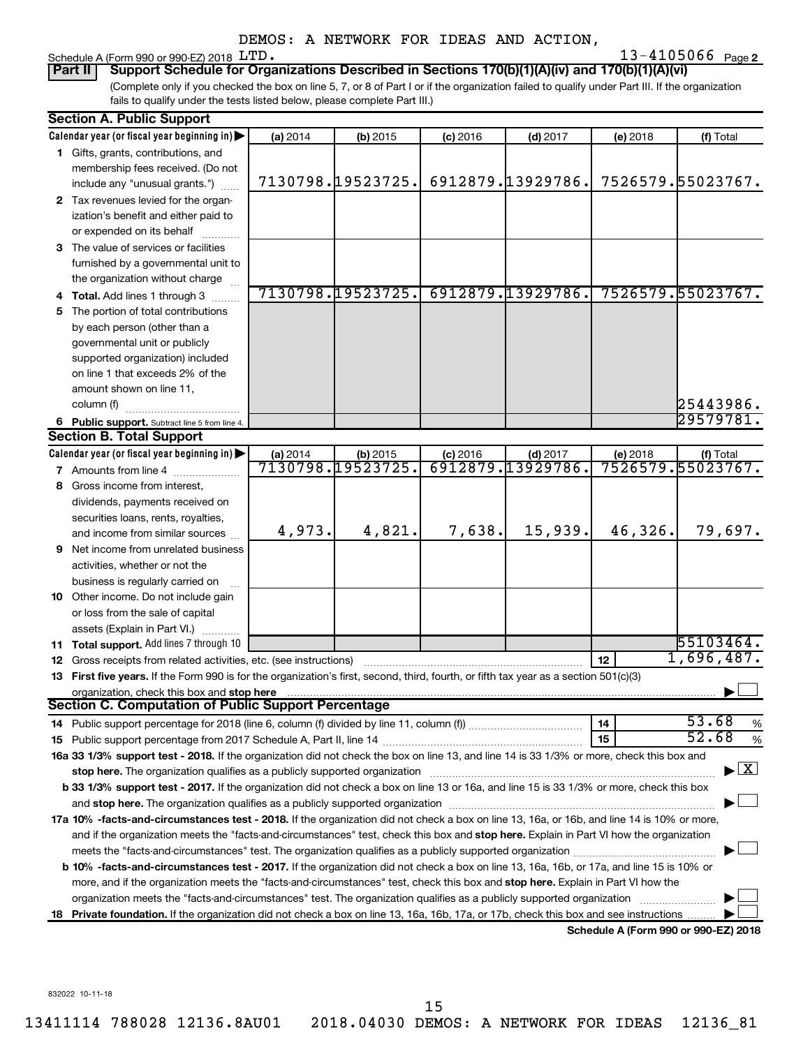DEMOS: A NETWORK FOR IDEAS AND ACTION,

Schedule A (Form 990 or 990-EZ) 2018 LTD. 13-4105066 Page 2

**Part II Support Schedule for Organizations Described in Sections 170(b)(1)(A)(iv) and 170(b)(1)(A)(vi)**

(Complete only if you checked the box on line 5, 7, or 8 of Part I or if the organization failed to qualify under Part III. If the organization fails to qualify under the tests listed below, please complete Part III.)

**Section A. Public Support**

| Calendar year (or fiscal year beginning in) | (a) 2014 | (b) 2015 | (c) 2016 | (d) 2017 | (e) 2018 | (f) Total |
|---|---|---|---|---|---|---|
| 1 Gifts, grants, contributions, and membership fees received. (Do not include any "unusual grants.") | 7130798. | 19523725. | 6912879. | 13929786. | 7526579. | 55023767. |
| 2 Tax revenues levied for the organization's benefit and either paid to or expended on its behalf | | | | | | |
| 3 The value of services or facilities furnished by a governmental unit to the organization without charge | | | | | | |
| 4 Total. Add lines 1 through 3 | 7130798. | 19523725. | 6912879. | 13929786. | 7526579. | 55023767. |
| 5 The portion of total contributions by each person (other than a governmental unit or publicly supported organization) included on line 1 that exceeds 2% of the amount shown on line 11, column (f) | | | | | | 25443986. |
| 6 Public support. Subtract line 5 from line 4. | | | | | | 29579781. |

**Section B. Total Support**

| Calendar year (or fiscal year beginning in) | (a) 2014 | (b) 2015 | (c) 2016 | (d) 2017 | (e) 2018 | (f) Total |
|---|---|---|---|---|---|---|
| 7 Amounts from line 4 | 7130798. | 19523725. | 6912879. | 13929786. | 7526579. | 55023767. |
| 8 Gross income from interest, dividends, payments received on securities loans, rents, royalties, and income from similar sources | 4,973. | 4,821. | 7,638. | 15,939. | 46,326. | 79,697. |
| 9 Net income from unrelated business activities, whether or not the business is regularly carried on | | | | | | |
| 10 Other income. Do not include gain or loss from the sale of capital assets (Explain in Part VI.) | | | | | | |
| 11 Total support. Add lines 7 through 10 | | | | | | 55103464. |

12 Gross receipts from related activities, etc. (see instructions) — 12 — 1,696,487.

13 **First five years.** If the Form 990 is for the organization's first, second, third, fourth, or fifth tax year as a section 501(c)(3) organization, check this box and **stop here** ☐

**Section C. Computation of Public Support Percentage**

14 Public support percentage for 2018 (line 6, column (f) divided by line 11, column (f)) — 14 — 53.68 %

15 Public support percentage from 2017 Schedule A, Part II, line 14 — 15 — 52.68 %

16a **33 1/3% support test - 2018.** If the organization did not check the box on line 13, and line 14 is 33 1/3% or more, check this box and **stop here.** The organization qualifies as a publicly supported organization ☒

b **33 1/3% support test - 2017.** If the organization did not check a box on line 13 or 16a, and line 15 is 33 1/3% or more, check this box and **stop here.** The organization qualifies as a publicly supported organization ☐

17a **10% -facts-and-circumstances test - 2018.** If the organization did not check a box on line 13, 16a, or 16b, and line 14 is 10% or more, and if the organization meets the "facts-and-circumstances" test, check this box and **stop here.** Explain in Part VI how the organization meets the "facts-and-circumstances" test. The organization qualifies as a publicly supported organization ☐

b **10% -facts-and-circumstances test - 2017.** If the organization did not check a box on line 13, 16a, 16b, or 17a, and line 15 is 10% or more, and if the organization meets the "facts-and-circumstances" test, check this box and **stop here.** Explain in Part VI how the organization meets the "facts-and-circumstances" test. The organization qualifies as a publicly supported organization ☐

18 **Private foundation.** If the organization did not check a box on line 13, 16a, 16b, 17a, or 17b, check this box and see instructions ☐

**Schedule A (Form 990 or 990-EZ) 2018**

832022 10-11-18

13411114 788028 12136.8AU01 2018.04030 DEMOS: A NETWORK FOR IDEAS 12136_81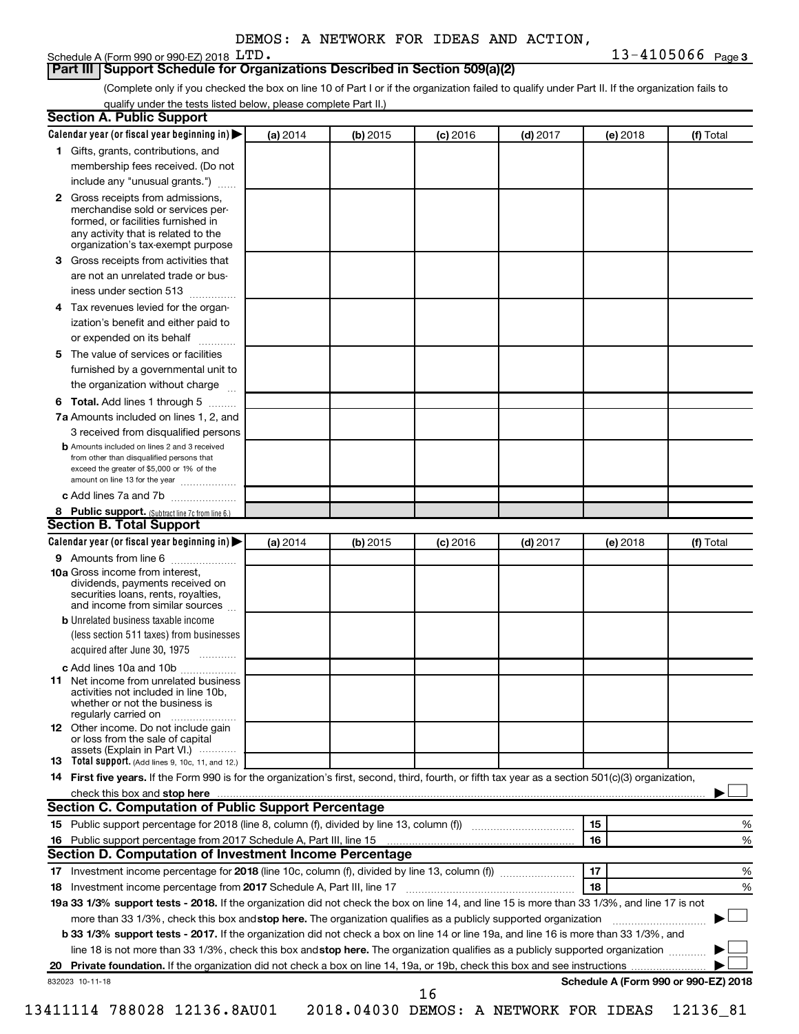DEMOS: A NETWORK FOR IDEAS AND ACTION, LTD.

Schedule A (Form 990 or 990-EZ) 2018 — 13-4105066 Page 3

## Part III Support Schedule for Organizations Described in Section 509(a)(2)

(Complete only if you checked the box on line 10 of Part I or if the organization failed to qualify under Part II. If the organization fails to qualify under the tests listed below, please complete Part II.)

### Section A. Public Support

| Calendar year (or fiscal year beginning in) ▶ | (a) 2014 | (b) 2015 | (c) 2016 | (d) 2017 | (e) 2018 | (f) Total |
|---|---|---|---|---|---|---|
| 1 Gifts, grants, contributions, and membership fees received. (Do not include any "unusual grants.") | | | | | | |
| 2 Gross receipts from admissions, merchandise sold or services performed, or facilities furnished in any activity that is related to the organization's tax-exempt purpose | | | | | | |
| 3 Gross receipts from activities that are not an unrelated trade or business under section 513 | | | | | | |
| 4 Tax revenues levied for the organization's benefit and either paid to or expended on its behalf | | | | | | |
| 5 The value of services or facilities furnished by a governmental unit to the organization without charge | | | | | | |
| 6 **Total.** Add lines 1 through 5 | | | | | | |
| 7a Amounts included on lines 1, 2, and 3 received from disqualified persons | | | | | | |
| b Amounts included on lines 2 and 3 received from other than disqualified persons that exceed the greater of $5,000 or 1% of the amount on line 13 for the year | | | | | | |
| c Add lines 7a and 7b | | | | | | |
| 8 **Public support.** (Subtract line 7c from line 6.) | | | | | | |

### Section B. Total Support

| Calendar year (or fiscal year beginning in) ▶ | (a) 2014 | (b) 2015 | (c) 2016 | (d) 2017 | (e) 2018 | (f) Total |
|---|---|---|---|---|---|---|
| 9 Amounts from line 6 | | | | | | |
| 10a Gross income from interest, dividends, payments received on securities loans, rents, royalties, and income from similar sources | | | | | | |
| b Unrelated business taxable income (less section 511 taxes) from businesses acquired after June 30, 1975 | | | | | | |
| c Add lines 10a and 10b | | | | | | |
| 11 Net income from unrelated business activities not included in line 10b, whether or not the business is regularly carried on | | | | | | |
| 12 Other income. Do not include gain or loss from the sale of capital assets (Explain in Part VI.) | | | | | | |
| 13 **Total support.** (Add lines 9, 10c, 11, and 12.) | | | | | | |

14 **First five years.** If the Form 990 is for the organization's first, second, third, fourth, or fifth tax year as a section 501(c)(3) organization, check this box and **stop here** ▶ ☐

### Section C. Computation of Public Support Percentage

| | | | |
|---|---|---|---|
| 15 | Public support percentage for 2018 (line 8, column (f), divided by line 13, column (f)) | 15 | % |
| 16 | Public support percentage from 2017 Schedule A, Part III, line 15 | 16 | % |

### Section D. Computation of Investment Income Percentage

| | | | |
|---|---|---|---|
| 17 | Investment income percentage for **2018** (line 10c, column (f), divided by line 13, column (f)) | 17 | % |
| 18 | Investment income percentage from **2017** Schedule A, Part III, line 17 | 18 | % |

**19a 33 1/3% support tests - 2018.** If the organization did not check the box on line 14, and line 15 is more than 33 1/3%, and line 17 is not more than 33 1/3%, check this box and **stop here.** The organization qualifies as a publicly supported organization ▶ ☐

**b 33 1/3% support tests - 2017.** If the organization did not check a box on line 14 or line 19a, and line 16 is more than 33 1/3%, and line 18 is not more than 33 1/3%, check this box and **stop here.** The organization qualifies as a publicly supported organization ▶ ☐

**20 Private foundation.** If the organization did not check a box on line 14, 19a, or 19b, check this box and see instructions ▶ ☐

832023 10-11-18 — **Schedule A (Form 990 or 990-EZ) 2018**

13411114 788028 12136.8AU01 2018.04030 DEMOS: A NETWORK FOR IDEAS 12136_81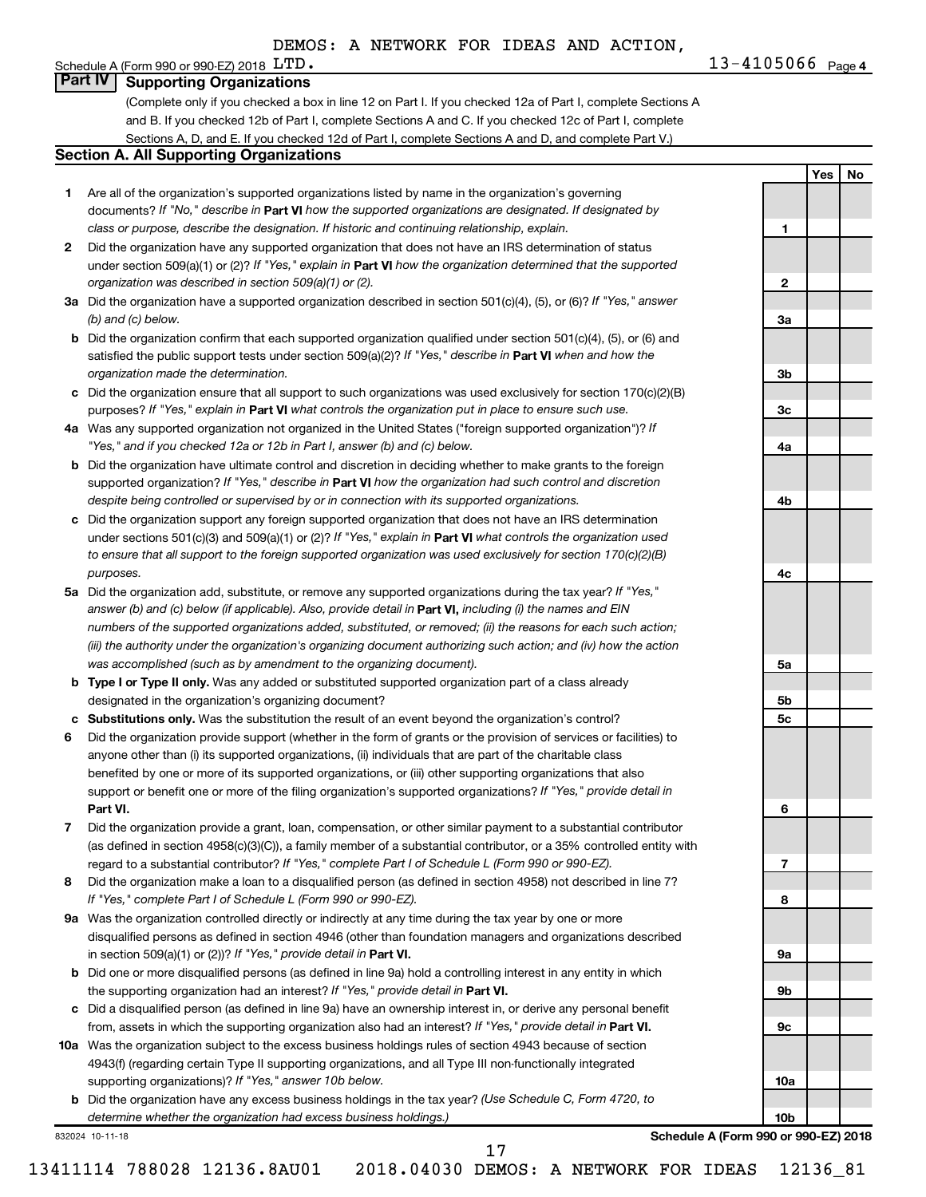DEMOS: A NETWORK FOR IDEAS AND ACTION,

Schedule A (Form 990 or 990-EZ) 2018 LTD. 13-4105066 Page 4

## Part IV Supporting Organizations

(Complete only if you checked a box in line 12 on Part I. If you checked 12a of Part I, complete Sections A and B. If you checked 12b of Part I, complete Sections A and C. If you checked 12c of Part I, complete Sections A, D, and E. If you checked 12d of Part I, complete Sections A and D, and complete Part V.)

### Section A. All Supporting Organizations

| | | | Yes | No |
|---|---|---|---|---|
| **1** | Are all of the organization's supported organizations listed by name in the organization's governing documents? *If "No," describe in* **Part VI** *how the supported organizations are designated. If designated by class or purpose, describe the designation. If historic and continuing relationship, explain.* | **1** | | |
| **2** | Did the organization have any supported organization that does not have an IRS determination of status under section 509(a)(1) or (2)? *If "Yes," explain in* **Part VI** *how the organization determined that the supported organization was described in section 509(a)(1) or (2).* | **2** | | |
| **3a** | Did the organization have a supported organization described in section 501(c)(4), (5), or (6)? *If "Yes," answer (b) and (c) below.* | **3a** | | |
| **b** | Did the organization confirm that each supported organization qualified under section 501(c)(4), (5), or (6) and satisfied the public support tests under section 509(a)(2)? *If "Yes," describe in* **Part VI** *when and how the organization made the determination.* | **3b** | | |
| **c** | Did the organization ensure that all support to such organizations was used exclusively for section 170(c)(2)(B) purposes? *If "Yes," explain in* **Part VI** *what controls the organization put in place to ensure such use.* | **3c** | | |
| **4a** | Was any supported organization not organized in the United States ("foreign supported organization")? *If "Yes," and if you checked 12a or 12b in Part I, answer (b) and (c) below.* | **4a** | | |
| **b** | Did the organization have ultimate control and discretion in deciding whether to make grants to the foreign supported organization? *If "Yes," describe in* **Part VI** *how the organization had such control and discretion despite being controlled or supervised by or in connection with its supported organizations.* | **4b** | | |
| **c** | Did the organization support any foreign supported organization that does not have an IRS determination under sections 501(c)(3) and 509(a)(1) or (2)? *If "Yes," explain in* **Part VI** *what controls the organization used to ensure that all support to the foreign supported organization was used exclusively for section 170(c)(2)(B) purposes.* | **4c** | | |
| **5a** | Did the organization add, substitute, or remove any supported organizations during the tax year? *If "Yes," answer (b) and (c) below (if applicable). Also, provide detail in* **Part VI,** *including (i) the names and EIN numbers of the supported organizations added, substituted, or removed; (ii) the reasons for each such action; (iii) the authority under the organization's organizing document authorizing such action; and (iv) how the action was accomplished (such as by amendment to the organizing document).* | **5a** | | |
| **b** | **Type I or Type II only.** Was any added or substituted supported organization part of a class already designated in the organization's organizing document? | **5b** | | |
| **c** | **Substitutions only.** Was the substitution the result of an event beyond the organization's control? | **5c** | | |
| **6** | Did the organization provide support (whether in the form of grants or the provision of services or facilities) to anyone other than (i) its supported organizations, (ii) individuals that are part of the charitable class benefited by one or more of its supported organizations, or (iii) other supporting organizations that also support or benefit one or more of the filing organization's supported organizations? *If "Yes," provide detail in* **Part VI.** | **6** | | |
| **7** | Did the organization provide a grant, loan, compensation, or other similar payment to a substantial contributor (as defined in section 4958(c)(3)(C)), a family member of a substantial contributor, or a 35% controlled entity with regard to a substantial contributor? *If "Yes," complete Part I of Schedule L (Form 990 or 990-EZ).* | **7** | | |
| **8** | Did the organization make a loan to a disqualified person (as defined in section 4958) not described in line 7? *If "Yes," complete Part I of Schedule L (Form 990 or 990-EZ).* | **8** | | |
| **9a** | Was the organization controlled directly or indirectly at any time during the tax year by one or more disqualified persons as defined in section 4946 (other than foundation managers and organizations described in section 509(a)(1) or (2))? *If "Yes," provide detail in* **Part VI.** | **9a** | | |
| **b** | Did one or more disqualified persons (as defined in line 9a) hold a controlling interest in any entity in which the supporting organization had an interest? *If "Yes," provide detail in* **Part VI.** | **9b** | | |
| **c** | Did a disqualified person (as defined in line 9a) have an ownership interest in, or derive any personal benefit from, assets in which the supporting organization also had an interest? *If "Yes," provide detail in* **Part VI.** | **9c** | | |
| **10a** | Was the organization subject to the excess business holdings rules of section 4943 because of section 4943(f) (regarding certain Type II supporting organizations, and all Type III non-functionally integrated supporting organizations)? *If "Yes," answer 10b below.* | **10a** | | |
| **b** | Did the organization have any excess business holdings in the tax year? *(Use Schedule C, Form 4720, to determine whether the organization had excess business holdings.)* | **10b** | | |

832024 10-11-18 **Schedule A (Form 990 or 990-EZ) 2018**

13411114 788028 12136.8AU01 2018.04030 DEMOS: A NETWORK FOR IDEAS 12136_81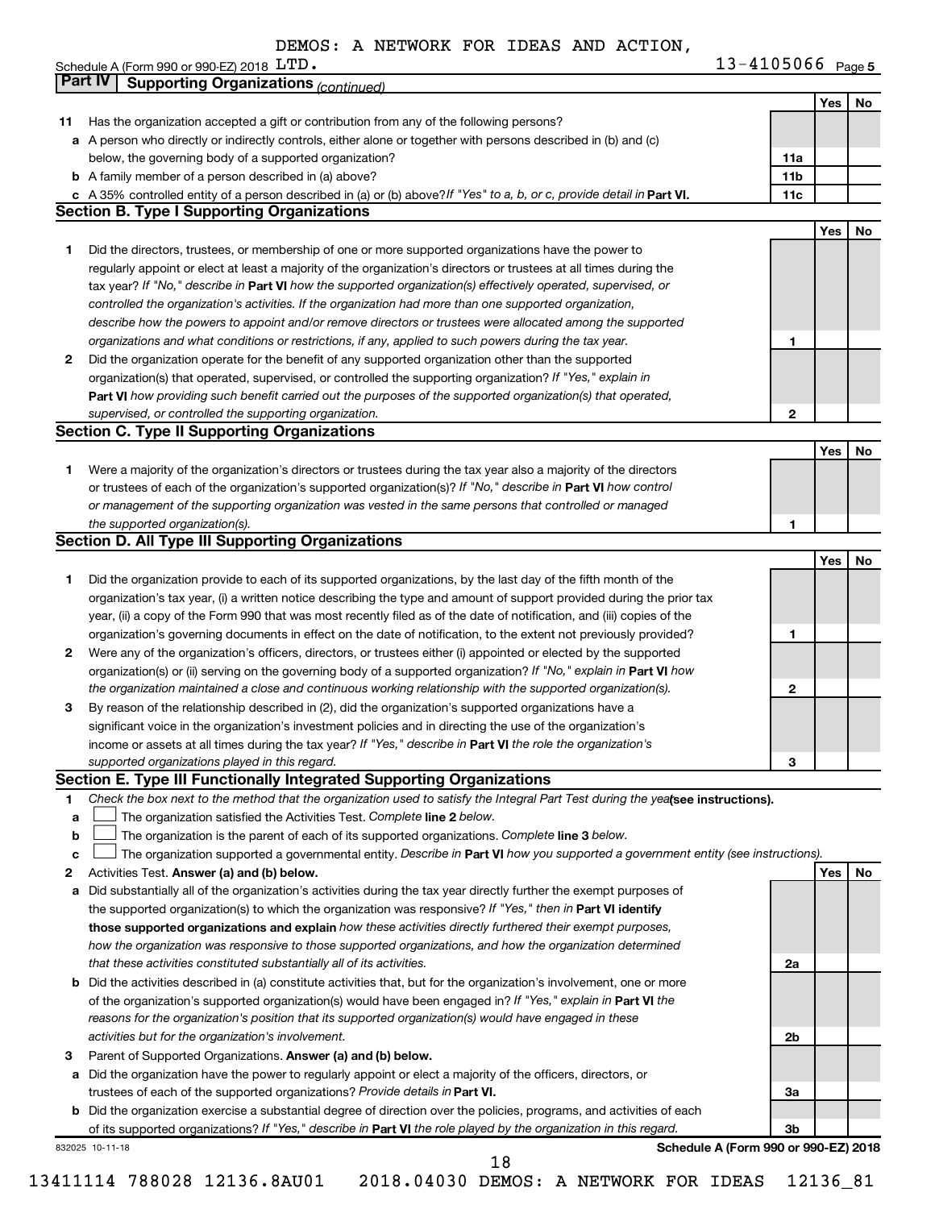DEMOS: A NETWORK FOR IDEAS AND ACTION,

Schedule A (Form 990 or 990-EZ) 2018 LTD. 13-4105066 Page 5

## Part IV | Supporting Organizations *(continued)*

| | | | Yes | No |
|---|---|---|---|---|
| **11** | Has the organization accepted a gift or contribution from any of the following persons? | | | |
| **a** | A person who directly or indirectly controls, either alone or together with persons described in (b) and (c) below, the governing body of a supported organization? | **11a** | | |
| **b** | A family member of a person described in (a) above? | **11b** | | |
| **c** | A 35% controlled entity of a person described in (a) or (b) above? *If "Yes" to a, b, or c, provide detail in* **Part VI.** | **11c** | | |

### Section B. Type I Supporting Organizations

| | | | Yes | No |
|---|---|---|---|---|
| **1** | Did the directors, trustees, or membership of one or more supported organizations have the power to regularly appoint or elect at least a majority of the organization's directors or trustees at all times during the tax year? *If "No," describe in* **Part VI** *how the supported organization(s) effectively operated, supervised, or controlled the organization's activities. If the organization had more than one supported organization, describe how the powers to appoint and/or remove directors or trustees were allocated among the supported organizations and what conditions or restrictions, if any, applied to such powers during the tax year.* | **1** | | |
| **2** | Did the organization operate for the benefit of any supported organization other than the supported organization(s) that operated, supervised, or controlled the supporting organization? *If "Yes," explain in* **Part VI** *how providing such benefit carried out the purposes of the supported organization(s) that operated, supervised, or controlled the supporting organization.* | **2** | | |

### Section C. Type II Supporting Organizations

| | | | Yes | No |
|---|---|---|---|---|
| **1** | Were a majority of the organization's directors or trustees during the tax year also a majority of the directors or trustees of each of the organization's supported organization(s)? *If "No," describe in* **Part VI** *how control or management of the supporting organization was vested in the same persons that controlled or managed the supported organization(s).* | **1** | | |

### Section D. All Type III Supporting Organizations

| | | | Yes | No |
|---|---|---|---|---|
| **1** | Did the organization provide to each of its supported organizations, by the last day of the fifth month of the organization's tax year, (i) a written notice describing the type and amount of support provided during the prior tax year, (ii) a copy of the Form 990 that was most recently filed as of the date of notification, and (iii) copies of the organization's governing documents in effect on the date of notification, to the extent not previously provided? | **1** | | |
| **2** | Were any of the organization's officers, directors, or trustees either (i) appointed or elected by the supported organization(s) or (ii) serving on the governing body of a supported organization? *If "No," explain in* **Part VI** *how the organization maintained a close and continuous working relationship with the supported organization(s).* | **2** | | |
| **3** | By reason of the relationship described in (2), did the organization's supported organizations have a significant voice in the organization's investment policies and in directing the use of the organization's income or assets at all times during the tax year? *If "Yes," describe in* **Part VI** *the role the organization's supported organizations played in this regard.* | **3** | | |

### Section E. Type III Functionally Integrated Supporting Organizations

**1** *Check the box next to the method that the organization used to satisfy the Integral Part Test during the year* **(see instructions).**

- **a** ☐ The organization satisfied the Activities Test. *Complete* **line 2** *below.*
- **b** ☐ The organization is the parent of each of its supported organizations. *Complete* **line 3** *below.*
- **c** ☐ The organization supported a governmental entity. *Describe in* **Part VI** *how you supported a government entity (see instructions).*

| | | | Yes | No |
|---|---|---|---|---|
| **2** | Activities Test. **Answer (a) and (b) below.** | | | |
| **a** | Did substantially all of the organization's activities during the tax year directly further the exempt purposes of the supported organization(s) to which the organization was responsive? *If "Yes," then in* **Part VI identify those supported organizations and explain** *how these activities directly furthered their exempt purposes, how the organization was responsive to those supported organizations, and how the organization determined that these activities constituted substantially all of its activities.* | **2a** | | |
| **b** | Did the activities described in (a) constitute activities that, but for the organization's involvement, one or more of the organization's supported organization(s) would have been engaged in? *If "Yes," explain in* **Part VI** *the reasons for the organization's position that its supported organization(s) would have engaged in these activities but for the organization's involvement.* | **2b** | | |
| **3** | Parent of Supported Organizations. **Answer (a) and (b) below.** | | | |
| **a** | Did the organization have the power to regularly appoint or elect a majority of the officers, directors, or trustees of each of the supported organizations? *Provide details in* **Part VI.** | **3a** | | |
| **b** | Did the organization exercise a substantial degree of direction over the policies, programs, and activities of each of its supported organizations? *If "Yes," describe in* **Part VI** *the role played by the organization in this regard.* | **3b** | | |

832025 10-11-18 **Schedule A (Form 990 or 990-EZ) 2018**

13411114 788028 12136.8AU01 2018.04030 DEMOS: A NETWORK FOR IDEAS 12136_81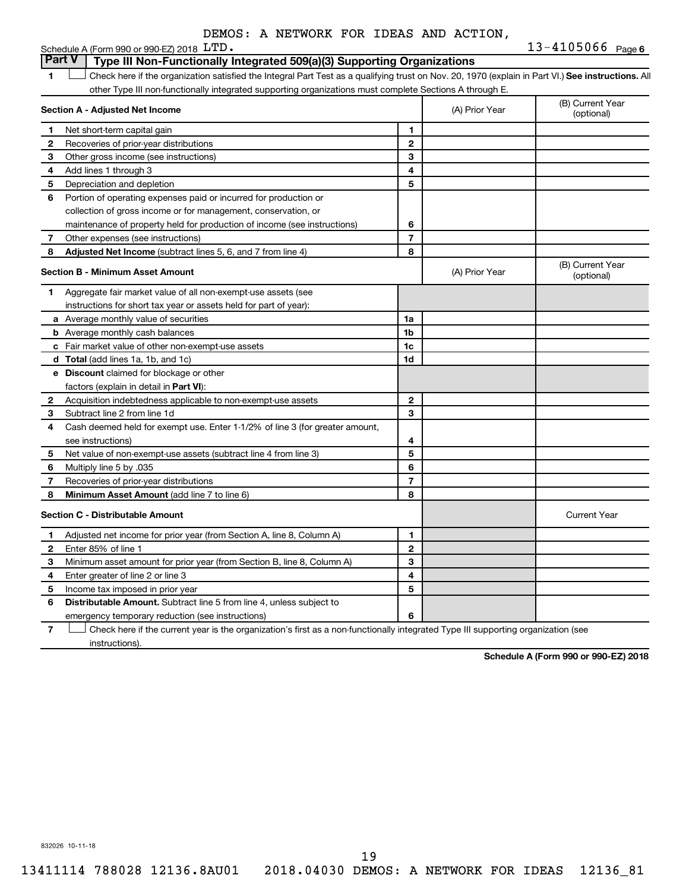DEMOS: A NETWORK FOR IDEAS AND ACTION,

Schedule A (Form 990 or 990-EZ) 2018 LTD. 13-4105066 Page 6

## Part V Type III Non-Functionally Integrated 509(a)(3) Supporting Organizations

1 ☐ Check here if the organization satisfied the Integral Part Test as a qualifying trust on Nov. 20, 1970 (explain in Part VI.) **See instructions.** All other Type III non-functionally integrated supporting organizations must complete Sections A through E.

| **Section A - Adjusted Net Income** | | (A) Prior Year | (B) Current Year (optional) |
|---|---|---|---|
| 1 Net short-term capital gain | 1 | | |
| 2 Recoveries of prior-year distributions | 2 | | |
| 3 Other gross income (see instructions) | 3 | | |
| 4 Add lines 1 through 3 | 4 | | |
| 5 Depreciation and depletion | 5 | | |
| 6 Portion of operating expenses paid or incurred for production or collection of gross income or for management, conservation, or maintenance of property held for production of income (see instructions) | 6 | | |
| 7 Other expenses (see instructions) | 7 | | |
| 8 **Adjusted Net Income** (subtract lines 5, 6, and 7 from line 4) | 8 | | |

| **Section B - Minimum Asset Amount** | | (A) Prior Year | (B) Current Year (optional) |
|---|---|---|---|
| 1 Aggregate fair market value of all non-exempt-use assets (see instructions for short tax year or assets held for part of year): | | | |
| a Average monthly value of securities | 1a | | |
| b Average monthly cash balances | 1b | | |
| c Fair market value of other non-exempt-use assets | 1c | | |
| d **Total** (add lines 1a, 1b, and 1c) | 1d | | |
| e **Discount** claimed for blockage or other factors (explain in detail in **Part VI**): | | | |
| 2 Acquisition indebtedness applicable to non-exempt-use assets | 2 | | |
| 3 Subtract line 2 from line 1d | 3 | | |
| 4 Cash deemed held for exempt use. Enter 1-1/2% of line 3 (for greater amount, see instructions) | 4 | | |
| 5 Net value of non-exempt-use assets (subtract line 4 from line 3) | 5 | | |
| 6 Multiply line 5 by .035 | 6 | | |
| 7 Recoveries of prior-year distributions | 7 | | |
| 8 **Minimum Asset Amount** (add line 7 to line 6) | 8 | | |

| **Section C - Distributable Amount** | | | Current Year |
|---|---|---|---|
| 1 Adjusted net income for prior year (from Section A, line 8, Column A) | 1 | | |
| 2 Enter 85% of line 1 | 2 | | |
| 3 Minimum asset amount for prior year (from Section B, line 8, Column A) | 3 | | |
| 4 Enter greater of line 2 or line 3 | 4 | | |
| 5 Income tax imposed in prior year | 5 | | |
| 6 **Distributable Amount.** Subtract line 5 from line 4, unless subject to emergency temporary reduction (see instructions) | 6 | | |

7 ☐ Check here if the current year is the organization's first as a non-functionally integrated Type III supporting organization (see instructions).

**Schedule A (Form 990 or 990-EZ) 2018**

832026 10-11-18

13411114 788028 12136.8AU01 2018.04030 DEMOS: A NETWORK FOR IDEAS 12136_81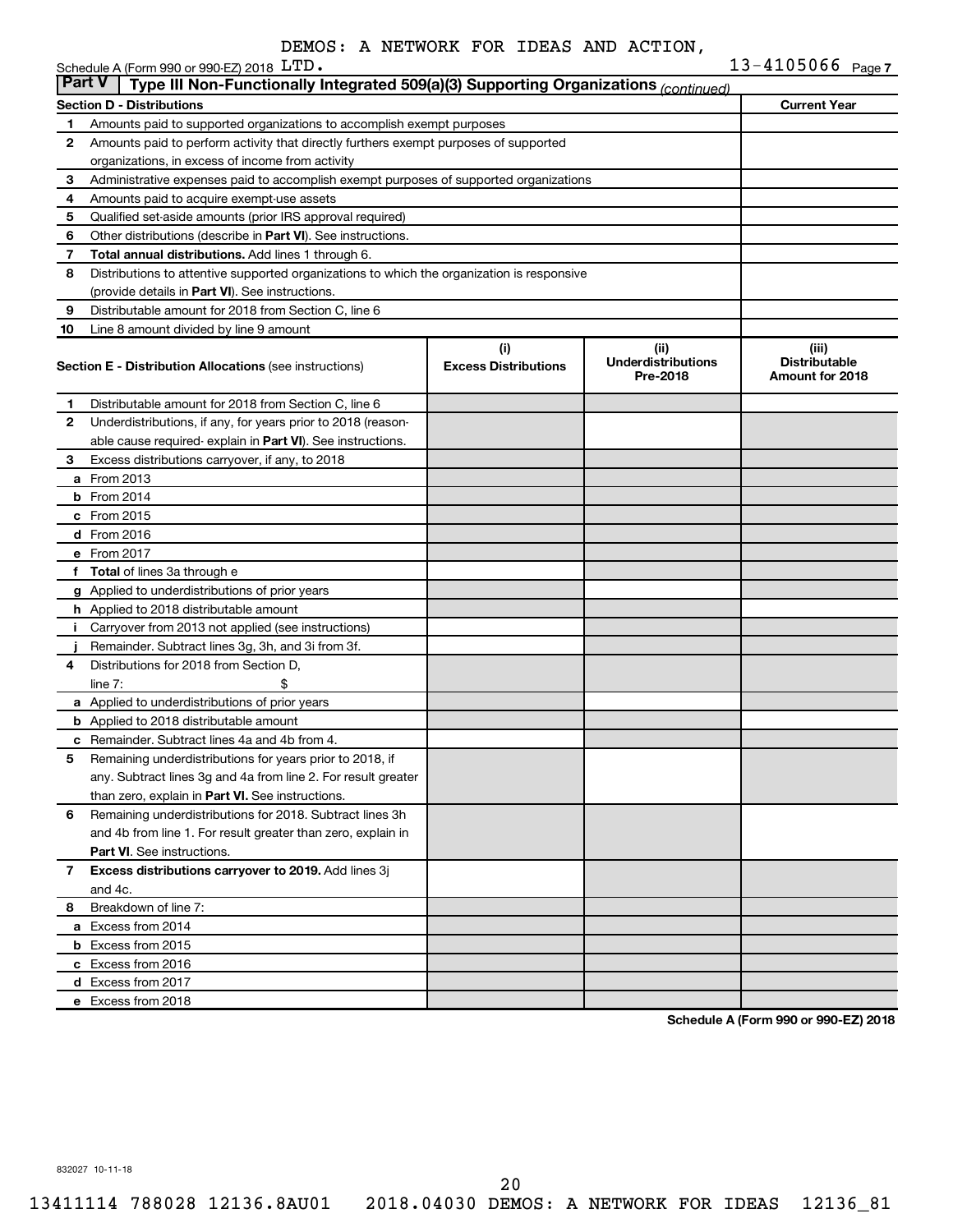DEMOS: A NETWORK FOR IDEAS AND ACTION, LTD.

13-4105066

## Part V | Type III Non-Functionally Integrated 509(a)(3) Supporting Organizations *(continued)*

| Section D - Distributions | | Current Year |
|---|---|---|
| 1 | Amounts paid to supported organizations to accomplish exempt purposes | |
| 2 | Amounts paid to perform activity that directly furthers exempt purposes of supported organizations, in excess of income from activity | |
| 3 | Administrative expenses paid to accomplish exempt purposes of supported organizations | |
| 4 | Amounts paid to acquire exempt-use assets | |
| 5 | Qualified set-aside amounts (prior IRS approval required) | |
| 6 | Other distributions (describe in **Part VI**). See instructions. | |
| 7 | **Total annual distributions.** Add lines 1 through 6. | |
| 8 | Distributions to attentive supported organizations to which the organization is responsive (provide details in **Part VI**). See instructions. | |
| 9 | Distributable amount for 2018 from Section C, line 6 | |
| 10 | Line 8 amount divided by line 9 amount | |

| Section E - Distribution Allocations (see instructions) | (i) Excess Distributions | (ii) Underdistributions Pre-2018 | (iii) Distributable Amount for 2018 |
|---|---|---|---|
| **1** Distributable amount for 2018 from Section C, line 6 | | | |
| **2** Underdistributions, if any, for years prior to 2018 (reasonable cause required- explain in **Part VI**). See instructions. | | | |
| **3** Excess distributions carryover, if any, to 2018 | | | |
| **a** From 2013 | | | |
| **b** From 2014 | | | |
| **c** From 2015 | | | |
| **d** From 2016 | | | |
| **e** From 2017 | | | |
| **f** **Total** of lines 3a through e | | | |
| **g** Applied to underdistributions of prior years | | | |
| **h** Applied to 2018 distributable amount | | | |
| **i** Carryover from 2013 not applied (see instructions) | | | |
| **j** Remainder. Subtract lines 3g, 3h, and 3i from 3f. | | | |
| **4** Distributions for 2018 from Section D, line 7: $ | | | |
| **a** Applied to underdistributions of prior years | | | |
| **b** Applied to 2018 distributable amount | | | |
| **c** Remainder. Subtract lines 4a and 4b from 4. | | | |
| **5** Remaining underdistributions for years prior to 2018, if any. Subtract lines 3g and 4a from line 2. For result greater than zero, explain in **Part VI.** See instructions. | | | |
| **6** Remaining underdistributions for 2018. Subtract lines 3h and 4b from line 1. For result greater than zero, explain in **Part VI**. See instructions. | | | |
| **7** **Excess distributions carryover to 2019.** Add lines 3j and 4c. | | | |
| **8** Breakdown of line 7: | | | |
| **a** Excess from 2014 | | | |
| **b** Excess from 2015 | | | |
| **c** Excess from 2016 | | | |
| **d** Excess from 2017 | | | |
| **e** Excess from 2018 | | | |

**Schedule A (Form 990 or 990-EZ) 2018**

832027 10-11-18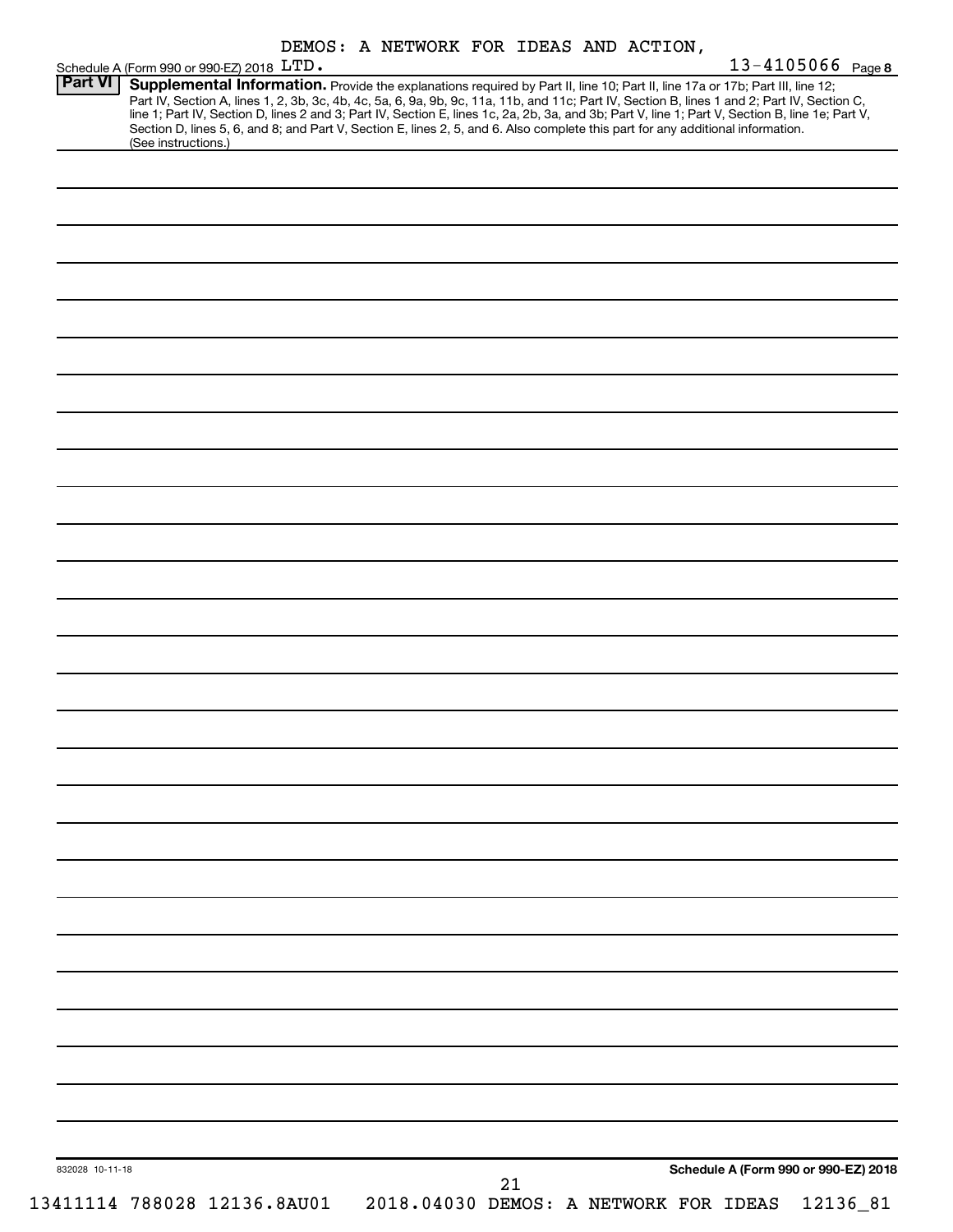DEMOS: A NETWORK FOR IDEAS AND ACTION, LTD. 13-4105066

## Part VI Supplemental Information.

Provide the explanations required by Part II, line 10; Part II, line 17a or 17b; Part III, line 12; Part IV, Section A, lines 1, 2, 3b, 3c, 4b, 4c, 5a, 6, 9a, 9b, 9c, 11a, 11b, and 11c; Part IV, Section B, lines 1 and 2; Part IV, Section C, line 1; Part IV, Section D, lines 2 and 3; Part IV, Section E, lines 1c, 2a, 2b, 3a, and 3b; Part V, line 1; Part V, Section B, line 1e; Part V, Section D, lines 5, 6, and 8; and Part V, Section E, lines 2, 5, and 6. Also complete this part for any additional information. (See instructions.)

832028 10-11-18

Schedule A (Form 990 or 990-EZ) 2018

13411114 788028 12136.8AU01 2018.04030 DEMOS: A NETWORK FOR IDEAS 12136_81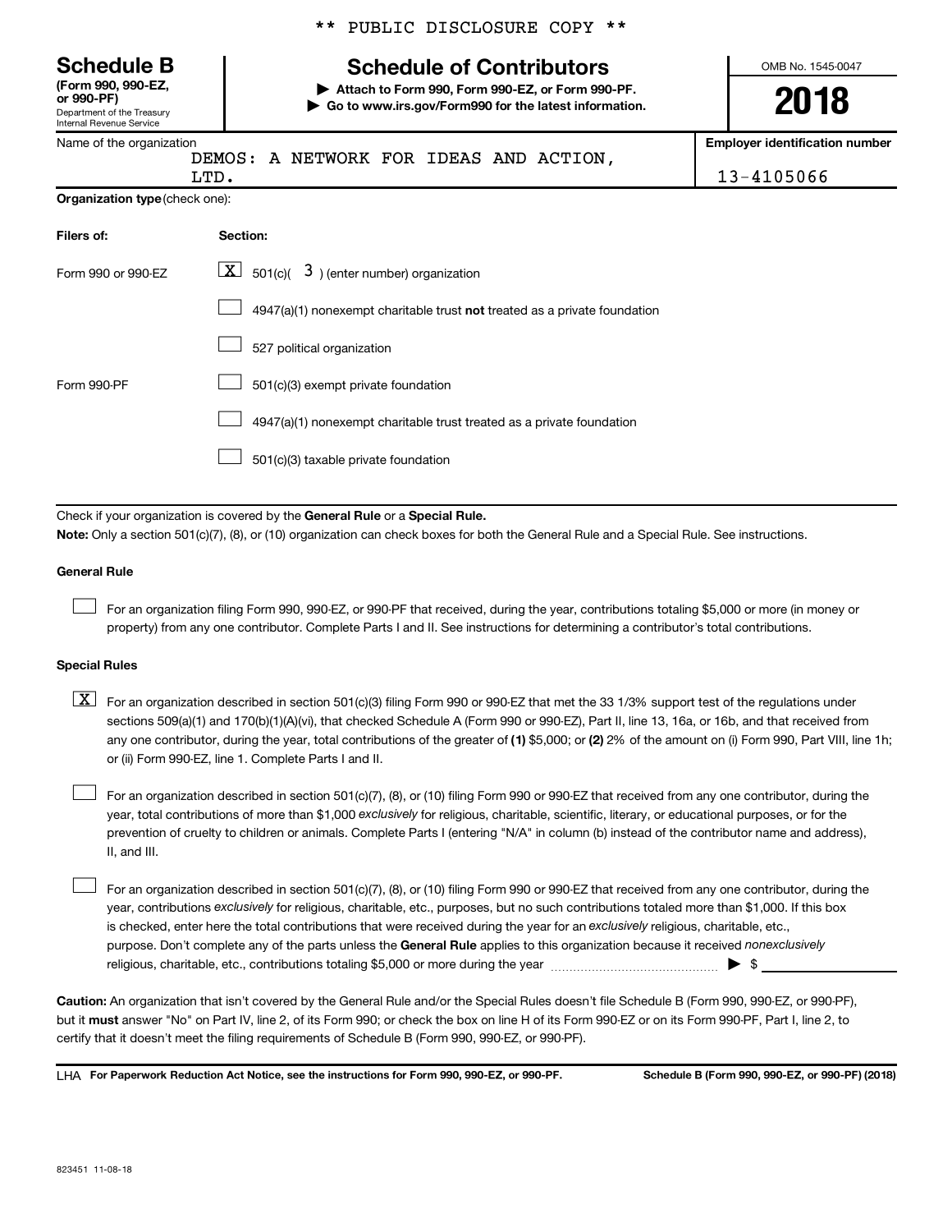** PUBLIC DISCLOSURE COPY **

# Schedule B

**(Form 990, 990-EZ, or 990-PF)**
Department of the Treasury
Internal Revenue Service

## Schedule of Contributors

▶ **Attach to Form 990, Form 990-EZ, or Form 990-PF.**
▶ **Go to www.irs.gov/Form990 for the latest information.**

OMB No. 1545-0047

**2018**

Name of the organization: DEMOS: A NETWORK FOR IDEAS AND ACTION, LTD.

**Employer identification number:** 13-4105066

**Organization type** (check one):

| Filers of: | Section: |
|---|---|
| Form 990 or 990-EZ | [X] 501(c)( 3 ) (enter number) organization |
| | [ ] 4947(a)(1) nonexempt charitable trust **not** treated as a private foundation |
| | [ ] 527 political organization |
| Form 990-PF | [ ] 501(c)(3) exempt private foundation |
| | [ ] 4947(a)(1) nonexempt charitable trust treated as a private foundation |
| | [ ] 501(c)(3) taxable private foundation |

Check if your organization is covered by the **General Rule** or a **Special Rule.**

**Note:** Only a section 501(c)(7), (8), or (10) organization can check boxes for both the General Rule and a Special Rule. See instructions.

### General Rule

[ ] For an organization filing Form 990, 990-EZ, or 990-PF that received, during the year, contributions totaling $5,000 or more (in money or property) from any one contributor. Complete Parts I and II. See instructions for determining a contributor's total contributions.

### Special Rules

[X] For an organization described in section 501(c)(3) filing Form 990 or 990-EZ that met the 33 1/3% support test of the regulations under sections 509(a)(1) and 170(b)(1)(A)(vi), that checked Schedule A (Form 990 or 990-EZ), Part II, line 13, 16a, or 16b, and that received from any one contributor, during the year, total contributions of the greater of **(1)** $5,000; or **(2)** 2% of the amount on (i) Form 990, Part VIII, line 1h; or (ii) Form 990-EZ, line 1. Complete Parts I and II.

[ ] For an organization described in section 501(c)(7), (8), or (10) filing Form 990 or 990-EZ that received from any one contributor, during the year, total contributions of more than $1,000 *exclusively* for religious, charitable, scientific, literary, or educational purposes, or for the prevention of cruelty to children or animals. Complete Parts I (entering "N/A" in column (b) instead of the contributor name and address), II, and III.

[ ] For an organization described in section 501(c)(7), (8), or (10) filing Form 990 or 990-EZ that received from any one contributor, during the year, contributions *exclusively* for religious, charitable, etc., purposes, but no such contributions totaled more than $1,000. If this box is checked, enter here the total contributions that were received during the year for an *exclusively* religious, charitable, etc., purpose. Don't complete any of the parts unless the **General Rule** applies to this organization because it received *nonexclusively* religious, charitable, etc., contributions totaling $5,000 or more during the year ▶ $ ________

**Caution:** An organization that isn't covered by the General Rule and/or the Special Rules doesn't file Schedule B (Form 990, 990-EZ, or 990-PF), but it **must** answer "No" on Part IV, line 2, of its Form 990; or check the box on line H of its Form 990-EZ or on its Form 990-PF, Part I, line 2, to certify that it doesn't meet the filing requirements of Schedule B (Form 990, 990-EZ, or 990-PF).

LHA **For Paperwork Reduction Act Notice, see the instructions for Form 990, 990-EZ, or 990-PF.** **Schedule B (Form 990, 990-EZ, or 990-PF) (2018)**

823451 11-08-18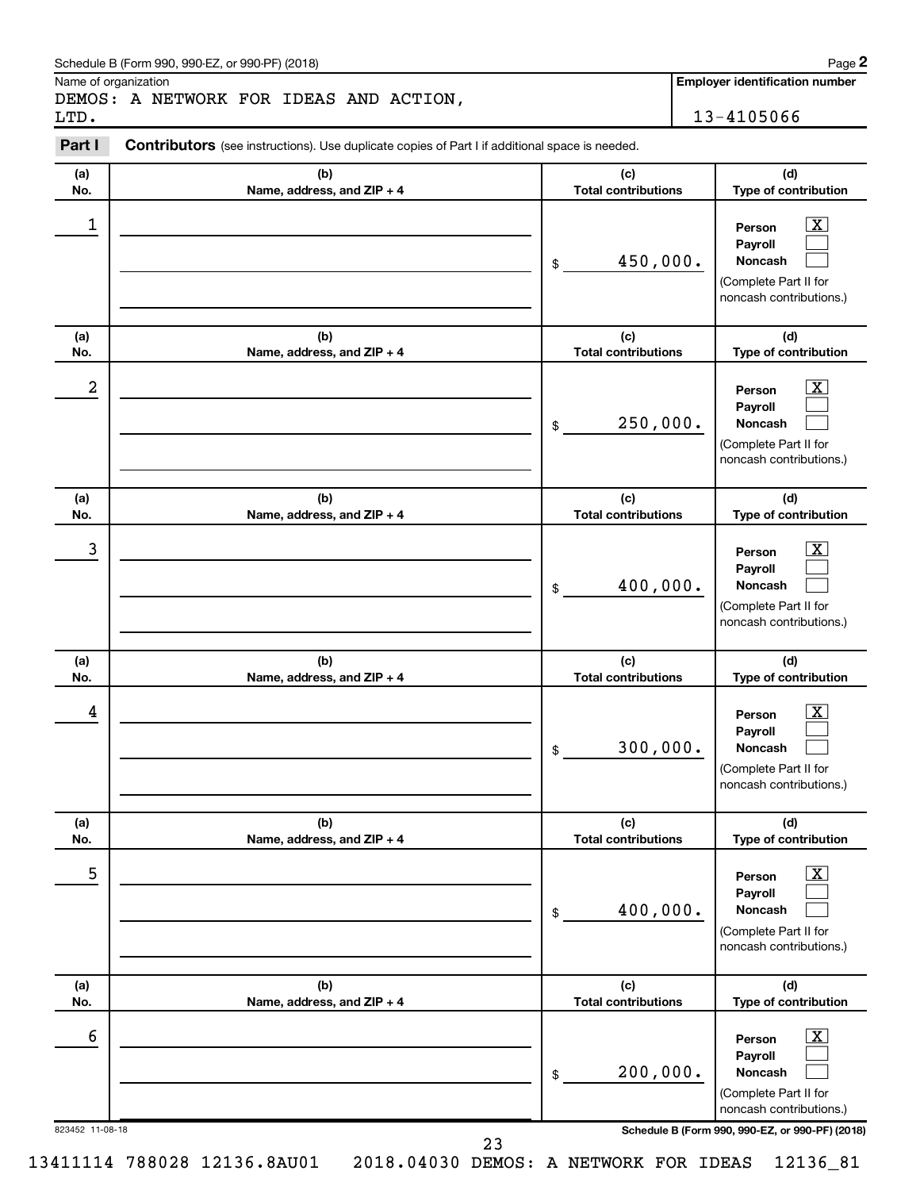Schedule B (Form 990, 990-EZ, or 990-PF) (2018)

Name of organization: DEMOS: A NETWORK FOR IDEAS AND ACTION, LTD.

**Employer identification number:** 13-4105066

**Part I** **Contributors** (see instructions). Use duplicate copies of Part I if additional space is needed.

| (a) No. | (b) Name, address, and ZIP + 4 | (c) Total contributions | (d) Type of contribution |
|---|---|---|---|
| 1 | | $ 450,000. | Person [X] Payroll [ ] Noncash [ ] (Complete Part II for noncash contributions.) |
| 2 | | $ 250,000. | Person [X] Payroll [ ] Noncash [ ] (Complete Part II for noncash contributions.) |
| 3 | | $ 400,000. | Person [X] Payroll [ ] Noncash [ ] (Complete Part II for noncash contributions.) |
| 4 | | $ 300,000. | Person [X] Payroll [ ] Noncash [ ] (Complete Part II for noncash contributions.) |
| 5 | | $ 400,000. | Person [X] Payroll [ ] Noncash [ ] (Complete Part II for noncash contributions.) |
| 6 | | $ 200,000. | Person [X] Payroll [ ] Noncash [ ] (Complete Part II for noncash contributions.) |

823452 11-08-18

Schedule B (Form 990, 990-EZ, or 990-PF) (2018)

13411114 788028 12136.8AU01 2018.04030 DEMOS: A NETWORK FOR IDEAS 12136_81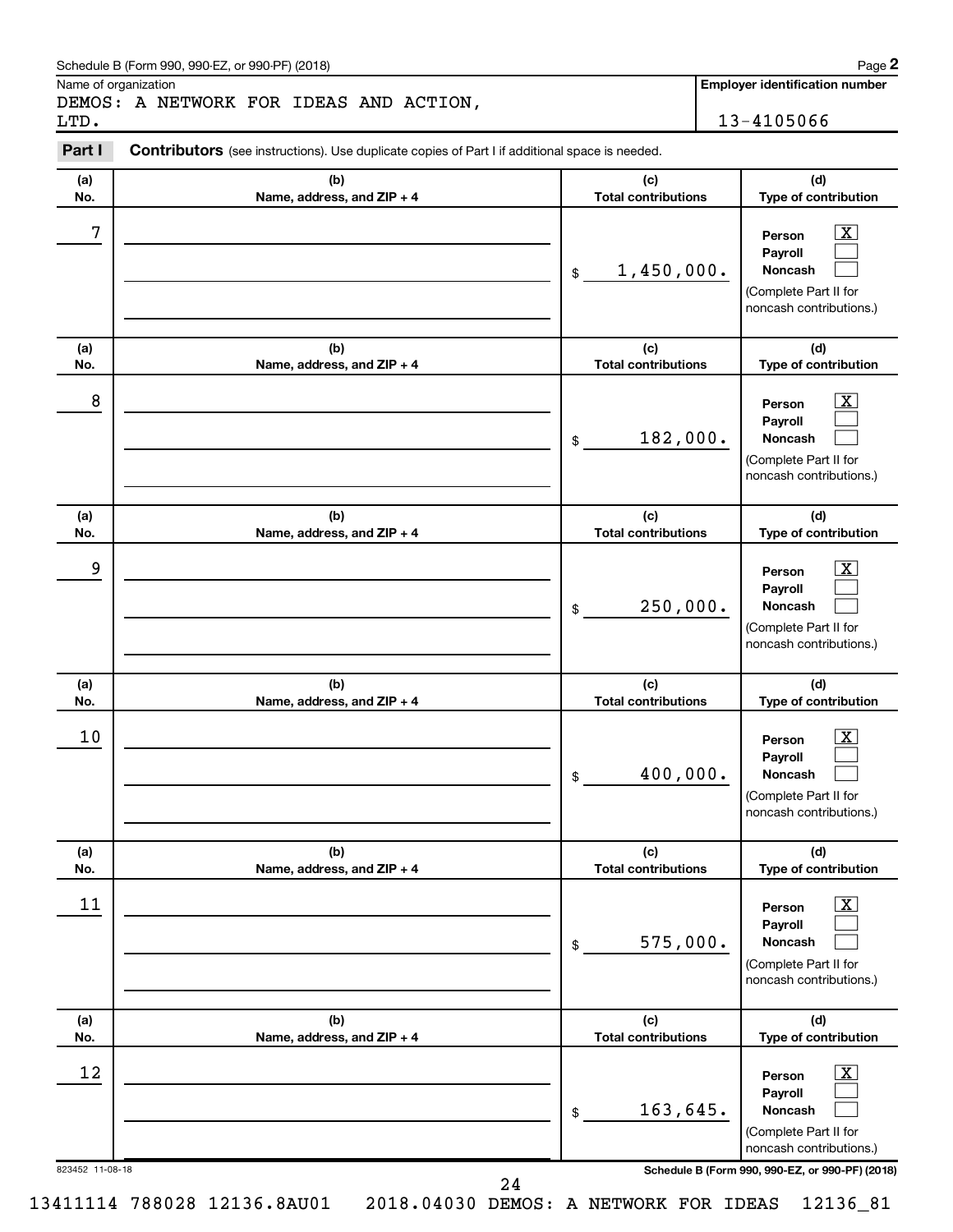Schedule B (Form 990, 990-EZ, or 990-PF) (2018)

Name of organization: DEMOS: A NETWORK FOR IDEAS AND ACTION, LTD.

Employer identification number: 13-4105066

**Part I** **Contributors** (see instructions). Use duplicate copies of Part I if additional space is needed.

| (a) No. | (b) Name, address, and ZIP + 4 | (c) Total contributions | (d) Type of contribution |
|---|---|---|---|
| 7 | | $ 1,450,000. | Person [X] Payroll [ ] Noncash [ ] (Complete Part II for noncash contributions.) |
| 8 | | $ 182,000. | Person [X] Payroll [ ] Noncash [ ] (Complete Part II for noncash contributions.) |
| 9 | | $ 250,000. | Person [X] Payroll [ ] Noncash [ ] (Complete Part II for noncash contributions.) |
| 10 | | $ 400,000. | Person [X] Payroll [ ] Noncash [ ] (Complete Part II for noncash contributions.) |
| 11 | | $ 575,000. | Person [X] Payroll [ ] Noncash [ ] (Complete Part II for noncash contributions.) |
| 12 | | $ 163,645. | Person [X] Payroll [ ] Noncash [ ] (Complete Part II for noncash contributions.) |

823452 11-08-18

Schedule B (Form 990, 990-EZ, or 990-PF) (2018)

13411114 788028 12136.8AU01 2018.04030 DEMOS: A NETWORK FOR IDEAS 12136_81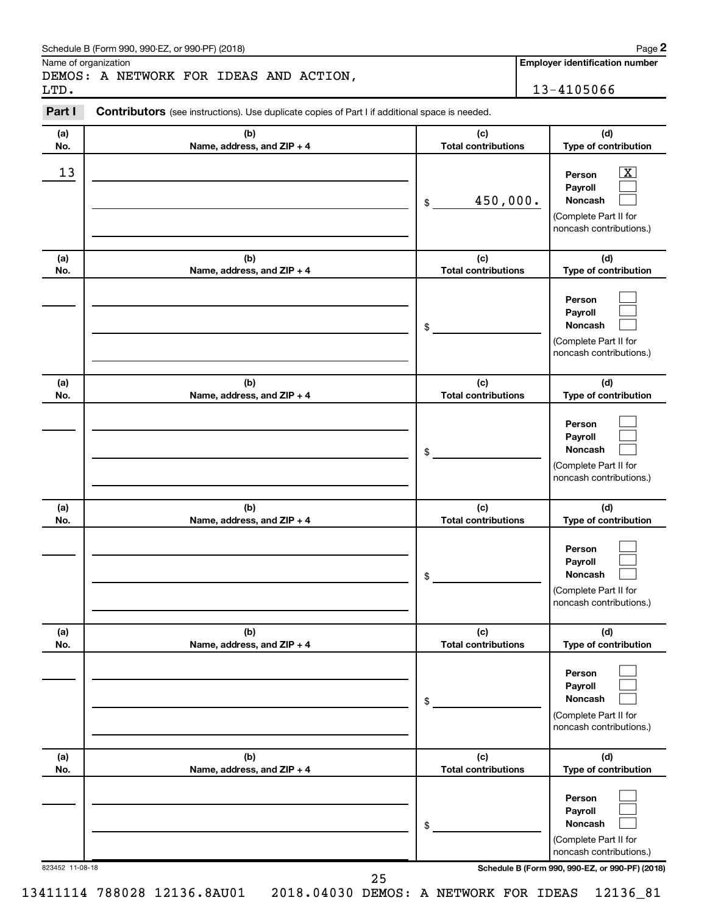Schedule B (Form 990, 990-EZ, or 990-PF) (2018)

Name of organization

DEMOS: A NETWORK FOR IDEAS AND ACTION, LTD.

**Employer identification number**

13-4105066

**Part I** **Contributors** (see instructions). Use duplicate copies of Part I if additional space is needed.

| (a) No. | (b) Name, address, and ZIP + 4 | (c) Total contributions | (d) Type of contribution |
|---|---|---|---|
| 13 | | $ 450,000. | Person [X] Payroll [ ] Noncash [ ] (Complete Part II for noncash contributions.) |
| | | $ | Person [ ] Payroll [ ] Noncash [ ] (Complete Part II for noncash contributions.) |
| | | $ | Person [ ] Payroll [ ] Noncash [ ] (Complete Part II for noncash contributions.) |
| | | $ | Person [ ] Payroll [ ] Noncash [ ] (Complete Part II for noncash contributions.) |
| | | $ | Person [ ] Payroll [ ] Noncash [ ] (Complete Part II for noncash contributions.) |
| | | $ | Person [ ] Payroll [ ] Noncash [ ] (Complete Part II for noncash contributions.) |

823452 11-08-18

**Schedule B (Form 990, 990-EZ, or 990-PF) (2018)**

13411114 788028 12136.8AU01 2018.04030 DEMOS: A NETWORK FOR IDEAS 12136_81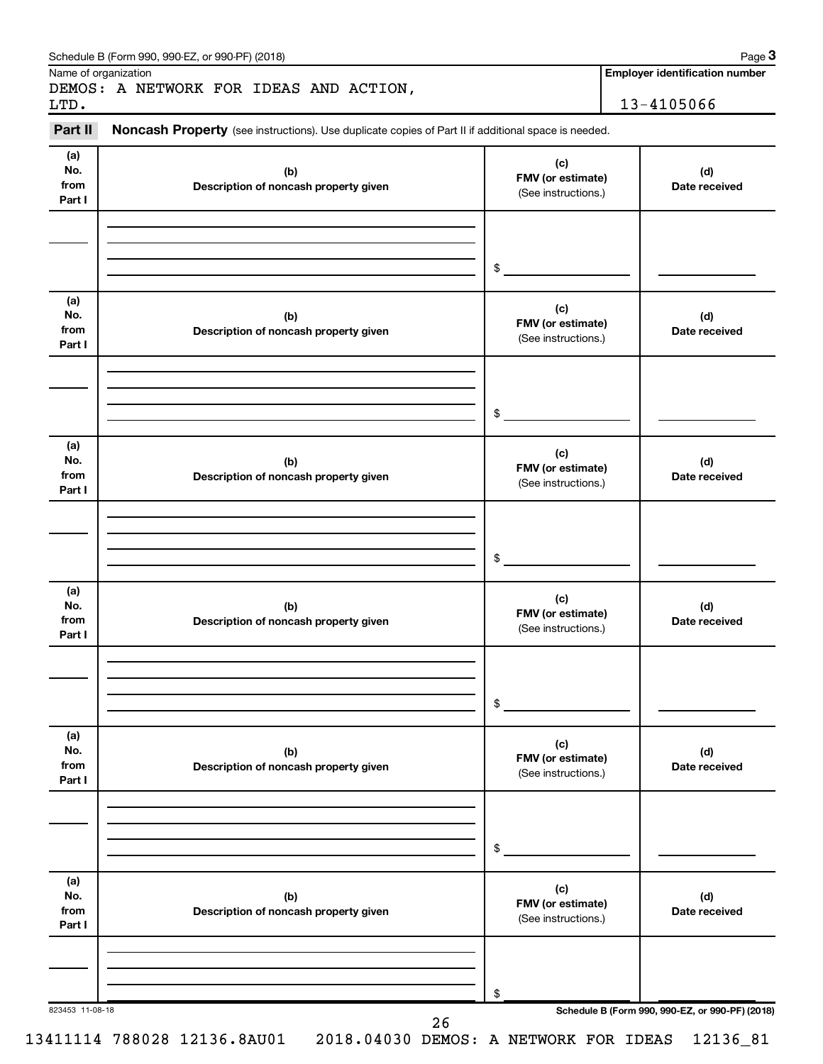Schedule B (Form 990, 990-EZ, or 990-PF) (2018) Page **3**

Name of organization

DEMOS: A NETWORK FOR IDEAS AND ACTION, LTD.

**Employer identification number**

13-4105066

**Part II** **Noncash Property** (see instructions). Use duplicate copies of Part II if additional space is needed.

| (a) No. from Part I | (b) Description of noncash property given | (c) FMV (or estimate) (See instructions.) | (d) Date received |
|---|---|---|---|
| | | $ | |

| (a) No. from Part I | (b) Description of noncash property given | (c) FMV (or estimate) (See instructions.) | (d) Date received |
|---|---|---|---|
| | | $ | |

| (a) No. from Part I | (b) Description of noncash property given | (c) FMV (or estimate) (See instructions.) | (d) Date received |
|---|---|---|---|
| | | $ | |

| (a) No. from Part I | (b) Description of noncash property given | (c) FMV (or estimate) (See instructions.) | (d) Date received |
|---|---|---|---|
| | | $ | |

| (a) No. from Part I | (b) Description of noncash property given | (c) FMV (or estimate) (See instructions.) | (d) Date received |
|---|---|---|---|
| | | $ | |

| (a) No. from Part I | (b) Description of noncash property given | (c) FMV (or estimate) (See instructions.) | (d) Date received |
|---|---|---|---|
| | | $ | |

823453 11-08-18 **Schedule B (Form 990, 990-EZ, or 990-PF) (2018)**

13411114 788028 12136.8AU01 2018.04030 DEMOS: A NETWORK FOR IDEAS 12136_81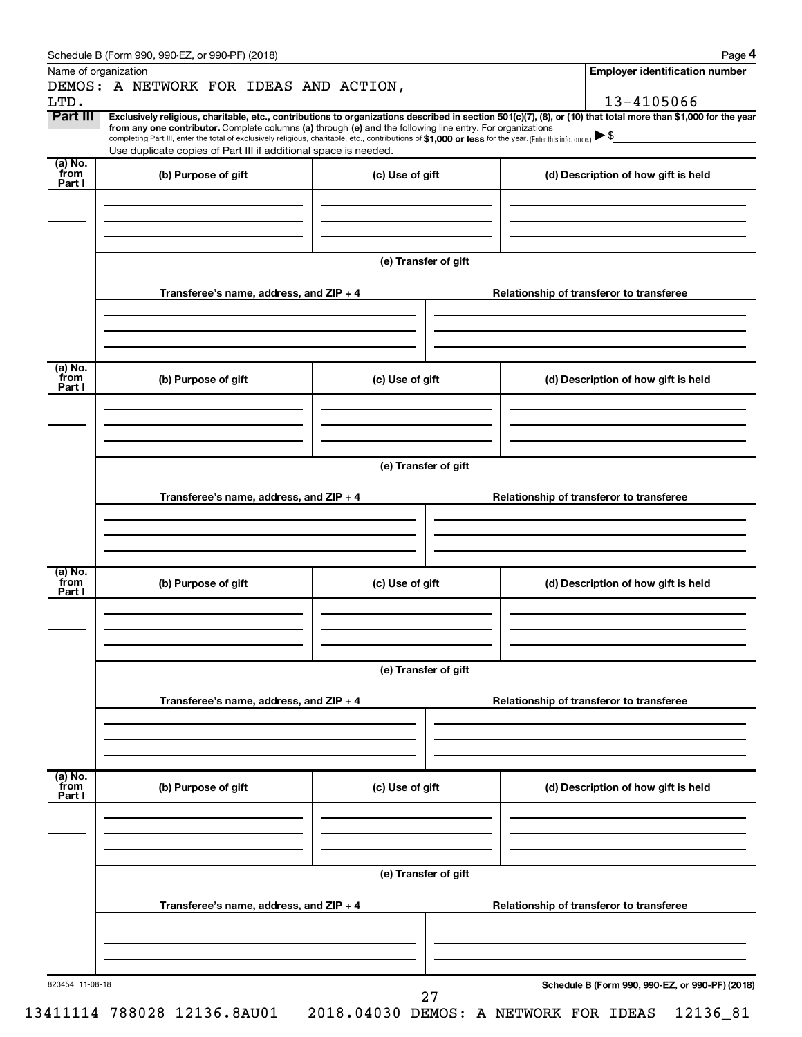Schedule B (Form 990, 990-EZ, or 990-PF) (2018) Page **4**

| Name of organization | Employer identification number |
|---|---|
| DEMOS: A NETWORK FOR IDEAS AND ACTION, LTD. | 13-4105066 |

**Part III** **Exclusively religious, charitable, etc., contributions to organizations described in section 501(c)(7), (8), or (10) that total more than $1,000 for the year from any one contributor.** Complete columns **(a)** through **(e)** and the following line entry. For organizations completing Part III, enter the total of exclusively religious, charitable, etc., contributions of **$1,000 or less** for the year. (Enter this info. once.) ▶ $

Use duplicate copies of Part III if additional space is needed.

| (a) No. from Part I | (b) Purpose of gift | (c) Use of gift | (d) Description of how gift is held |
|---|---|---|---|
| | | | |

(e) Transfer of gift

| Transferee's name, address, and ZIP + 4 | Relationship of transferor to transferee |
|---|---|
| | |

| (a) No. from Part I | (b) Purpose of gift | (c) Use of gift | (d) Description of how gift is held |
|---|---|---|---|
| | | | |

(e) Transfer of gift

| Transferee's name, address, and ZIP + 4 | Relationship of transferor to transferee |
|---|---|
| | |

| (a) No. from Part I | (b) Purpose of gift | (c) Use of gift | (d) Description of how gift is held |
|---|---|---|---|
| | | | |

(e) Transfer of gift

| Transferee's name, address, and ZIP + 4 | Relationship of transferor to transferee |
|---|---|
| | |

| (a) No. from Part I | (b) Purpose of gift | (c) Use of gift | (d) Description of how gift is held |
|---|---|---|---|
| | | | |

(e) Transfer of gift

| Transferee's name, address, and ZIP + 4 | Relationship of transferor to transferee |
|---|---|
| | |

823454 11-08-18 **Schedule B (Form 990, 990-EZ, or 990-PF) (2018)**

13411114 788028 12136.8AU01 2018.04030 DEMOS: A NETWORK FOR IDEAS 12136_81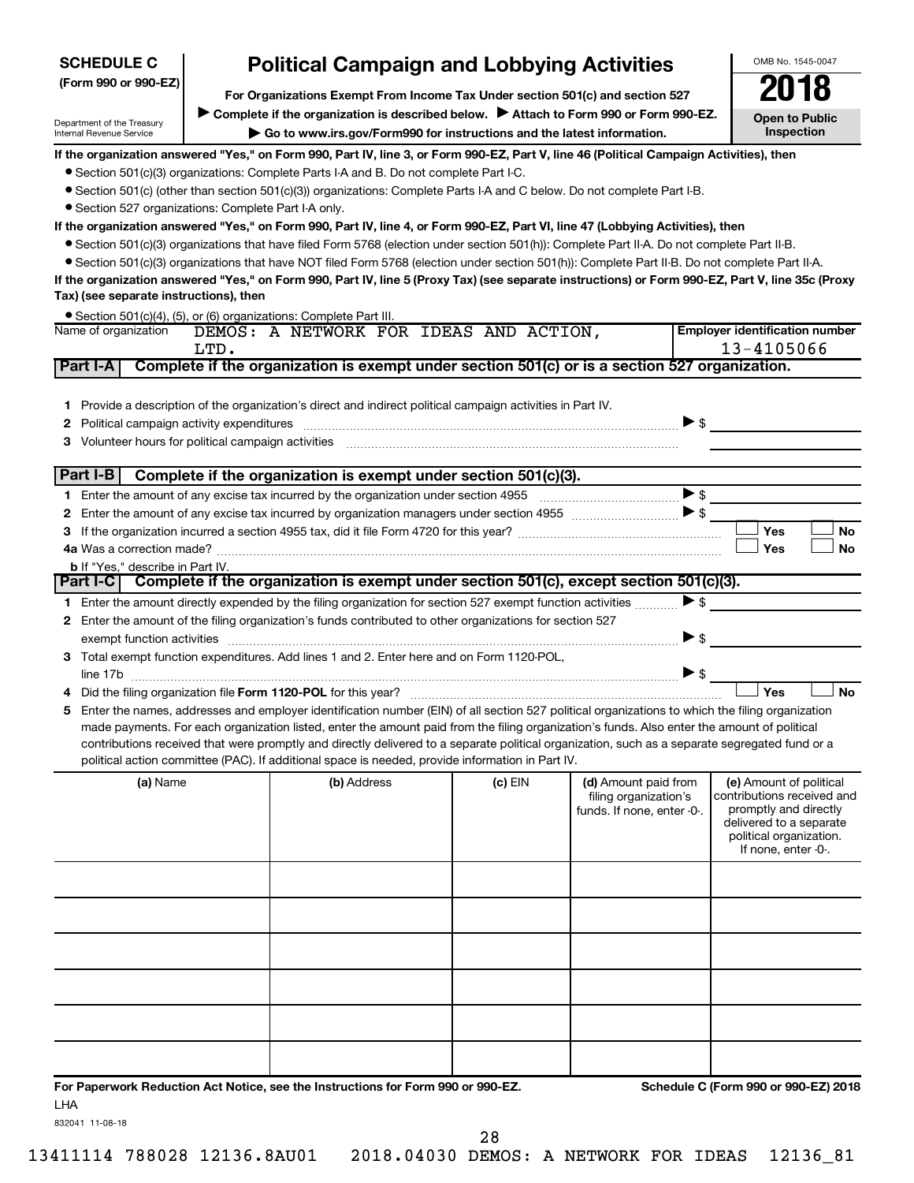**SCHEDULE C (Form 990 or 990-EZ)**

Department of the Treasury
Internal Revenue Service

# Political Campaign and Lobbying Activities

**For Organizations Exempt From Income Tax Under section 501(c) and section 527**

▶ **Complete if the organization is described below.** ▶ **Attach to Form 990 or Form 990-EZ.**

▶ **Go to www.irs.gov/Form990 for instructions and the latest information.**

OMB No. 1545-0047

**2018**

**Open to Public Inspection**

**If the organization answered "Yes," on Form 990, Part IV, line 3, or Form 990-EZ, Part V, line 46 (Political Campaign Activities), then**

- Section 501(c)(3) organizations: Complete Parts I-A and B. Do not complete Part I-C.
- Section 501(c) (other than section 501(c)(3)) organizations: Complete Parts I-A and C below. Do not complete Part I-B.
- Section 527 organizations: Complete Part I-A only.

**If the organization answered "Yes," on Form 990, Part IV, line 4, or Form 990-EZ, Part VI, line 47 (Lobbying Activities), then**

- Section 501(c)(3) organizations that have filed Form 5768 (election under section 501(h)): Complete Part II-A. Do not complete Part II-B.
- Section 501(c)(3) organizations that have NOT filed Form 5768 (election under section 501(h)): Complete Part II-B. Do not complete Part II-A.

**If the organization answered "Yes," on Form 990, Part IV, line 5 (Proxy Tax) (see separate instructions) or Form 990-EZ, Part V, line 35c (Proxy Tax) (see separate instructions), then**

- Section 501(c)(4), (5), or (6) organizations: Complete Part III.

| Name of organization | Employer identification number |
|---|---|
| DEMOS: A NETWORK FOR IDEAS AND ACTION, LTD. | 13-4105066 |

## Part I-A Complete if the organization is exempt under section 501(c) or is a section 527 organization.

1 Provide a description of the organization's direct and indirect political campaign activities in Part IV.

2 Political campaign activity expenditures ▶ $

3 Volunteer hours for political campaign activities

## Part I-B Complete if the organization is exempt under section 501(c)(3).

1 Enter the amount of any excise tax incurred by the organization under section 4955 ▶ $

2 Enter the amount of any excise tax incurred by organization managers under section 4955 ▶ $

3 If the organization incurred a section 4955 tax, did it file Form 4720 for this year? ☐ Yes ☐ No

4a Was a correction made? ☐ Yes ☐ No

b If "Yes," describe in Part IV.

## Part I-C Complete if the organization is exempt under section 501(c), except section 501(c)(3).

1 Enter the amount directly expended by the filing organization for section 527 exempt function activities ▶ $

2 Enter the amount of the filing organization's funds contributed to other organizations for section 527 exempt function activities ▶ $

3 Total exempt function expenditures. Add lines 1 and 2. Enter here and on Form 1120-POL, line 17b ▶ $

4 Did the filing organization file **Form 1120-POL** for this year? ☐ Yes ☐ No

5 Enter the names, addresses and employer identification number (EIN) of all section 527 political organizations to which the filing organization made payments. For each organization listed, enter the amount paid from the filing organization's funds. Also enter the amount of political contributions received that were promptly and directly delivered to a separate political organization, such as a separate segregated fund or a political action committee (PAC). If additional space is needed, provide information in Part IV.

| (a) Name | (b) Address | (c) EIN | (d) Amount paid from filing organization's funds. If none, enter -0-. | (e) Amount of political contributions received and promptly and directly delivered to a separate political organization. If none, enter -0-. |
|---|---|---|---|---|
| | | | | |
| | | | | |
| | | | | |
| | | | | |
| | | | | |
| | | | | |

**For Paperwork Reduction Act Notice, see the Instructions for Form 990 or 990-EZ.** **Schedule C (Form 990 or 990-EZ) 2018**

LHA

832041 11-08-18

13411114 788028 12136.8AU01 2018.04030 DEMOS: A NETWORK FOR IDEAS 12136_81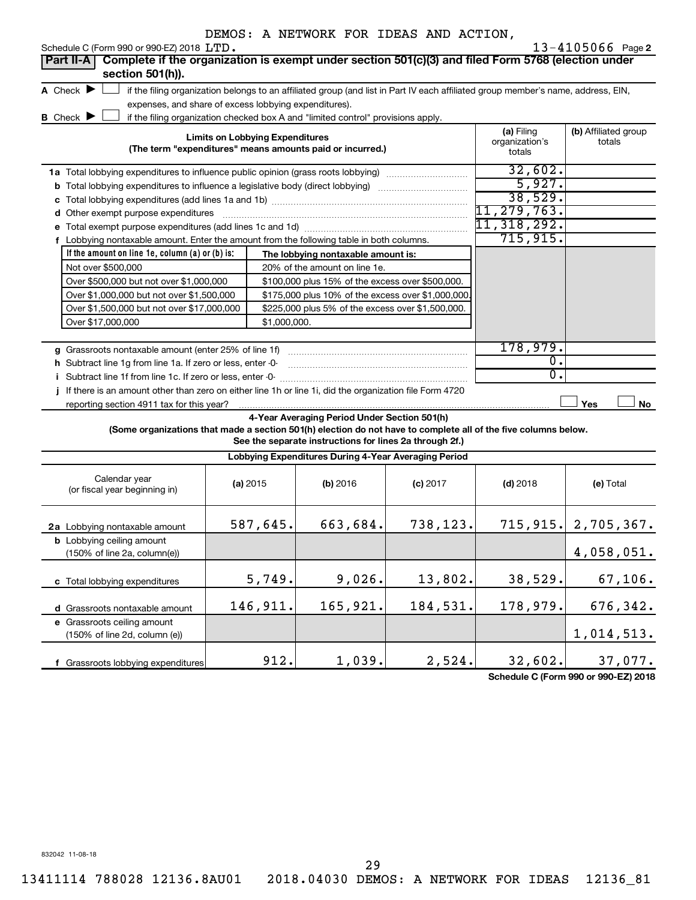Schedule C (Form 990 or 990-EZ) 2018 DEMOS: A NETWORK FOR IDEAS AND ACTION, LTD. 13-4105066 Page 2

## Part II-A Complete if the organization is exempt under section 501(c)(3) and filed Form 5768 (election under section 501(h)).

**A** Check ▶ ☐ if the filing organization belongs to an affiliated group (and list in Part IV each affiliated group member's name, address, EIN, expenses, and share of excess lobbying expenditures).

**B** Check ▶ ☐ if the filing organization checked box A and "limited control" provisions apply.

| Limits on Lobbying Expenditures (The term "expenditures" means amounts paid or incurred.) | (a) Filing organization's totals | (b) Affiliated group totals |
|---|---|---|
| **1a** Total lobbying expenditures to influence public opinion (grass roots lobbying) | 32,602. | |
| **b** Total lobbying expenditures to influence a legislative body (direct lobbying) | 5,927. | |
| **c** Total lobbying expenditures (add lines 1a and 1b) | 38,529. | |
| **d** Other exempt purpose expenditures | 11,279,763. | |
| **e** Total exempt purpose expenditures (add lines 1c and 1d) | 11,318,292. | |
| **f** Lobbying nontaxable amount. Enter the amount from the following table in both columns. | 715,915. | |

| If the amount on line 1e, column (a) or (b) is: | The lobbying nontaxable amount is: |
|---|---|
| Not over $500,000 | 20% of the amount on line 1e. |
| Over $500,000 but not over $1,000,000 | $100,000 plus 15% of the excess over $500,000. |
| Over $1,000,000 but not over $1,500,000 | $175,000 plus 10% of the excess over $1,000,000. |
| Over $1,500,000 but not over $17,000,000 | $225,000 plus 5% of the excess over $1,500,000. |
| Over $17,000,000 | $1,000,000. |

| | (a) Filing organization's totals | (b) Affiliated group totals |
|---|---|---|
| **g** Grassroots nontaxable amount (enter 25% of line 1f) | 178,979. | |
| **h** Subtract line 1g from line 1a. If zero or less, enter -0- | 0. | |
| **i** Subtract line 1f from line 1c. If zero or less, enter -0- | 0. | |
| **j** If there is an amount other than zero on either line 1h or line 1i, did the organization file Form 4720 reporting section 4911 tax for this year? | ☐ Yes | ☐ No |

### 4-Year Averaging Period Under Section 501(h)

**(Some organizations that made a section 501(h) election do not have to complete all of the five columns below. See the separate instructions for lines 2a through 2f.)**

**Lobbying Expenditures During 4-Year Averaging Period**

| Calendar year (or fiscal year beginning in) | (a) 2015 | (b) 2016 | (c) 2017 | (d) 2018 | (e) Total |
|---|---|---|---|---|---|
| **2a** Lobbying nontaxable amount | 587,645. | 663,684. | 738,123. | 715,915. | 2,705,367. |
| **b** Lobbying ceiling amount (150% of line 2a, column(e)) | | | | | 4,058,051. |
| **c** Total lobbying expenditures | 5,749. | 9,026. | 13,802. | 38,529. | 67,106. |
| **d** Grassroots nontaxable amount | 146,911. | 165,921. | 184,531. | 178,979. | 676,342. |
| **e** Grassroots ceiling amount (150% of line 2d, column (e)) | | | | | 1,014,513. |
| **f** Grassroots lobbying expenditures | 912. | 1,039. | 2,524. | 32,602. | 37,077. |

Schedule C (Form 990 or 990-EZ) 2018

832042 11-08-18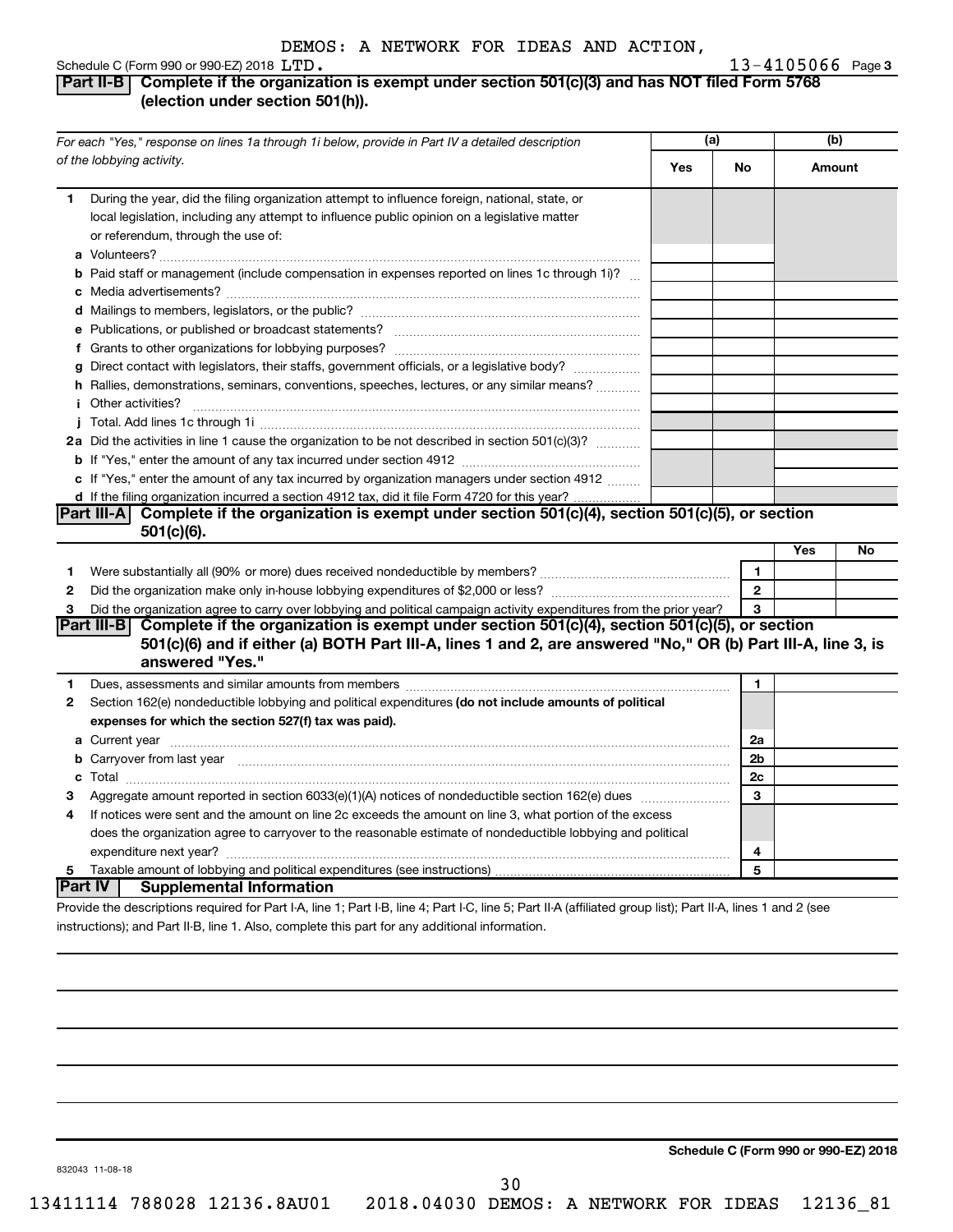DEMOS: A NETWORK FOR IDEAS AND ACTION, LTD. 13-4105066

## Part II-B Complete if the organization is exempt under section 501(c)(3) and has NOT filed Form 5768 (election under section 501(h)).

| For each "Yes," response on lines 1a through 1i below, provide in Part IV a detailed description of the lobbying activity. | (a) Yes | (a) No | (b) Amount |
|---|---|---|---|
| **1** During the year, did the filing organization attempt to influence foreign, national, state, or local legislation, including any attempt to influence public opinion on a legislative matter or referendum, through the use of: | | | |
| **a** Volunteers? | | | |
| **b** Paid staff or management (include compensation in expenses reported on lines 1c through 1i)? | | | |
| **c** Media advertisements? | | | |
| **d** Mailings to members, legislators, or the public? | | | |
| **e** Publications, or published or broadcast statements? | | | |
| **f** Grants to other organizations for lobbying purposes? | | | |
| **g** Direct contact with legislators, their staffs, government officials, or a legislative body? | | | |
| **h** Rallies, demonstrations, seminars, conventions, speeches, lectures, or any similar means? | | | |
| **i** Other activities? | | | |
| **j** Total. Add lines 1c through 1i | | | |
| **2a** Did the activities in line 1 cause the organization to be not described in section 501(c)(3)? | | | |
| **b** If "Yes," enter the amount of any tax incurred under section 4912 | | | |
| **c** If "Yes," enter the amount of any tax incurred by organization managers under section 4912 | | | |
| **d** If the filing organization incurred a section 4912 tax, did it file Form 4720 for this year? | | | |

## Part III-A Complete if the organization is exempt under section 501(c)(4), section 501(c)(5), or section 501(c)(6).

| | | | Yes | No |
|---|---|---|---|---|
| **1** | Were substantially all (90% or more) dues received nondeductible by members? | 1 | | |
| **2** | Did the organization make only in-house lobbying expenditures of $2,000 or less? | 2 | | |
| **3** | Did the organization agree to carry over lobbying and political campaign activity expenditures from the prior year? | 3 | | |

## Part III-B Complete if the organization is exempt under section 501(c)(4), section 501(c)(5), or section 501(c)(6) and if either (a) BOTH Part III-A, lines 1 and 2, are answered "No," OR (b) Part III-A, line 3, is answered "Yes."

| | | | |
|---|---|---|---|
| **1** | Dues, assessments and similar amounts from members | 1 | |
| **2** | Section 162(e) nondeductible lobbying and political expenditures **(do not include amounts of political expenses for which the section 527(f) tax was paid).** | | |
| **a** | Current year | 2a | |
| **b** | Carryover from last year | 2b | |
| **c** | Total | 2c | |
| **3** | Aggregate amount reported in section 6033(e)(1)(A) notices of nondeductible section 162(e) dues | 3 | |
| **4** | If notices were sent and the amount on line 2c exceeds the amount on line 3, what portion of the excess does the organization agree to carryover to the reasonable estimate of nondeductible lobbying and political expenditure next year? | 4 | |
| **5** | Taxable amount of lobbying and political expenditures (see instructions) | 5 | |

## Part IV Supplemental Information

Provide the descriptions required for Part I-A, line 1; Part I-B, line 4; Part I-C, line 5; Part II-A (affiliated group list); Part II-A, lines 1 and 2 (see instructions); and Part II-B, line 1. Also, complete this part for any additional information.

832043 11-08-18

**Schedule C (Form 990 or 990-EZ) 2018**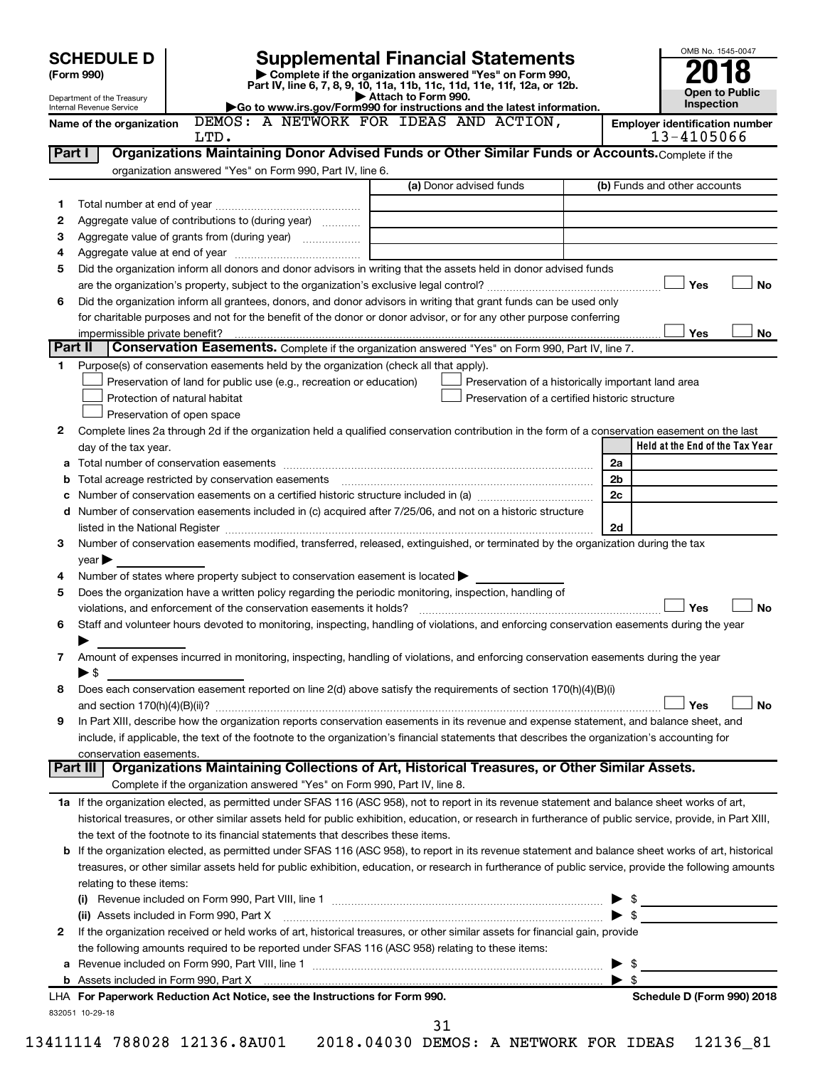# SCHEDULE D (Form 990)

Department of the Treasury
Internal Revenue Service

## Supplemental Financial Statements

▶ Complete if the organization answered "Yes" on Form 990, Part IV, line 6, 7, 8, 9, 10, 11a, 11b, 11c, 11d, 11e, 11f, 12a, or 12b.
▶ Attach to Form 990.
▶Go to www.irs.gov/Form990 for instructions and the latest information.

OMB No. 1545-0047

**2018**

**Open to Public Inspection**

**Name of the organization:** DEMOS: A NETWORK FOR IDEAS AND ACTION, LTD.

**Employer identification number:** 13-4105066

## Part I — Organizations Maintaining Donor Advised Funds or Other Similar Funds or Accounts.

Complete if the organization answered "Yes" on Form 990, Part IV, line 6.

| | | (a) Donor advised funds | (b) Funds and other accounts |
|---|---|---|---|
| 1 | Total number at end of year | | |
| 2 | Aggregate value of contributions to (during year) | | |
| 3 | Aggregate value of grants from (during year) | | |
| 4 | Aggregate value at end of year | | |

5 Did the organization inform all donors and donor advisors in writing that the assets held in donor advised funds are the organization's property, subject to the organization's exclusive legal control? ☐ Yes ☐ No

6 Did the organization inform all grantees, donors, and donor advisors in writing that grant funds can be used only for charitable purposes and not for the benefit of the donor or donor advisor, or for any other purpose conferring impermissible private benefit? ☐ Yes ☐ No

## Part II — Conservation Easements.

Complete if the organization answered "Yes" on Form 990, Part IV, line 7.

1 Purpose(s) of conservation easements held by the organization (check all that apply).

- ☐ Preservation of land for public use (e.g., recreation or education)
- ☐ Protection of natural habitat
- ☐ Preservation of open space
- ☐ Preservation of a historically important land area
- ☐ Preservation of a certified historic structure

2 Complete lines 2a through 2d if the organization held a qualified conservation contribution in the form of a conservation easement on the last day of the tax year.

| | | | Held at the End of the Tax Year |
|---|---|---|---|
| a | Total number of conservation easements | 2a | |
| b | Total acreage restricted by conservation easements | 2b | |
| c | Number of conservation easements on a certified historic structure included in (a) | 2c | |
| d | Number of conservation easements included in (c) acquired after 7/25/06, and not on a historic structure listed in the National Register | 2d | |

3 Number of conservation easements modified, transferred, released, extinguished, or terminated by the organization during the tax year ▶

4 Number of states where property subject to conservation easement is located ▶

5 Does the organization have a written policy regarding the periodic monitoring, inspection, handling of violations, and enforcement of the conservation easements it holds? ☐ Yes ☐ No

6 Staff and volunteer hours devoted to monitoring, inspecting, handling of violations, and enforcing conservation easements during the year ▶

7 Amount of expenses incurred in monitoring, inspecting, handling of violations, and enforcing conservation easements during the year ▶ $

8 Does each conservation easement reported on line 2(d) above satisfy the requirements of section 170(h)(4)(B)(i) and section 170(h)(4)(B)(ii)? ☐ Yes ☐ No

9 In Part XIII, describe how the organization reports conservation easements in its revenue and expense statement, and balance sheet, and include, if applicable, the text of the footnote to the organization's financial statements that describes the organization's accounting for conservation easements.

## Part III — Organizations Maintaining Collections of Art, Historical Treasures, or Other Similar Assets.

Complete if the organization answered "Yes" on Form 990, Part IV, line 8.

1a If the organization elected, as permitted under SFAS 116 (ASC 958), not to report in its revenue statement and balance sheet works of art, historical treasures, or other similar assets held for public exhibition, education, or research in furtherance of public service, provide, in Part XIII, the text of the footnote to its financial statements that describes these items.

b If the organization elected, as permitted under SFAS 116 (ASC 958), to report in its revenue statement and balance sheet works of art, historical treasures, or other similar assets held for public exhibition, education, or research in furtherance of public service, provide the following amounts relating to these items:

(i) Revenue included on Form 990, Part VIII, line 1 ▶ $

(ii) Assets included in Form 990, Part X ▶ $

2 If the organization received or held works of art, historical treasures, or other similar assets for financial gain, provide the following amounts required to be reported under SFAS 116 (ASC 958) relating to these items:

a Revenue included on Form 990, Part VIII, line 1 ▶ $

b Assets included in Form 990, Part X ▶ $

**LHA For Paperwork Reduction Act Notice, see the Instructions for Form 990.** **Schedule D (Form 990) 2018**

832051 10-29-18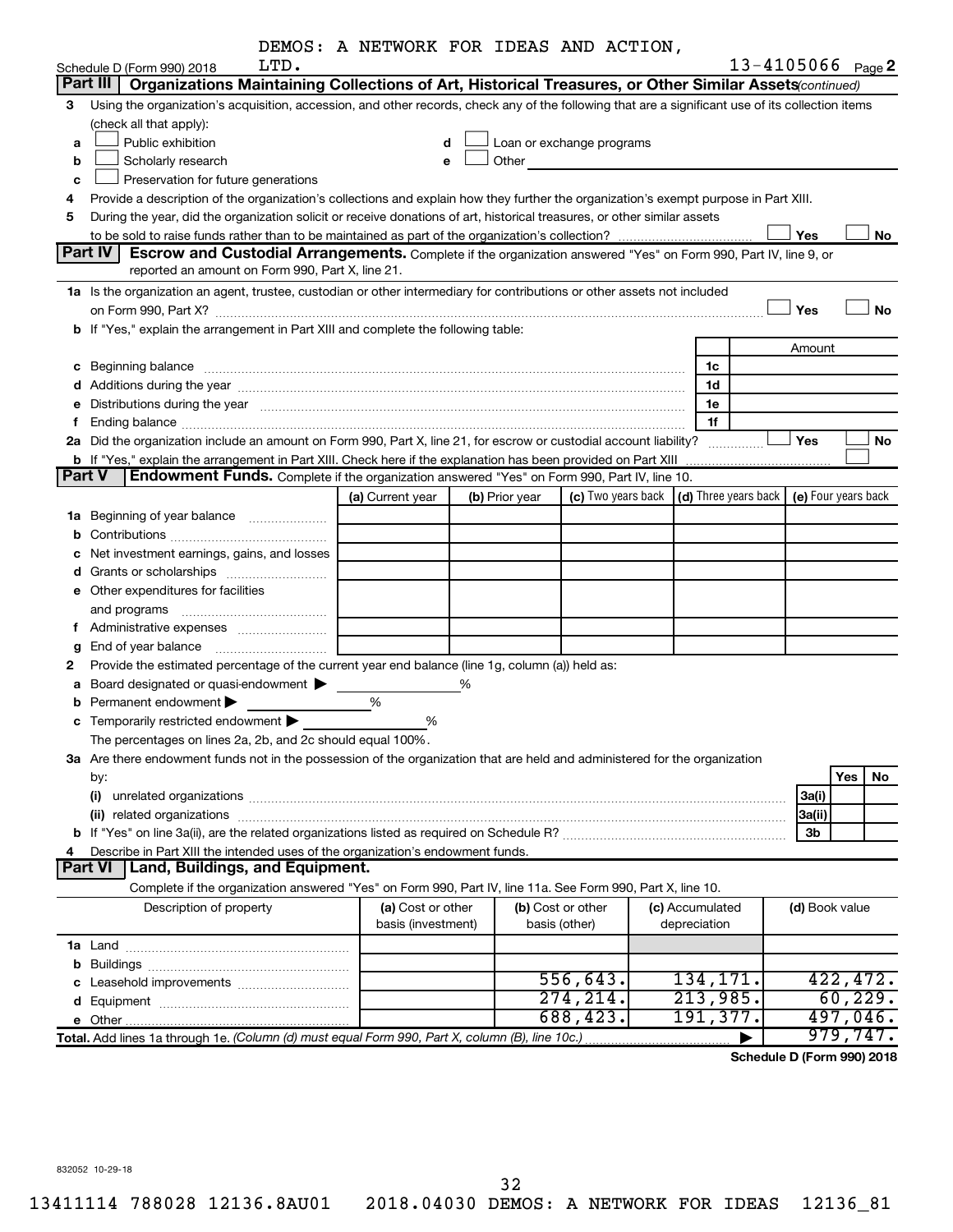DEMOS: A NETWORK FOR IDEAS AND ACTION, LTD.

Schedule D (Form 990) 2018 — 13-4105066 Page 2

## Part III Organizations Maintaining Collections of Art, Historical Treasures, or Other Similar Assets *(continued)*

3 Using the organization's acquisition, accession, and other records, check any of the following that are a significant use of its collection items (check all that apply):

- a ☐ Public exhibition
- b ☐ Scholarly research
- c ☐ Preservation for future generations
- d ☐ Loan or exchange programs
- e ☐ Other

4 Provide a description of the organization's collections and explain how they further the organization's exempt purpose in Part XIII.

5 During the year, did the organization solicit or receive donations of art, historical treasures, or other similar assets to be sold to raise funds rather than to be maintained as part of the organization's collection? ☐ Yes ☐ No

## Part IV Escrow and Custodial Arrangements.

Complete if the organization answered "Yes" on Form 990, Part IV, line 9, or reported an amount on Form 990, Part X, line 21.

1a Is the organization an agent, trustee, custodian or other intermediary for contributions or other assets not included on Form 990, Part X? ☐ Yes ☐ No

b If "Yes," explain the arrangement in Part XIII and complete the following table:

| | | Amount |
|---|---|---|
| c Beginning balance | 1c | |
| d Additions during the year | 1d | |
| e Distributions during the year | 1e | |
| f Ending balance | 1f | |

2a Did the organization include an amount on Form 990, Part X, line 21, for escrow or custodial account liability? ☐ Yes ☐ No

b If "Yes," explain the arrangement in Part XIII. Check here if the explanation has been provided on Part XIII ☐

## Part V Endowment Funds.

Complete if the organization answered "Yes" on Form 990, Part IV, line 10.

| | (a) Current year | (b) Prior year | (c) Two years back | (d) Three years back | (e) Four years back |
|---|---|---|---|---|---|
| 1a Beginning of year balance | | | | | |
| b Contributions | | | | | |
| c Net investment earnings, gains, and losses | | | | | |
| d Grants or scholarships | | | | | |
| e Other expenditures for facilities and programs | | | | | |
| f Administrative expenses | | | | | |
| g End of year balance | | | | | |

2 Provide the estimated percentage of the current year end balance (line 1g, column (a)) held as:

- a Board designated or quasi-endowment ▶ %
- b Permanent endowment ▶ %
- c Temporarily restricted endowment ▶ %

The percentages on lines 2a, 2b, and 2c should equal 100%.

3a Are there endowment funds not in the possession of the organization that are held and administered for the organization by:

| | | Yes | No |
|---|---|---|---|
| (i) unrelated organizations | 3a(i) | | |
| (ii) related organizations | 3a(ii) | | |
| b If "Yes" on line 3a(ii), are the related organizations listed as required on Schedule R? | 3b | | |

4 Describe in Part XIII the intended uses of the organization's endowment funds.

## Part VI Land, Buildings, and Equipment.

Complete if the organization answered "Yes" on Form 990, Part IV, line 11a. See Form 990, Part X, line 10.

| Description of property | (a) Cost or other basis (investment) | (b) Cost or other basis (other) | (c) Accumulated depreciation | (d) Book value |
|---|---|---|---|---|
| 1a Land | | | | |
| b Buildings | | | | |
| c Leasehold improvements | | 556,643. | 134,171. | 422,472. |
| d Equipment | | 274,214. | 213,985. | 60,229. |
| e Other | | 688,423. | 191,377. | 497,046. |
| **Total.** Add lines 1a through 1e. *(Column (d) must equal Form 990, Part X, column (B), line 10c.)* | | | ▶ | 979,747. |

**Schedule D (Form 990) 2018**

832052 10-29-18

13411114 788028 12136.8AU01 2018.04030 DEMOS: A NETWORK FOR IDEAS 12136_81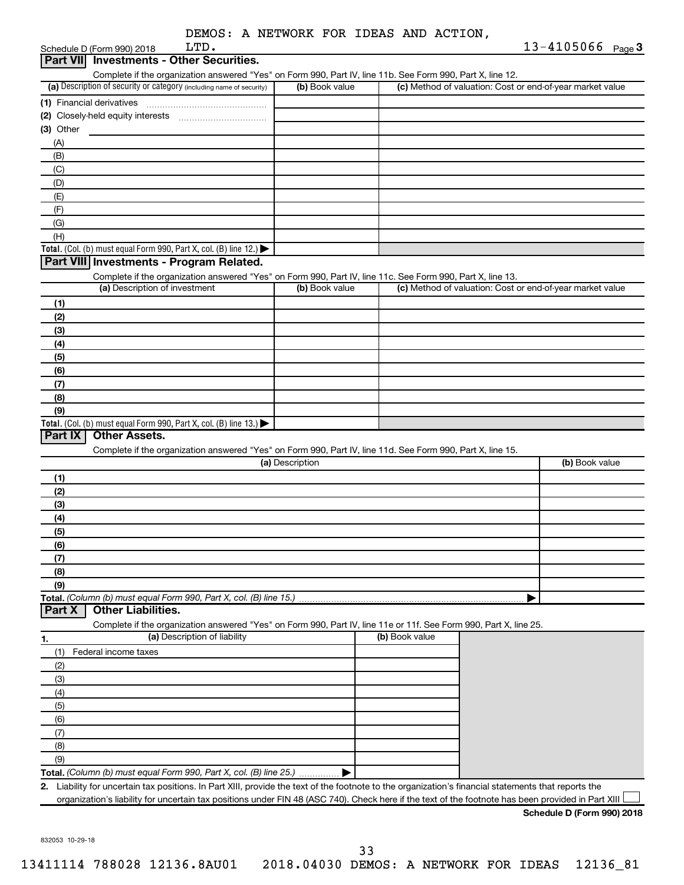DEMOS: A NETWORK FOR IDEAS AND ACTION, LTD. 13-4105066

## Part VII Investments - Other Securities.

Complete if the organization answered "Yes" on Form 990, Part IV, line 11b. See Form 990, Part X, line 12.

| (a) Description of security or category (including name of security) | (b) Book value | (c) Method of valuation: Cost or end-of-year market value |
|---|---|---|
| (1) Financial derivatives | | |
| (2) Closely-held equity interests | | |
| (3) Other | | |
| (A) | | |
| (B) | | |
| (C) | | |
| (D) | | |
| (E) | | |
| (F) | | |
| (G) | | |
| (H) | | |
| **Total.** (Col. (b) must equal Form 990, Part X, col. (B) line 12.) ▶ | | |

## Part VIII Investments - Program Related.

Complete if the organization answered "Yes" on Form 990, Part IV, line 11c. See Form 990, Part X, line 13.

| (a) Description of investment | (b) Book value | (c) Method of valuation: Cost or end-of-year market value |
|---|---|---|
| (1) | | |
| (2) | | |
| (3) | | |
| (4) | | |
| (5) | | |
| (6) | | |
| (7) | | |
| (8) | | |
| (9) | | |
| **Total.** (Col. (b) must equal Form 990, Part X, col. (B) line 13.) ▶ | | |

## Part IX Other Assets.

Complete if the organization answered "Yes" on Form 990, Part IV, line 11d. See Form 990, Part X, line 15.

| (a) Description | (b) Book value |
|---|---|
| (1) | |
| (2) | |
| (3) | |
| (4) | |
| (5) | |
| (6) | |
| (7) | |
| (8) | |
| (9) | |
| **Total.** *(Column (b) must equal Form 990, Part X, col. (B) line 15.)* ▶ | |

## Part X Other Liabilities.

Complete if the organization answered "Yes" on Form 990, Part IV, line 11e or 11f. See Form 990, Part X, line 25.

| 1. (a) Description of liability | (b) Book value |
|---|---|
| (1) Federal income taxes | |
| (2) | |
| (3) | |
| (4) | |
| (5) | |
| (6) | |
| (7) | |
| (8) | |
| (9) | |
| **Total.** *(Column (b) must equal Form 990, Part X, col. (B) line 25.)* ▶ | |

**2.** Liability for uncertain tax positions. In Part XIII, provide the text of the footnote to the organization's financial statements that reports the organization's liability for uncertain tax positions under FIN 48 (ASC 740). Check here if the text of the footnote has been provided in Part XIII ☐

**Schedule D (Form 990) 2018**

832053 10-29-18

13411114 788028 12136.8AU01 2018.04030 DEMOS: A NETWORK FOR IDEAS 12136_81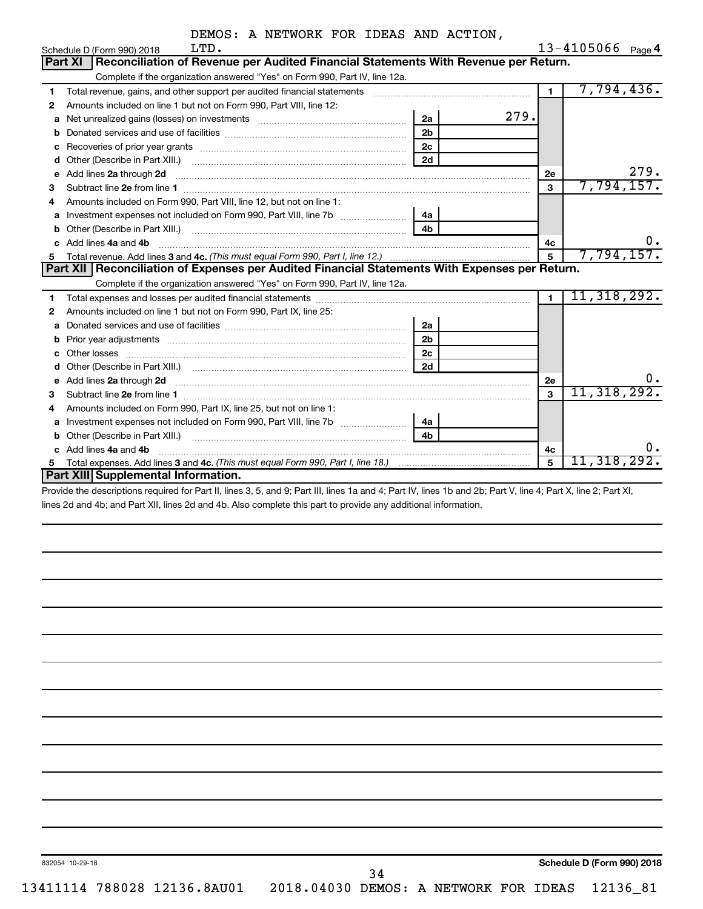DEMOS: A NETWORK FOR IDEAS AND ACTION, LTD.

Schedule D (Form 990) 2018 — 13-4105066 Page 4

## Part XI Reconciliation of Revenue per Audited Financial Statements With Revenue per Return.

Complete if the organization answered "Yes" on Form 990, Part IV, line 12a.

| | | | | | |
|---|---|---|---|---|---|
| 1 | Total revenue, gains, and other support per audited financial statements | | | 1 | 7,794,436. |
| 2 | Amounts included on line 1 but not on Form 990, Part VIII, line 12: | | | | |
| a | Net unrealized gains (losses) on investments | 2a | 279. | | |
| b | Donated services and use of facilities | 2b | | | |
| c | Recoveries of prior year grants | 2c | | | |
| d | Other (Describe in Part XIII.) | 2d | | | |
| e | Add lines **2a** through **2d** | | | 2e | 279. |
| 3 | Subtract line **2e** from line **1** | | | 3 | 7,794,157. |
| 4 | Amounts included on Form 990, Part VIII, line 12, but not on line 1: | | | | |
| a | Investment expenses not included on Form 990, Part VIII, line 7b | 4a | | | |
| b | Other (Describe in Part XIII.) | 4b | | | |
| c | Add lines **4a** and **4b** | | | 4c | 0. |
| 5 | Total revenue. Add lines **3** and **4c.** *(This must equal Form 990, Part I, line 12.)* | | | 5 | 7,794,157. |

## Part XII Reconciliation of Expenses per Audited Financial Statements With Expenses per Return.

Complete if the organization answered "Yes" on Form 990, Part IV, line 12a.

| | | | | | |
|---|---|---|---|---|---|
| 1 | Total expenses and losses per audited financial statements | | | 1 | 11,318,292. |
| 2 | Amounts included on line 1 but not on Form 990, Part IX, line 25: | | | | |
| a | Donated services and use of facilities | 2a | | | |
| b | Prior year adjustments | 2b | | | |
| c | Other losses | 2c | | | |
| d | Other (Describe in Part XIII.) | 2d | | | |
| e | Add lines **2a** through **2d** | | | 2e | 0. |
| 3 | Subtract line **2e** from line **1** | | | 3 | 11,318,292. |
| 4 | Amounts included on Form 990, Part IX, line 25, but not on line 1: | | | | |
| a | Investment expenses not included on Form 990, Part VIII, line 7b | 4a | | | |
| b | Other (Describe in Part XIII.) | 4b | | | |
| c | Add lines **4a** and **4b** | | | 4c | 0. |
| 5 | Total expenses. Add lines **3** and **4c.** *(This must equal Form 990, Part I, line 18.)* | | | 5 | 11,318,292. |

## Part XIII Supplemental Information.

Provide the descriptions required for Part II, lines 3, 5, and 9; Part III, lines 1a and 4; Part IV, lines 1b and 2b; Part V, line 4; Part X, line 2; Part XI, lines 2d and 4b; and Part XII, lines 2d and 4b. Also complete this part to provide any additional information.

832054 10-29-18 — Schedule D (Form 990) 2018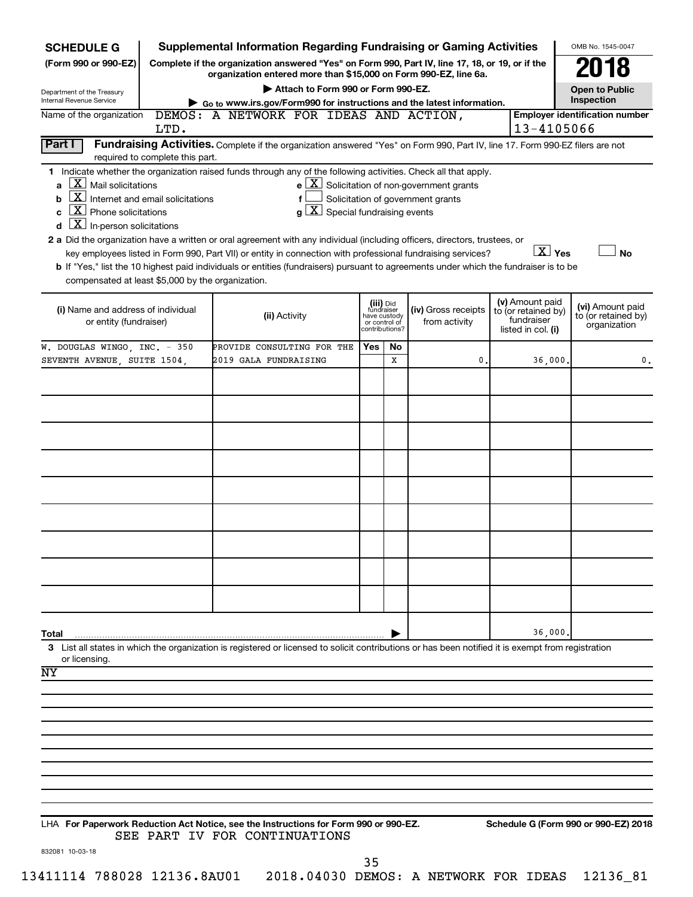**SCHEDULE G (Form 990 or 990-EZ)**

Department of the Treasury
Internal Revenue Service

# Supplemental Information Regarding Fundraising or Gaming Activities

**Complete if the organization answered "Yes" on Form 990, Part IV, line 17, 18, or 19, or if the organization entered more than $15,000 on Form 990-EZ, line 6a.**

**▶ Attach to Form 990 or Form 990-EZ.**

**▶ Go to www.irs.gov/Form990 for instructions and the latest information.**

OMB No. 1545-0047

**2018**

**Open to Public Inspection**

Name of the organization: DEMOS: A NETWORK FOR IDEAS AND ACTION, LTD.

**Employer identification number:** 13-4105066

## Part I Fundraising Activities.

Complete if the organization answered "Yes" on Form 990, Part IV, line 17. Form 990-EZ filers are not required to complete this part.

**1** Indicate whether the organization raised funds through any of the following activities. Check all that apply.

- **a** [X] Mail solicitations
- **b** [X] Internet and email solicitations
- **c** [X] Phone solicitations
- **d** [X] In-person solicitations
- **e** [X] Solicitation of non-government grants
- **f** [ ] Solicitation of government grants
- **g** [X] Special fundraising events

**2 a** Did the organization have a written or oral agreement with any individual (including officers, directors, trustees, or key employees listed in Form 990, Part VII) or entity in connection with professional fundraising services? [X] Yes [ ] No

**b** If "Yes," list the 10 highest paid individuals or entities (fundraisers) pursuant to agreements under which the fundraiser is to be compensated at least $5,000 by the organization.

| (i) Name and address of individual or entity (fundraiser) | (ii) Activity | (iii) Did fundraiser have custody or control of contributions? Yes | No | (iv) Gross receipts from activity | (v) Amount paid to (or retained by) fundraiser listed in col. (i) | (vi) Amount paid to (or retained by) organization |
|---|---|---|---|---|---|---|
| W. DOUGLAS WINGO, INC. - 350 SEVENTH AVENUE, SUITE 1504, | PROVIDE CONSULTING FOR THE 2019 GALA FUNDRAISING | | X | 0. | 36,000. | 0. |
| | | | | | | |
| | | | | | | |
| | | | | | | |
| | | | | | | |
| | | | | | | |
| | | | | | | |
| | | | | | | |
| | | | | | | |
| | | | | | | |
| **Total** | | | | | 36,000. | |

**3** List all states in which the organization is registered or licensed to solicit contributions or has been notified it is exempt from registration or licensing.

NY

LHA **For Paperwork Reduction Act Notice, see the Instructions for Form 990 or 990-EZ.** **Schedule G (Form 990 or 990-EZ) 2018**

SEE PART IV FOR CONTINUATIONS

832081 10-03-18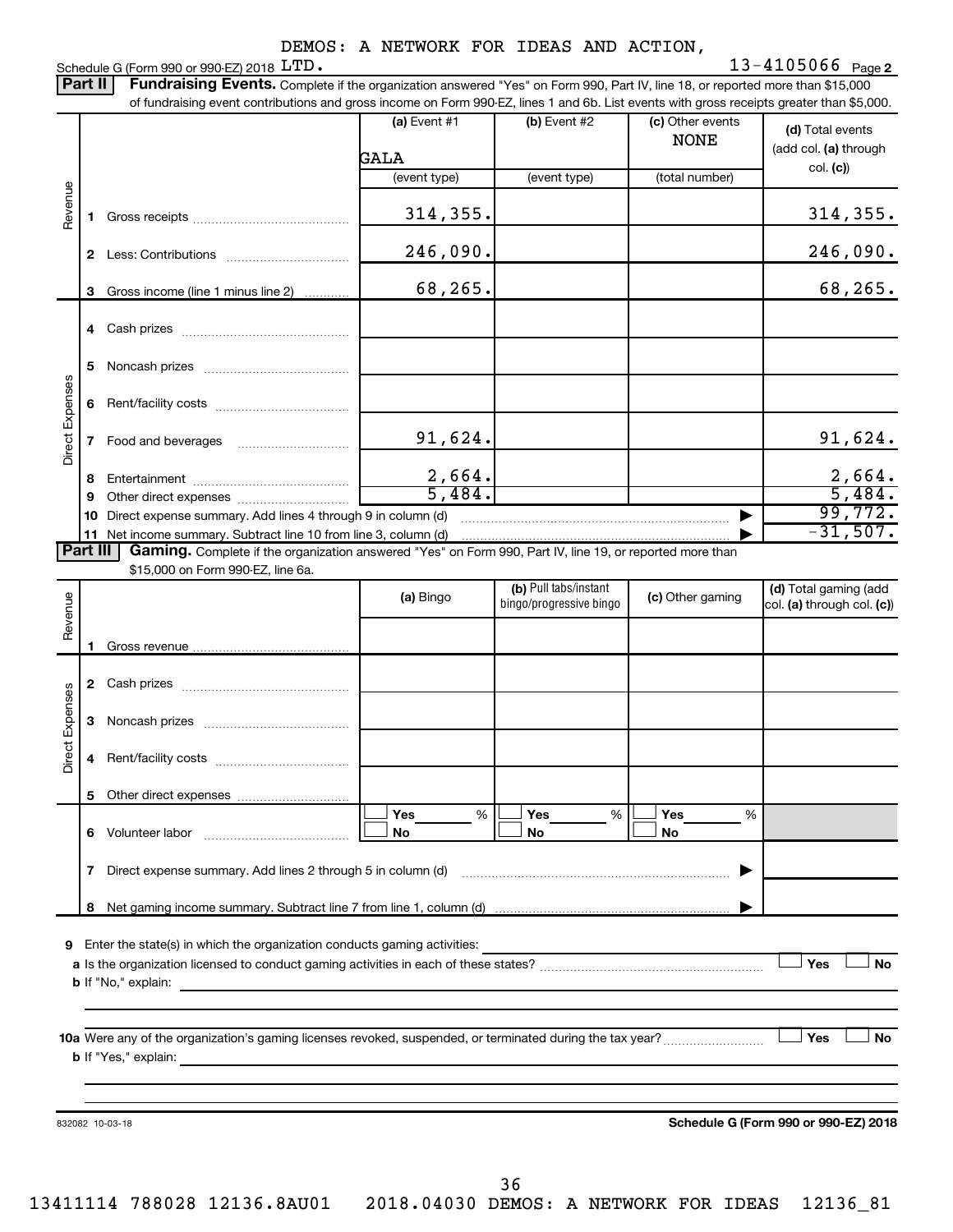DEMOS: A NETWORK FOR IDEAS AND ACTION, LTD.

Schedule G (Form 990 or 990-EZ) 2018 13-4105066 Page 2

**Part II** **Fundraising Events.** Complete if the organization answered "Yes" on Form 990, Part IV, line 18, or reported more than $15,000 of fundraising event contributions and gross income on Form 990-EZ, lines 1 and 6b. List events with gross receipts greater than $5,000.

| | | (a) Event #1 GALA (event type) | (b) Event #2 (event type) | (c) Other events NONE (total number) | (d) Total events (add col. (a) through col. (c)) |
|---|---|---|---|---|---|
| Revenue | 1 Gross receipts | 314,355. | | | 314,355. |
| | 2 Less: Contributions | 246,090. | | | 246,090. |
| | 3 Gross income (line 1 minus line 2) | 68,265. | | | 68,265. |
| Direct Expenses | 4 Cash prizes | | | | |
| | 5 Noncash prizes | | | | |
| | 6 Rent/facility costs | | | | |
| | 7 Food and beverages | 91,624. | | | 91,624. |
| | 8 Entertainment | 2,664. | | | 2,664. |
| | 9 Other direct expenses | 5,484. | | | 5,484. |
| | 10 Direct expense summary. Add lines 4 through 9 in column (d) | | | | 99,772. |
| | 11 Net income summary. Subtract line 10 from line 3, column (d) | | | | -31,507. |

**Part III** **Gaming.** Complete if the organization answered "Yes" on Form 990, Part IV, line 19, or reported more than $15,000 on Form 990-EZ, line 6a.

| | | (a) Bingo | (b) Pull tabs/instant bingo/progressive bingo | (c) Other gaming | (d) Total gaming (add col. (a) through col. (c)) |
|---|---|---|---|---|---|
| Revenue | 1 Gross revenue | | | | |
| Direct Expenses | 2 Cash prizes | | | | |
| | 3 Noncash prizes | | | | |
| | 4 Rent/facility costs | | | | |
| | 5 Other direct expenses | | | | |
| | 6 Volunteer labor | ☐ Yes ___ % ☐ No | ☐ Yes ___ % ☐ No | ☐ Yes ___ % ☐ No | |
| | 7 Direct expense summary. Add lines 2 through 5 in column (d) | | | | |
| | 8 Net gaming income summary. Subtract line 7 from line 1, column (d) | | | | |

9 Enter the state(s) in which the organization conducts gaming activities:

a Is the organization licensed to conduct gaming activities in each of these states? ☐ Yes ☐ No

b If "No," explain:

10a Were any of the organization's gaming licenses revoked, suspended, or terminated during the tax year? ☐ Yes ☐ No

b If "Yes," explain:

832082 10-03-18

**Schedule G (Form 990 or 990-EZ) 2018**

13411114 788028 12136.8AU01 2018.04030 DEMOS: A NETWORK FOR IDEAS 12136_81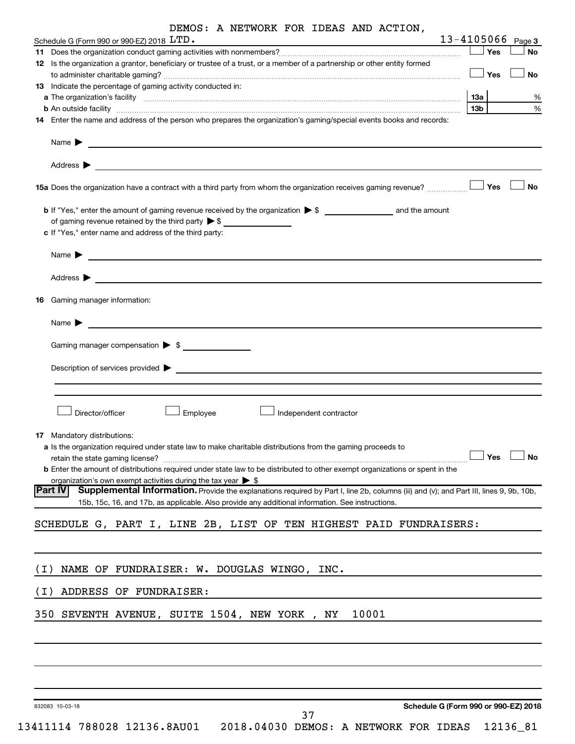DEMOS: A NETWORK FOR IDEAS AND ACTION, LTD. 13-4105066

Schedule G (Form 990 or 990-EZ) 2018 Page 3

**11** Does the organization conduct gaming activities with nonmembers? ☐ Yes ☐ No

**12** Is the organization a grantor, beneficiary or trustee of a trust, or a member of a partnership or other entity formed to administer charitable gaming? ☐ Yes ☐ No

**13** Indicate the percentage of gaming activity conducted in:

**a** The organization's facility **13a** %

**b** An outside facility **13b** %

**14** Enter the name and address of the person who prepares the organization's gaming/special events books and records:

Name ▶

Address ▶

**15a** Does the organization have a contract with a third party from whom the organization receives gaming revenue? ☐ Yes ☐ No

**b** If "Yes," enter the amount of gaming revenue received by the organization ▶ $ ______ and the amount of gaming revenue retained by the third party ▶ $ ______

**c** If "Yes," enter name and address of the third party:

Name ▶

Address ▶

**16** Gaming manager information:

Name ▶

Gaming manager compensation ▶ $

Description of services provided ▶

☐ Director/officer ☐ Employee ☐ Independent contractor

**17** Mandatory distributions:

**a** Is the organization required under state law to make charitable distributions from the gaming proceeds to retain the state gaming license? ☐ Yes ☐ No

**b** Enter the amount of distributions required under state law to be distributed to other exempt organizations or spent in the organization's own exempt activities during the tax year ▶ $

**Part IV** **Supplemental Information.** Provide the explanations required by Part I, line 2b, columns (iii) and (v); and Part III, lines 9, 9b, 10b, 15b, 15c, 16, and 17b, as applicable. Also provide any additional information. See instructions.

SCHEDULE G, PART I, LINE 2B, LIST OF TEN HIGHEST PAID FUNDRAISERS:

(I) NAME OF FUNDRAISER: W. DOUGLAS WINGO, INC.

(I) ADDRESS OF FUNDRAISER:

350 SEVENTH AVENUE, SUITE 1504, NEW YORK , NY 10001

832083 10-03-18 **Schedule G (Form 990 or 990-EZ) 2018**

13411114 788028 12136.8AU01 2018.04030 DEMOS: A NETWORK FOR IDEAS 12136_81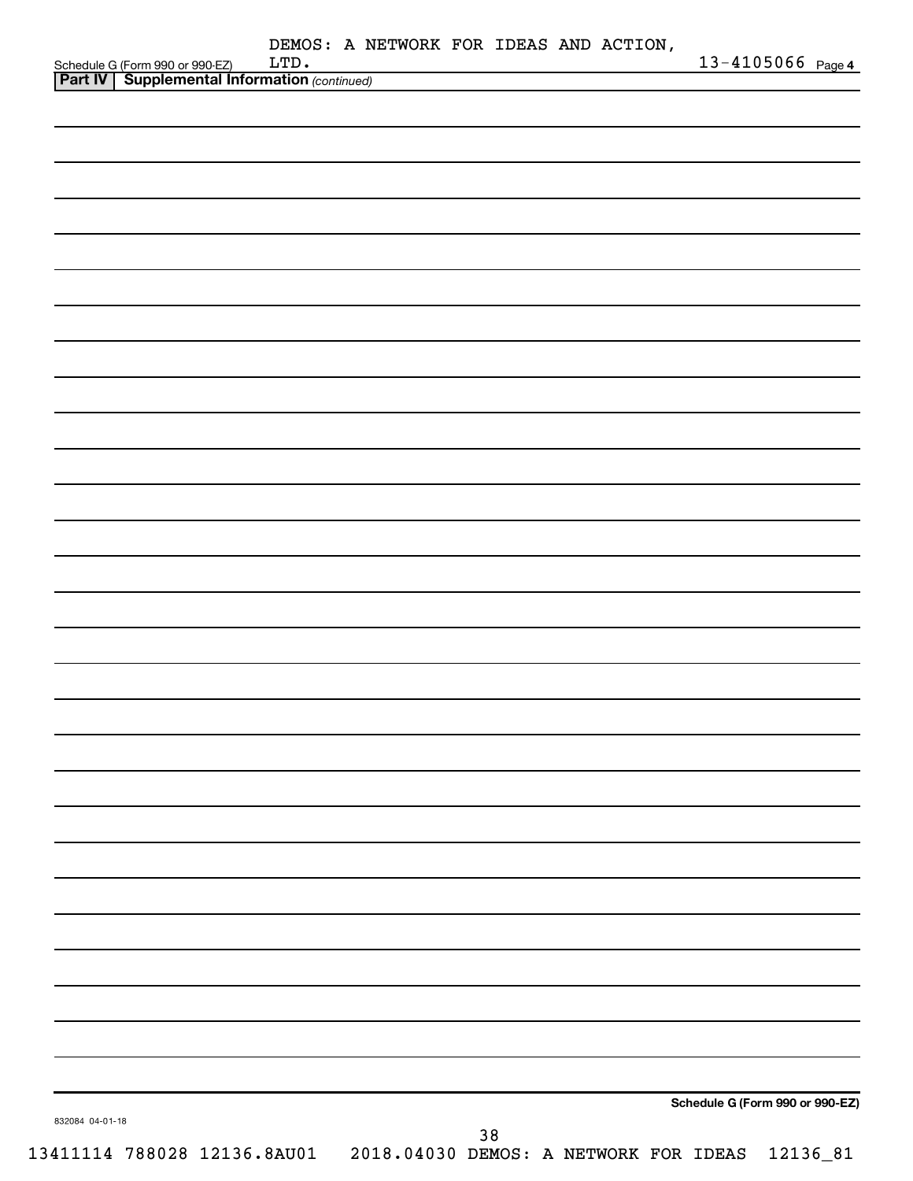DEMOS: A NETWORK FOR IDEAS AND ACTION, LTD. 13-4105066

Schedule G (Form 990 or 990-EZ) Page 4

**Part IV | Supplemental Information** *(continued)*

**Schedule G (Form 990 or 990-EZ)**

832084 04-01-18

13411114 788028 12136.8AU01 2018.04030 DEMOS: A NETWORK FOR IDEAS 12136_81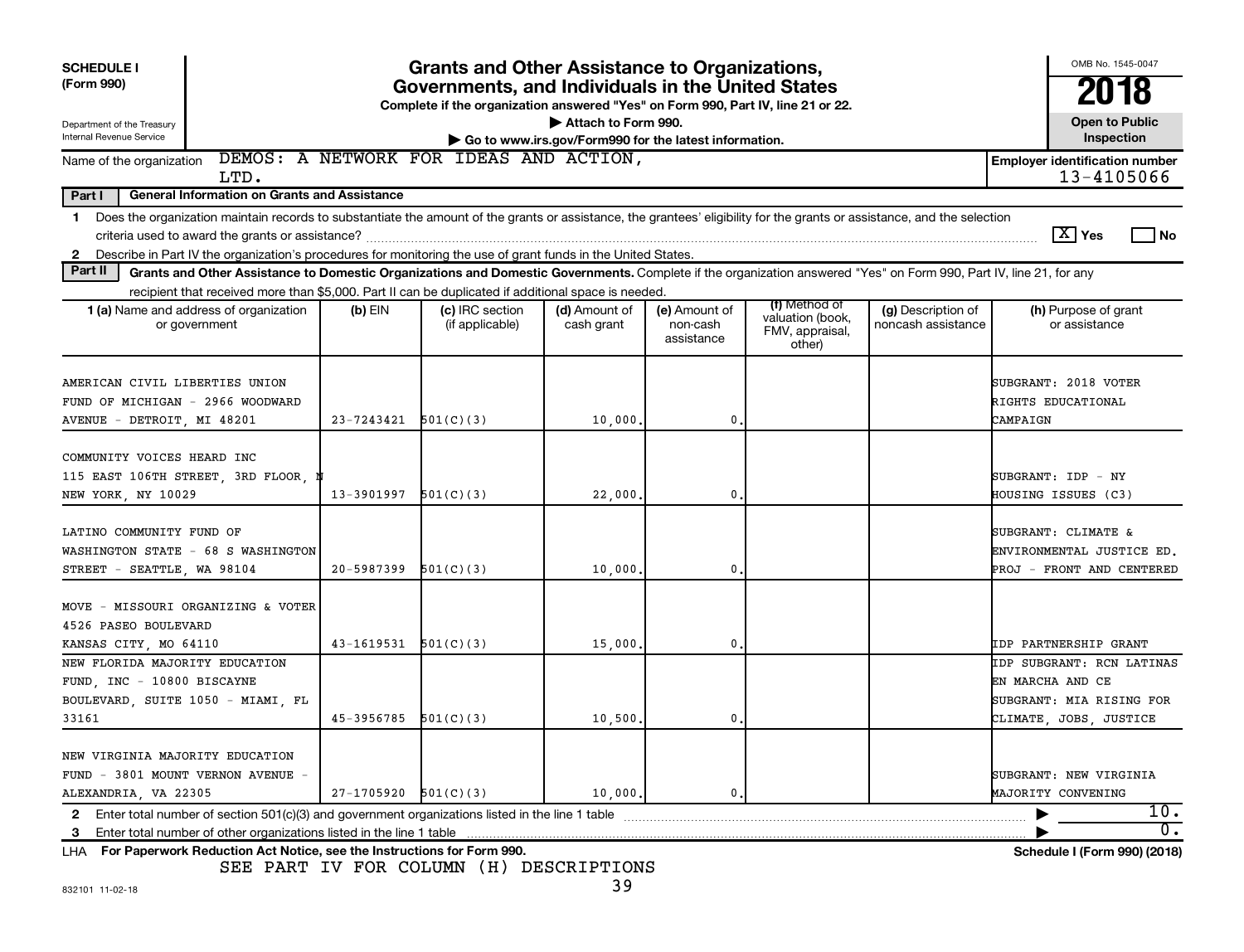**SCHEDULE I (Form 990)**

Department of the Treasury
Internal Revenue Service

# Grants and Other Assistance to Organizations, Governments, and Individuals in the United States

**Complete if the organization answered "Yes" on Form 990, Part IV, line 21 or 22.**

▶ Attach to Form 990.

▶ Go to www.irs.gov/Form990 for the latest information.

OMB No. 1545-0047

**2018**

**Open to Public Inspection**

Name of the organization: DEMOS: A NETWORK FOR IDEAS AND ACTION, LTD.

**Employer identification number** 13-4105066

**Part I General Information on Grants and Assistance**

1 Does the organization maintain records to substantiate the amount of the grants or assistance, the grantees' eligibility for the grants or assistance, and the selection criteria used to award the grants or assistance? [X] Yes [ ] No

2 Describe in Part IV the organization's procedures for monitoring the use of grant funds in the United States.

**Part II Grants and Other Assistance to Domestic Organizations and Domestic Governments.** Complete if the organization answered "Yes" on Form 990, Part IV, line 21, for any recipient that received more than $5,000. Part II can be duplicated if additional space is needed.

| 1 (a) Name and address of organization or government | (b) EIN | (c) IRC section (if applicable) | (d) Amount of cash grant | (e) Amount of non-cash assistance | (f) Method of valuation (book, FMV, appraisal, other) | (g) Description of noncash assistance | (h) Purpose of grant or assistance |
|---|---|---|---|---|---|---|---|
| AMERICAN CIVIL LIBERTIES UNION FUND OF MICHIGAN - 2966 WOODWARD AVENUE - DETROIT, MI 48201 | 23-7243421 | 501(C)(3) | 10,000. | 0. | | | SUBGRANT: 2018 VOTER RIGHTS EDUCATIONAL CAMPAIGN |
| COMMUNITY VOICES HEARD INC 115 EAST 106TH STREET, 3RD FLOOR, N NEW YORK, NY 10029 | 13-3901997 | 501(C)(3) | 22,000. | 0. | | | SUBGRANT: IDP - NY HOUSING ISSUES (C3) |
| LATINO COMMUNITY FUND OF WASHINGTON STATE - 68 S WASHINGTON STREET - SEATTLE, WA 98104 | 20-5987399 | 501(C)(3) | 10,000. | 0. | | | SUBGRANT: CLIMATE & ENVIRONMENTAL JUSTICE ED. PROJ - FRONT AND CENTERED |
| MOVE - MISSOURI ORGANIZING & VOTER 4526 PASEO BOULEVARD KANSAS CITY, MO 64110 | 43-1619531 | 501(C)(3) | 15,000. | 0. | | | IDP PARTNERSHIP GRANT |
| NEW FLORIDA MAJORITY EDUCATION FUND, INC - 10800 BISCAYNE BOULEVARD, SUITE 1050 - MIAMI, FL 33161 | 45-3956785 | 501(C)(3) | 10,500. | 0. | | | IDP SUBGRANT: RCN LATINAS EN MARCHA AND CE SUBGRANT: MIA RISING FOR CLIMATE, JOBS, JUSTICE |
| NEW VIRGINIA MAJORITY EDUCATION FUND - 3801 MOUNT VERNON AVENUE - ALEXANDRIA, VA 22305 | 27-1705920 | 501(C)(3) | 10,000. | 0. | | | SUBGRANT: NEW VIRGINIA MAJORITY CONVENING |

2 Enter total number of section 501(c)(3) and government organizations listed in the line 1 table ▶ 10.

3 Enter total number of other organizations listed in the line 1 table ▶ 0.

LHA **For Paperwork Reduction Act Notice, see the Instructions for Form 990.** **Schedule I (Form 990) (2018)**

SEE PART IV FOR COLUMN (H) DESCRIPTIONS

832101 11-02-18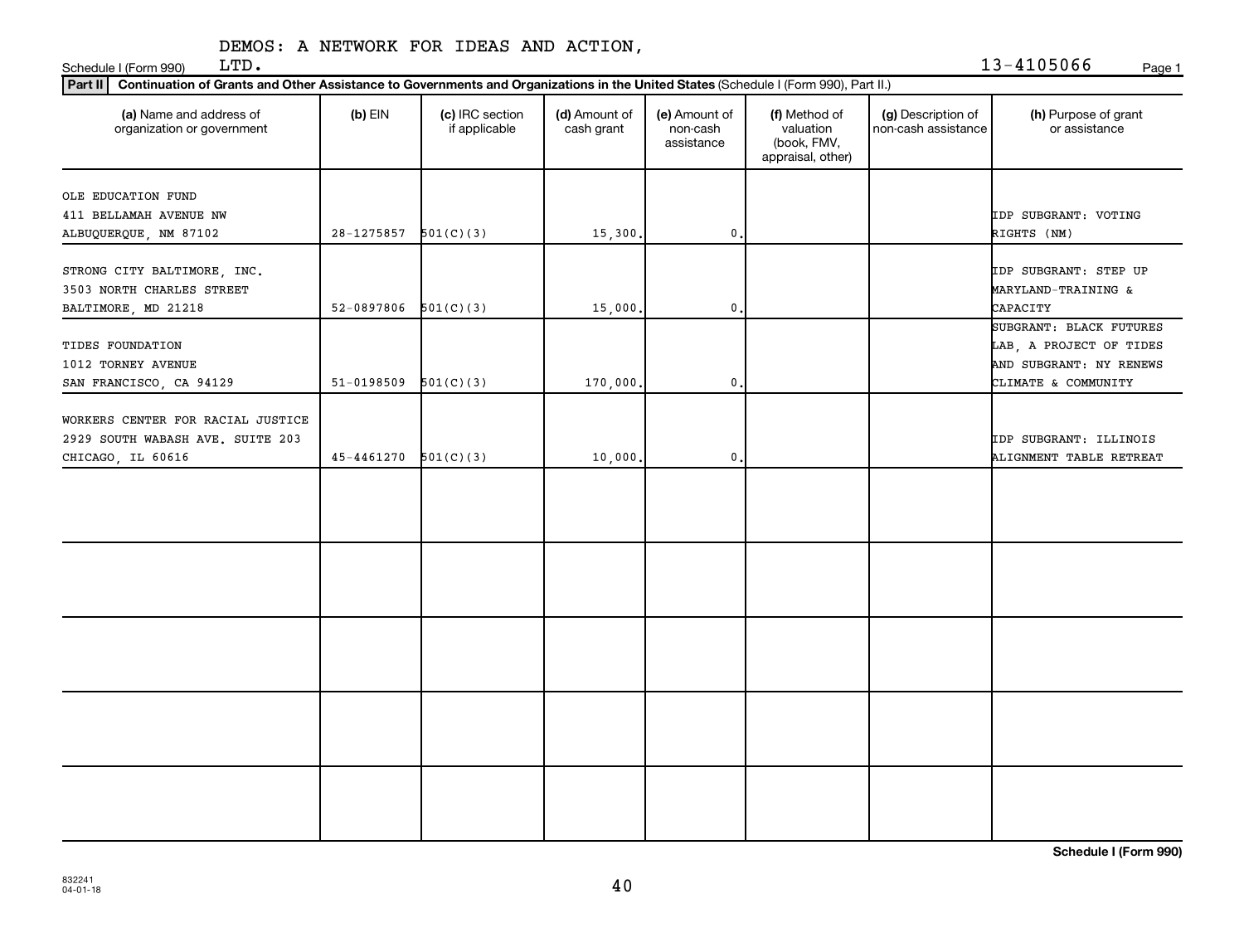DEMOS: A NETWORK FOR IDEAS AND ACTION, LTD.

Schedule I (Form 990) 13-4105066

**Part II** **Continuation of Grants and Other Assistance to Governments and Organizations in the United States** (Schedule I (Form 990), Part II.)

| (a) Name and address of organization or government | (b) EIN | (c) IRC section if applicable | (d) Amount of cash grant | (e) Amount of non-cash assistance | (f) Method of valuation (book, FMV, appraisal, other) | (g) Description of non-cash assistance | (h) Purpose of grant or assistance |
|---|---|---|---|---|---|---|---|
| OLE EDUCATION FUND<br>411 BELLAMAH AVENUE NW<br>ALBUQUERQUE, NM 87102 | 28-1275857 | 501(C)(3) | 15,300. | 0. | | | IDP SUBGRANT: VOTING RIGHTS (NM) |
| STRONG CITY BALTIMORE, INC.<br>3503 NORTH CHARLES STREET<br>BALTIMORE, MD 21218 | 52-0897806 | 501(C)(3) | 15,000. | 0. | | | IDP SUBGRANT: STEP UP MARYLAND-TRAINING & CAPACITY |
| TIDES FOUNDATION<br>1012 TORNEY AVENUE<br>SAN FRANCISCO, CA 94129 | 51-0198509 | 501(C)(3) | 170,000. | 0. | | | SUBGRANT: BLACK FUTURES LAB, A PROJECT OF TIDES AND SUBGRANT: NY RENEWS CLIMATE & COMMUNITY |
| WORKERS CENTER FOR RACIAL JUSTICE<br>2929 SOUTH WABASH AVE. SUITE 203<br>CHICAGO, IL 60616 | 45-4461270 | 501(C)(3) | 10,000. | 0. | | | IDP SUBGRANT: ILLINOIS ALIGNMENT TABLE RETREAT |
| | | | | | | | |
| | | | | | | | |
| | | | | | | | |
| | | | | | | | |
| | | | | | | | |

**Schedule I (Form 990)**

832241 04-01-18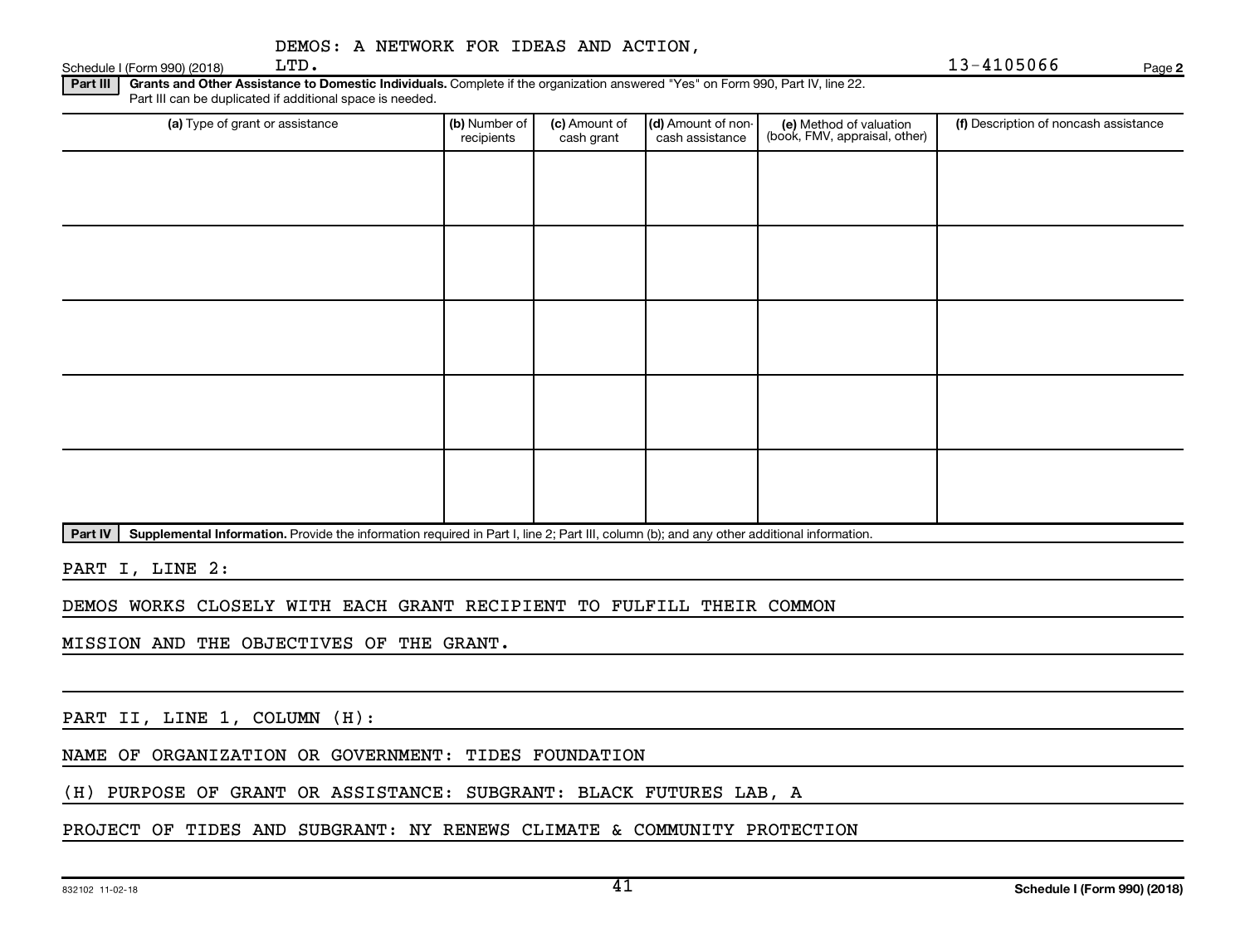DEMOS: A NETWORK FOR IDEAS AND ACTION, LTD.

13-4105066

**Part III** **Grants and Other Assistance to Domestic Individuals.** Complete if the organization answered "Yes" on Form 990, Part IV, line 22. Part III can be duplicated if additional space is needed.

| (a) Type of grant or assistance | (b) Number of recipients | (c) Amount of cash grant | (d) Amount of non-cash assistance | (e) Method of valuation (book, FMV, appraisal, other) | (f) Description of noncash assistance |
|---|---|---|---|---|---|
| | | | | | |
| | | | | | |
| | | | | | |
| | | | | | |
| | | | | | |

**Part IV** **Supplemental Information.** Provide the information required in Part I, line 2; Part III, column (b); and any other additional information.

PART I, LINE 2:

DEMOS WORKS CLOSELY WITH EACH GRANT RECIPIENT TO FULFILL THEIR COMMON MISSION AND THE OBJECTIVES OF THE GRANT.

PART II, LINE 1, COLUMN (H):

NAME OF ORGANIZATION OR GOVERNMENT: TIDES FOUNDATION

(H) PURPOSE OF GRANT OR ASSISTANCE: SUBGRANT: BLACK FUTURES LAB, A PROJECT OF TIDES AND SUBGRANT: NY RENEWS CLIMATE & COMMUNITY PROTECTION

832102 11-02-18

**Schedule I (Form 990) (2018)**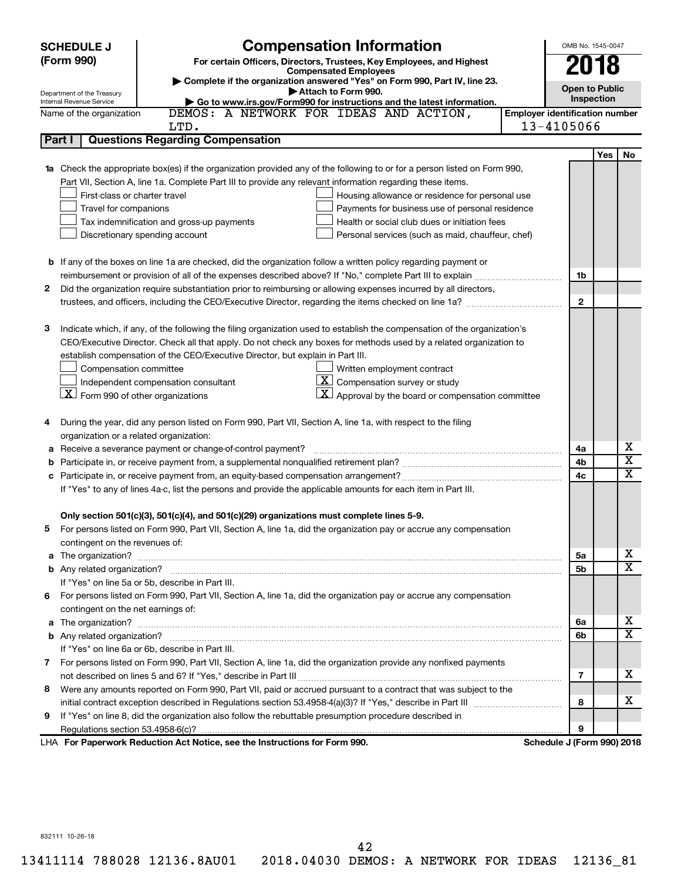**SCHEDULE J (Form 990)**

Department of the Treasury
Internal Revenue Service

# Compensation Information

**For certain Officers, Directors, Trustees, Key Employees, and Highest Compensated Employees**

▶ Complete if the organization answered "Yes" on Form 990, Part IV, line 23.
▶ Attach to Form 990.
▶ Go to www.irs.gov/Form990 for instructions and the latest information.

OMB No. 1545-0047

**2018**

**Open to Public Inspection**

Name of the organization: DEMOS: A NETWORK FOR IDEAS AND ACTION, LTD.

Employer identification number: 13-4105066

## Part I — Questions Regarding Compensation

| | | | Yes | No |
|---|---|---|---|---|
| **1a** | Check the appropriate box(es) if the organization provided any of the following to or for a person listed on Form 990, Part VII, Section A, line 1a. Complete Part III to provide any relevant information regarding these items.<br>☐ First-class or charter travel ☐ Housing allowance or residence for personal use<br>☐ Travel for companions ☐ Payments for business use of personal residence<br>☐ Tax indemnification and gross-up payments ☐ Health or social club dues or initiation fees<br>☐ Discretionary spending account ☐ Personal services (such as maid, chauffeur, chef) | | | |
| **b** | If any of the boxes on line 1a are checked, did the organization follow a written policy regarding payment or reimbursement or provision of all of the expenses described above? If "No," complete Part III to explain | 1b | | |
| **2** | Did the organization require substantiation prior to reimbursing or allowing expenses incurred by all directors, trustees, and officers, including the CEO/Executive Director, regarding the items checked on line 1a? | 2 | | |
| **3** | Indicate which, if any, of the following the filing organization used to establish the compensation of the organization's CEO/Executive Director. Check all that apply. Do not check any boxes for methods used by a related organization to establish compensation of the CEO/Executive Director, but explain in Part III.<br>☐ Compensation committee ☐ Written employment contract<br>☐ Independent compensation consultant ☒ Compensation survey or study<br>☒ Form 990 of other organizations ☒ Approval by the board or compensation committee | | | |
| **4** | During the year, did any person listed on Form 990, Part VII, Section A, line 1a, with respect to the filing organization or a related organization: | | | |
| **a** | Receive a severance payment or change-of-control payment? | 4a | | X |
| **b** | Participate in, or receive payment from, a supplemental nonqualified retirement plan? | 4b | | X |
| **c** | Participate in, or receive payment from, an equity-based compensation arrangement? | 4c | | X |
| | If "Yes" to any of lines 4a-c, list the persons and provide the applicable amounts for each item in Part III. | | | |
| | **Only section 501(c)(3), 501(c)(4), and 501(c)(29) organizations must complete lines 5-9.** | | | |
| **5** | For persons listed on Form 990, Part VII, Section A, line 1a, did the organization pay or accrue any compensation contingent on the revenues of: | | | |
| **a** | The organization? | 5a | | X |
| **b** | Any related organization? | 5b | | X |
| | If "Yes" on line 5a or 5b, describe in Part III. | | | |
| **6** | For persons listed on Form 990, Part VII, Section A, line 1a, did the organization pay or accrue any compensation contingent on the net earnings of: | | | |
| **a** | The organization? | 6a | | X |
| **b** | Any related organization? | 6b | | X |
| | If "Yes" on line 6a or 6b, describe in Part III. | | | |
| **7** | For persons listed on Form 990, Part VII, Section A, line 1a, did the organization provide any nonfixed payments not described on lines 5 and 6? If "Yes," describe in Part III | 7 | | X |
| **8** | Were any amounts reported on Form 990, Part VII, paid or accrued pursuant to a contract that was subject to the initial contract exception described in Regulations section 53.4958-4(a)(3)? If "Yes," describe in Part III | 8 | | X |
| **9** | If "Yes" on line 8, did the organization also follow the rebuttable presumption procedure described in Regulations section 53.4958-6(c)? | 9 | | |

LHA **For Paperwork Reduction Act Notice, see the Instructions for Form 990.** **Schedule J (Form 990) 2018**

832111 10-26-18

13411114 788028 12136.8AU01 2018.04030 DEMOS: A NETWORK FOR IDEAS 12136_81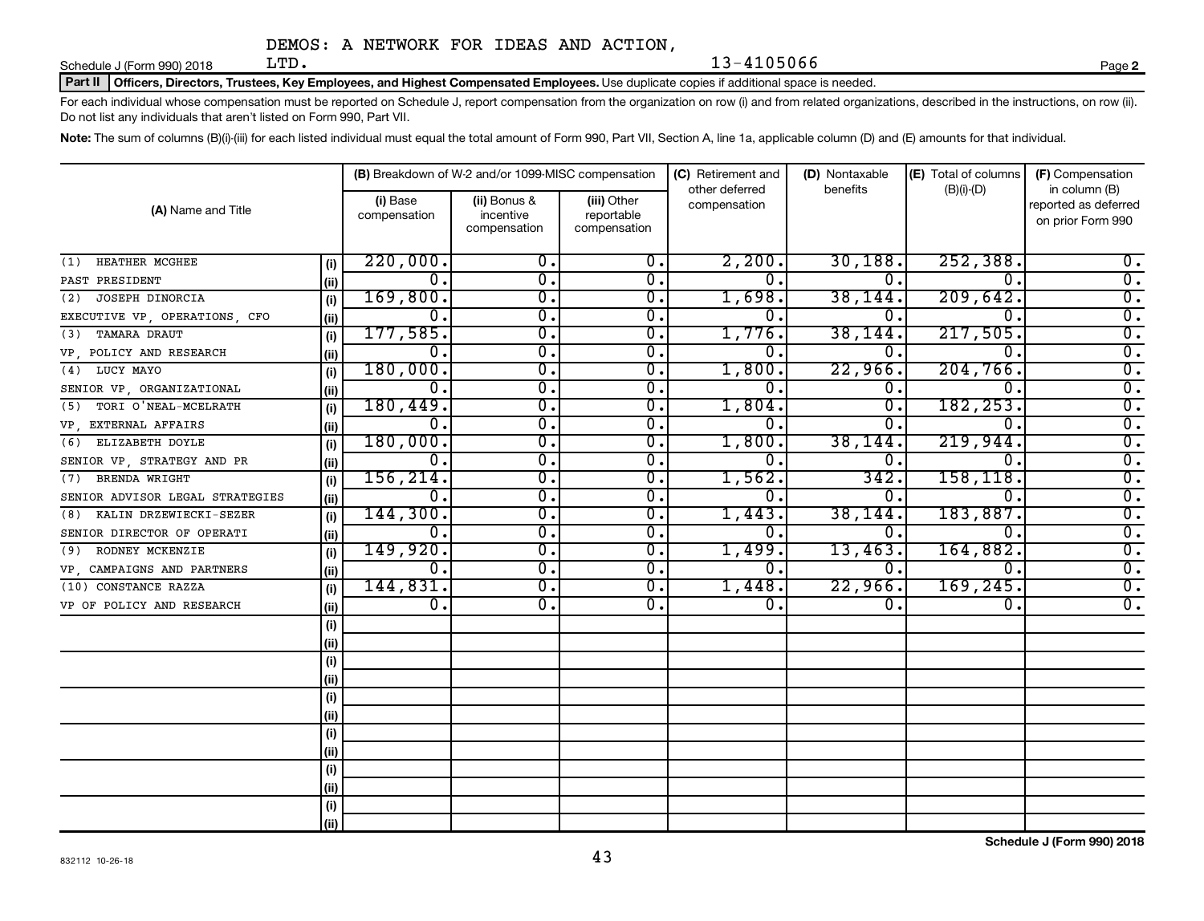DEMOS: A NETWORK FOR IDEAS AND ACTION, LTD. 13-4105066

Schedule J (Form 990) 2018

**Part II Officers, Directors, Trustees, Key Employees, and Highest Compensated Employees.** Use duplicate copies if additional space is needed.

For each individual whose compensation must be reported on Schedule J, report compensation from the organization on row (i) and from related organizations, described in the instructions, on row (ii). Do not list any individuals that aren't listed on Form 990, Part VII.

**Note:** The sum of columns (B)(i)-(iii) for each listed individual must equal the total amount of Form 990, Part VII, Section A, line 1a, applicable column (D) and (E) amounts for that individual.

| (A) Name and Title | | (B) Breakdown of W-2 and/or 1099-MISC compensation | | | (C) Retirement and other deferred compensation | (D) Nontaxable benefits | (E) Total of columns (B)(i)-(D) | (F) Compensation in column (B) reported as deferred on prior Form 990 |
|---|---|---|---|---|---|---|---|---|
| | | (i) Base compensation | (ii) Bonus & incentive compensation | (iii) Other reportable compensation | | | | |
| (1) HEATHER MCGHEE | (i) | 220,000. | 0. | 0. | 2,200. | 30,188. | 252,388. | 0. |
| PAST PRESIDENT | (ii) | 0. | 0. | 0. | 0. | 0. | 0. | 0. |
| (2) JOSEPH DINORCIA | (i) | 169,800. | 0. | 0. | 1,698. | 38,144. | 209,642. | 0. |
| EXECUTIVE VP, OPERATIONS, CFO | (ii) | 0. | 0. | 0. | 0. | 0. | 0. | 0. |
| (3) TAMARA DRAUT | (i) | 177,585. | 0. | 0. | 1,776. | 38,144. | 217,505. | 0. |
| VP, POLICY AND RESEARCH | (ii) | 0. | 0. | 0. | 0. | 0. | 0. | 0. |
| (4) LUCY MAYO | (i) | 180,000. | 0. | 0. | 1,800. | 22,966. | 204,766. | 0. |
| SENIOR VP, ORGANIZATIONAL | (ii) | 0. | 0. | 0. | 0. | 0. | 0. | 0. |
| (5) TORI O'NEAL-MCELRATH | (i) | 180,449. | 0. | 0. | 1,804. | 0. | 182,253. | 0. |
| VP, EXTERNAL AFFAIRS | (ii) | 0. | 0. | 0. | 0. | 0. | 0. | 0. |
| (6) ELIZABETH DOYLE | (i) | 180,000. | 0. | 0. | 1,800. | 38,144. | 219,944. | 0. |
| SENIOR VP, STRATEGY AND PR | (ii) | 0. | 0. | 0. | 0. | 0. | 0. | 0. |
| (7) BRENDA WRIGHT | (i) | 156,214. | 0. | 0. | 1,562. | 342. | 158,118. | 0. |
| SENIOR ADVISOR LEGAL STRATEGIES | (ii) | 0. | 0. | 0. | 0. | 0. | 0. | 0. |
| (8) KALIN DRZEWIECKI-SEZER | (i) | 144,300. | 0. | 0. | 1,443. | 38,144. | 183,887. | 0. |
| SENIOR DIRECTOR OF OPERATI | (ii) | 0. | 0. | 0. | 0. | 0. | 0. | 0. |
| (9) RODNEY MCKENZIE | (i) | 149,920. | 0. | 0. | 1,499. | 13,463. | 164,882. | 0. |
| VP, CAMPAIGNS AND PARTNERS | (ii) | 0. | 0. | 0. | 0. | 0. | 0. | 0. |
| (10) CONSTANCE RAZZA | (i) | 144,831. | 0. | 0. | 1,448. | 22,966. | 169,245. | 0. |
| VP OF POLICY AND RESEARCH | (ii) | 0. | 0. | 0. | 0. | 0. | 0. | 0. |
| | (i) | | | | | | | |
| | (ii) | | | | | | | |
| | (i) | | | | | | | |
| | (ii) | | | | | | | |
| | (i) | | | | | | | |
| | (ii) | | | | | | | |
| | (i) | | | | | | | |
| | (ii) | | | | | | | |
| | (i) | | | | | | | |
| | (ii) | | | | | | | |
| | (i) | | | | | | | |
| | (ii) | | | | | | | |

832112 10-26-18

**Schedule J (Form 990) 2018**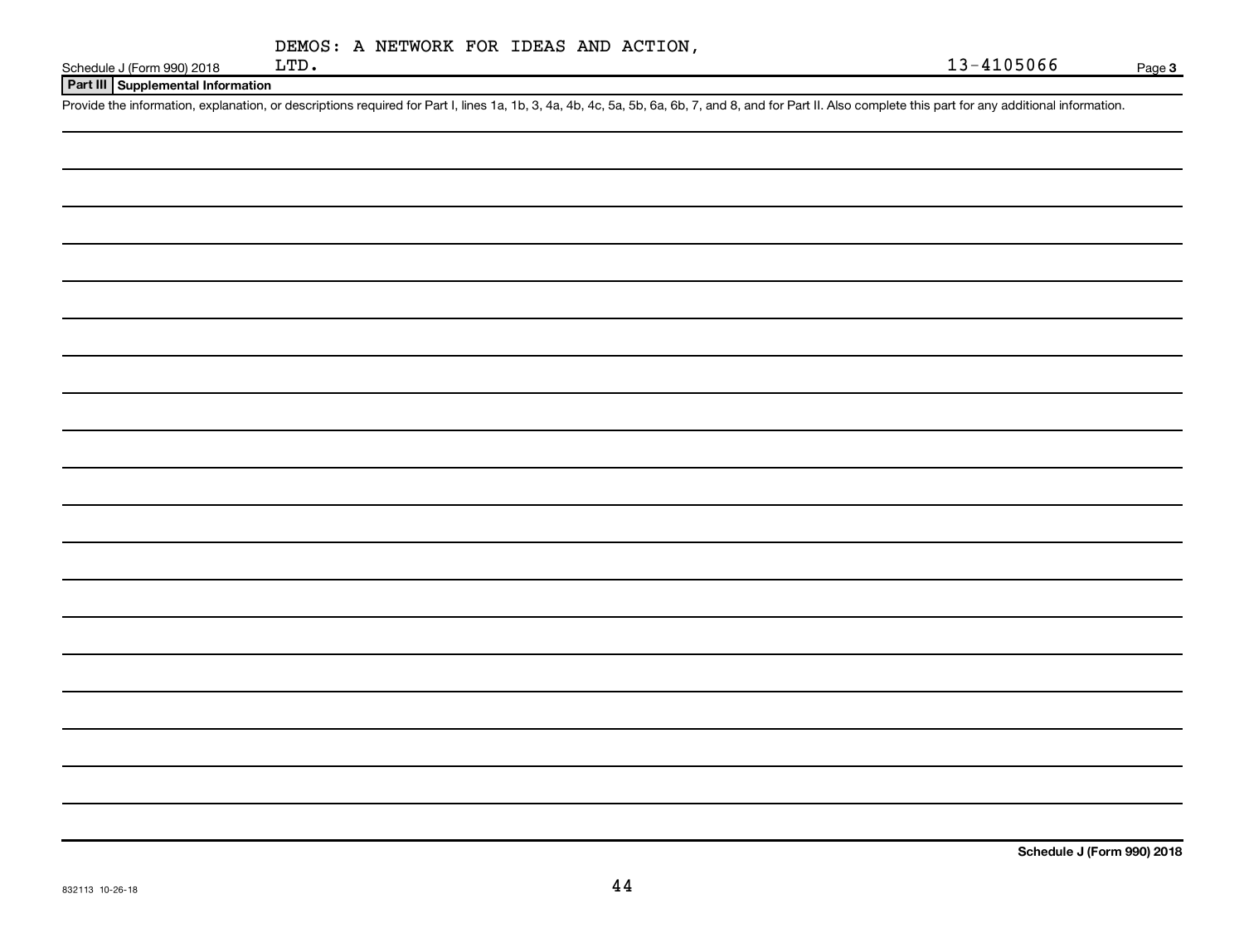Schedule J (Form 990) 2018 DEMOS: A NETWORK FOR IDEAS AND ACTION, LTD. 13-4105066 Page **3**

**Part III | Supplemental Information**

Provide the information, explanation, or descriptions required for Part I, lines 1a, 1b, 3, 4a, 4b, 4c, 5a, 5b, 6a, 6b, 7, and 8, and for Part II. Also complete this part for any additional information.

**Schedule J (Form 990) 2018**

832113 10-26-18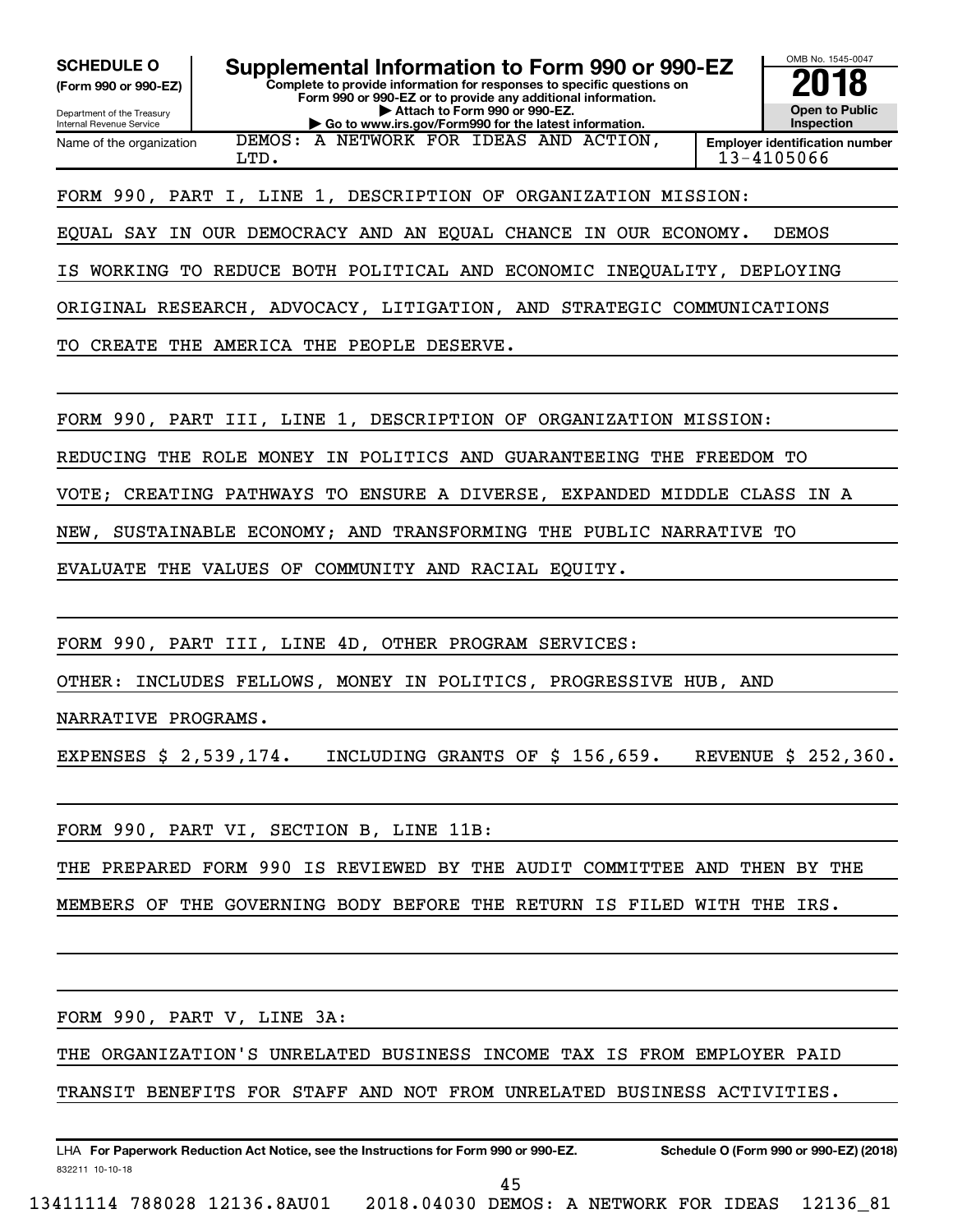**SCHEDULE O**
**(Form 990 or 990-EZ)**

Department of the Treasury
Internal Revenue Service

# Supplemental Information to Form 990 or 990-EZ

**Complete to provide information for responses to specific questions on Form 990 or 990-EZ or to provide any additional information.**
**▶ Attach to Form 990 or 990-EZ.**
**▶ Go to www.irs.gov/Form990 for the latest information.**

OMB No. 1545-0047
**2018**
**Open to Public Inspection**

| Name of the organization | Employer identification number |
|---|---|
| DEMOS: A NETWORK FOR IDEAS AND ACTION, LTD. | 13-4105066 |

FORM 990, PART I, LINE 1, DESCRIPTION OF ORGANIZATION MISSION:

EQUAL SAY IN OUR DEMOCRACY AND AN EQUAL CHANCE IN OUR ECONOMY. DEMOS IS WORKING TO REDUCE BOTH POLITICAL AND ECONOMIC INEQUALITY, DEPLOYING ORIGINAL RESEARCH, ADVOCACY, LITIGATION, AND STRATEGIC COMMUNICATIONS TO CREATE THE AMERICA THE PEOPLE DESERVE.

FORM 990, PART III, LINE 1, DESCRIPTION OF ORGANIZATION MISSION:

REDUCING THE ROLE MONEY IN POLITICS AND GUARANTEEING THE FREEDOM TO VOTE; CREATING PATHWAYS TO ENSURE A DIVERSE, EXPANDED MIDDLE CLASS IN A NEW, SUSTAINABLE ECONOMY; AND TRANSFORMING THE PUBLIC NARRATIVE TO EVALUATE THE VALUES OF COMMUNITY AND RACIAL EQUITY.

FORM 990, PART III, LINE 4D, OTHER PROGRAM SERVICES:

OTHER: INCLUDES FELLOWS, MONEY IN POLITICS, PROGRESSIVE HUB, AND NARRATIVE PROGRAMS.

EXPENSES $ 2,539,174. INCLUDING GRANTS OF $ 156,659. REVENUE $ 252,360.

FORM 990, PART VI, SECTION B, LINE 11B:

THE PREPARED FORM 990 IS REVIEWED BY THE AUDIT COMMITTEE AND THEN BY THE MEMBERS OF THE GOVERNING BODY BEFORE THE RETURN IS FILED WITH THE IRS.

FORM 990, PART V, LINE 3A:

THE ORGANIZATION'S UNRELATED BUSINESS INCOME TAX IS FROM EMPLOYER PAID TRANSIT BENEFITS FOR STAFF AND NOT FROM UNRELATED BUSINESS ACTIVITIES.

LHA **For Paperwork Reduction Act Notice, see the Instructions for Form 990 or 990-EZ.** **Schedule O (Form 990 or 990-EZ) (2018)**
832211 10-10-18

13411114 788028 12136.8AU01 2018.04030 DEMOS: A NETWORK FOR IDEAS 12136_81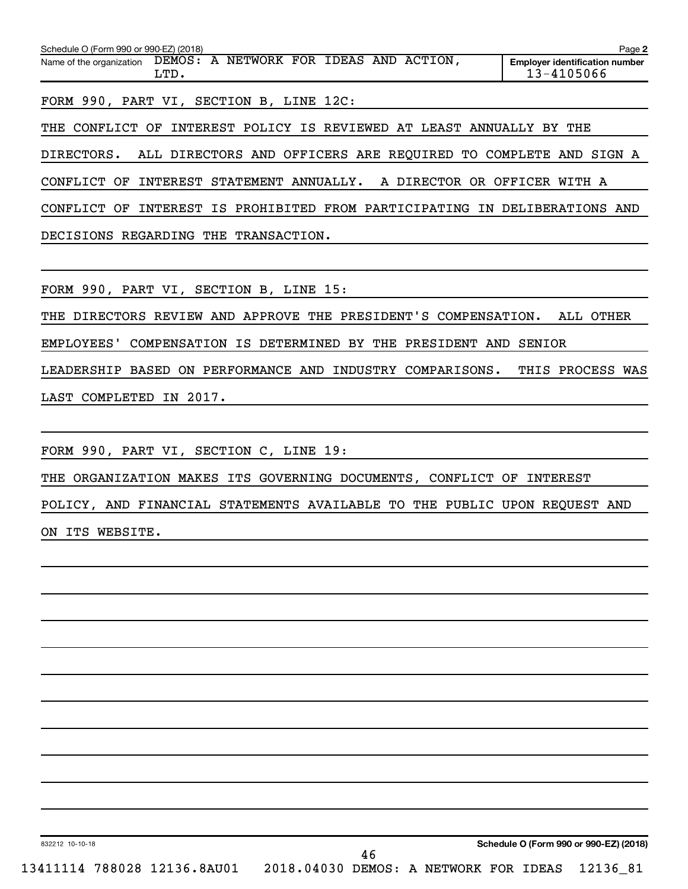Schedule O (Form 990 or 990-EZ) (2018) Page **2**

Name of the organization DEMOS: A NETWORK FOR IDEAS AND ACTION, LTD.

**Employer identification number** 13-4105066

FORM 990, PART VI, SECTION B, LINE 12C:

THE CONFLICT OF INTEREST POLICY IS REVIEWED AT LEAST ANNUALLY BY THE DIRECTORS. ALL DIRECTORS AND OFFICERS ARE REQUIRED TO COMPLETE AND SIGN A CONFLICT OF INTEREST STATEMENT ANNUALLY. A DIRECTOR OR OFFICER WITH A CONFLICT OF INTEREST IS PROHIBITED FROM PARTICIPATING IN DELIBERATIONS AND DECISIONS REGARDING THE TRANSACTION.

FORM 990, PART VI, SECTION B, LINE 15:

THE DIRECTORS REVIEW AND APPROVE THE PRESIDENT'S COMPENSATION. ALL OTHER EMPLOYEES' COMPENSATION IS DETERMINED BY THE PRESIDENT AND SENIOR LEADERSHIP BASED ON PERFORMANCE AND INDUSTRY COMPARISONS. THIS PROCESS WAS LAST COMPLETED IN 2017.

FORM 990, PART VI, SECTION C, LINE 19:

THE ORGANIZATION MAKES ITS GOVERNING DOCUMENTS, CONFLICT OF INTEREST POLICY, AND FINANCIAL STATEMENTS AVAILABLE TO THE PUBLIC UPON REQUEST AND ON ITS WEBSITE.

832212 10-10-18 **Schedule O (Form 990 or 990-EZ) (2018)**

13411114 788028 12136.8AU01 2018.04030 DEMOS: A NETWORK FOR IDEAS 12136_81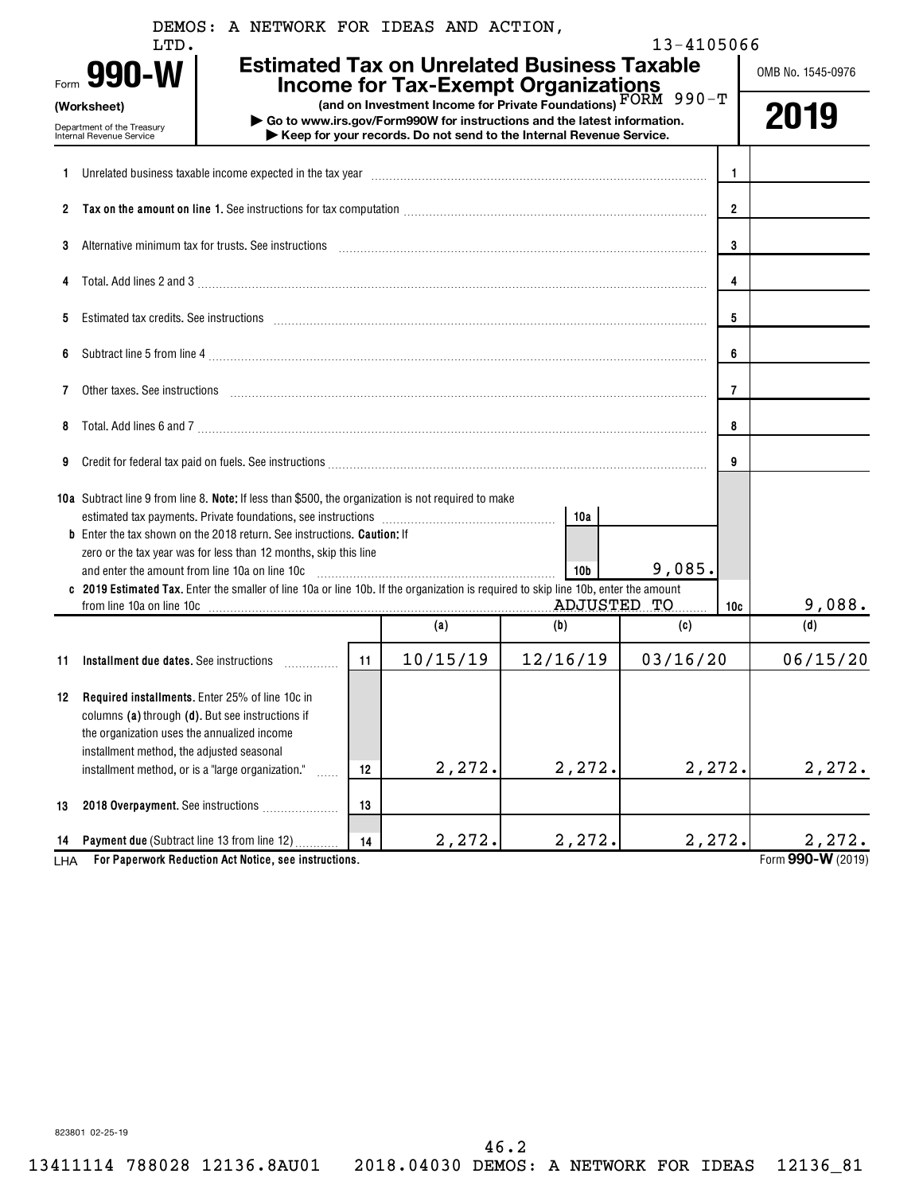DEMOS: A NETWORK FOR IDEAS AND ACTION, LTD. 13-4105066

# Form 990-W (Worksheet)

## Estimated Tax on Unrelated Business Taxable Income for Tax-Exempt Organizations

**(and on Investment Income for Private Foundations)** FORM 990-T

Department of the Treasury
Internal Revenue Service

▶ Go to www.irs.gov/Form990W for instructions and the latest information.
▶ Keep for your records. Do not send to the Internal Revenue Service.

OMB No. 1545-0976

**2019**

| | | | |
|---|---|---|---|
| 1 | Unrelated business taxable income expected in the tax year | 1 | |
| 2 | **Tax on the amount on line 1.** See instructions for tax computation | 2 | |
| 3 | Alternative minimum tax for trusts. See instructions | 3 | |
| 4 | Total. Add lines 2 and 3 | 4 | |
| 5 | Estimated tax credits. See instructions | 5 | |
| 6 | Subtract line 5 from line 4 | 6 | |
| 7 | Other taxes. See instructions | 7 | |
| 8 | Total. Add lines 6 and 7 | 8 | |
| 9 | Credit for federal tax paid on fuels. See instructions | 9 | |
| 10a | Subtract line 9 from line 8. **Note:** If less than $500, the organization is not required to make estimated tax payments. Private foundations, see instructions | 10a | |
| b | Enter the tax shown on the 2018 return. See instructions. **Caution:** If zero or the tax year was for less than 12 months, skip this line and enter the amount from line 10a on line 10c | 10b | 9,085. |
| c | **2019 Estimated Tax.** Enter the smaller of line 10a or line 10b. If the organization is required to skip line 10b, enter the amount from line 10a on line 10c ADJUSTED TO | 10c | 9,088. |

| | | | (a) | (b) | (c) | (d) |
|---|---|---|---|---|---|---|
| 11 | **Installment due dates.** See instructions | 11 | 10/15/19 | 12/16/19 | 03/16/20 | 06/15/20 |
| 12 | **Required installments.** Enter 25% of line 10c in columns **(a)** through **(d)**. But see instructions if the organization uses the annualized income installment method, the adjusted seasonal installment method, or is a "large organization." | 12 | 2,272. | 2,272. | 2,272. | 2,272. |
| 13 | **2018 Overpayment.** See instructions | 13 | | | | |
| 14 | **Payment due** (Subtract line 13 from line 12) | 14 | 2,272. | 2,272. | 2,272. | 2,272. |

LHA **For Paperwork Reduction Act Notice, see instructions.** Form **990-W** (2019)

823801 02-25-19

46.2
13411114 788028 12136.8AU01 2018.04030 DEMOS: A NETWORK FOR IDEAS 12136_81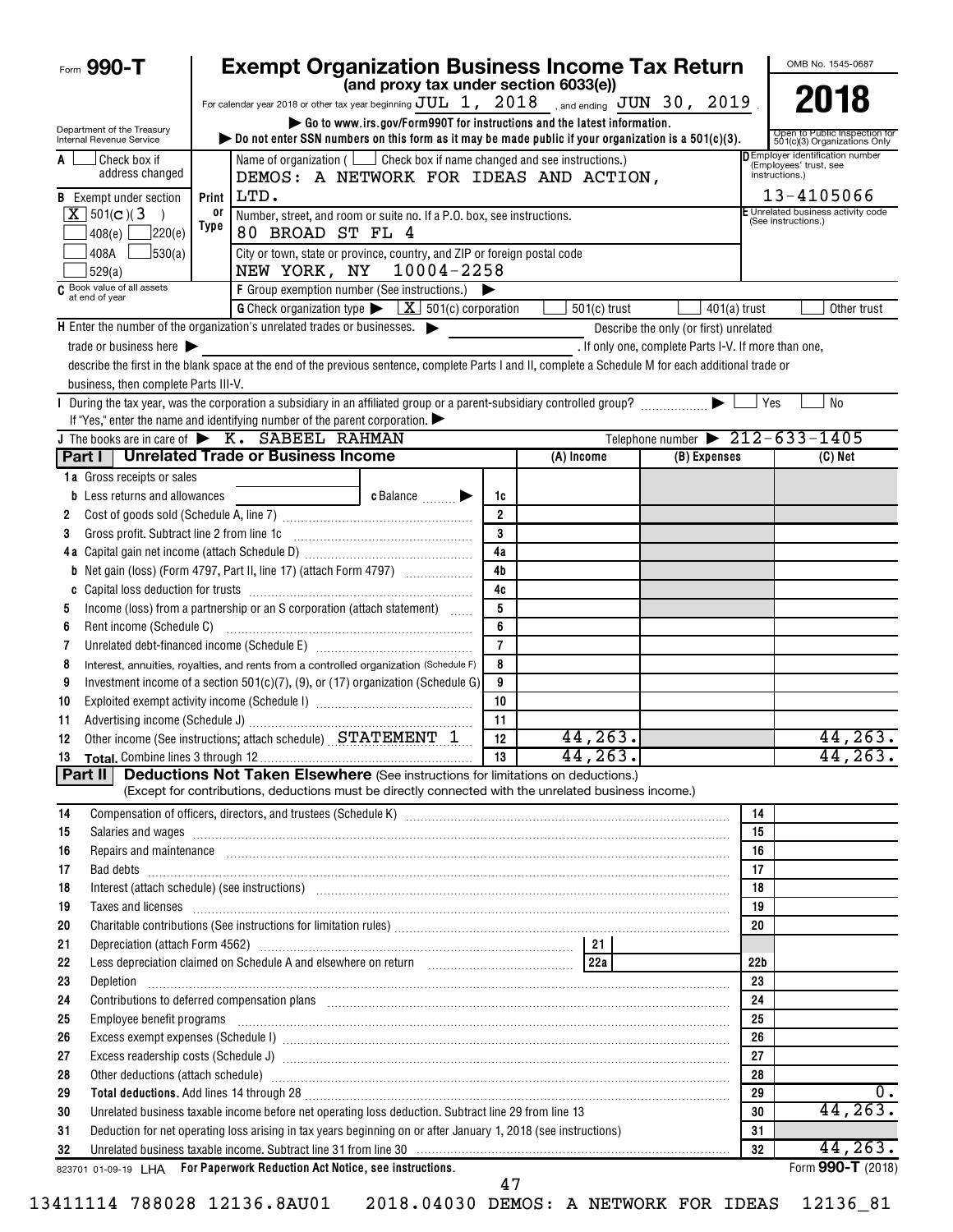Form **990-T**

# Exempt Organization Business Income Tax Return

**(and proxy tax under section 6033(e))**

For calendar year 2018 or other tax year beginning JUL 1, 2018, and ending JUN 30, 2019.

▶ Go to www.irs.gov/Form990T for instructions and the latest information.

▶ Do not enter SSN numbers on this form as it may be made public if your organization is a 501(c)(3).

Department of the Treasury
Internal Revenue Service

OMB No. 1545-0687

**2018**

Open to Public Inspection for 501(c)(3) Organizations Only

A ☐ Check box if address changed

B Exempt under section ☒ 501(C)(3) ☐ 408(e) ☐ 220(e) ☐ 408A ☐ 530(a) ☐ 529(a)

Print or Type

Name of organization ( ☐ Check box if name changed and see instructions.)
DEMOS: A NETWORK FOR IDEAS AND ACTION, LTD.

Number, street, and room or suite no. If a P.O. box, see instructions.
80 BROAD ST FL 4

City or town, state or province, country, and ZIP or foreign postal code
NEW YORK, NY 10004-2258

D Employer identification number (Employees' trust, see instructions.)
13-4105066

E Unrelated business activity code (See instructions.)

C Book value of all assets at end of year

F Group exemption number (See instructions.) ▶

G Check organization type ▶ ☒ 501(c) corporation ☐ 501(c) trust ☐ 401(a) trust ☐ Other trust

H Enter the number of the organization's unrelated trades or businesses. ▶ ______ Describe the only (or first) unrelated trade or business here ▶ ______. If only one, complete Parts I-V. If more than one, describe the first in the blank space at the end of the previous sentence, complete Parts I and II, complete a Schedule M for each additional trade or business, then complete Parts III-V.

I During the tax year, was the corporation a subsidiary in an affiliated group or a parent-subsidiary controlled group? ▶ ☐ Yes ☐ No
If "Yes," enter the name and identifying number of the parent corporation. ▶

J The books are in care of ▶ K. SABEEL RAHMAN Telephone number ▶ 212-633-1405

## Part I Unrelated Trade or Business Income

| | | | (A) Income | (B) Expenses | (C) Net |
|---|---|---|---|---|---|
| 1a | Gross receipts or sales | | | | |
| b | Less returns and allowances ______ c Balance ▶ | 1c | | | |
| 2 | Cost of goods sold (Schedule A, line 7) | 2 | | | |
| 3 | Gross profit. Subtract line 2 from line 1c | 3 | | | |
| 4a | Capital gain net income (attach Schedule D) | 4a | | | |
| b | Net gain (loss) (Form 4797, Part II, line 17) (attach Form 4797) | 4b | | | |
| c | Capital loss deduction for trusts | 4c | | | |
| 5 | Income (loss) from a partnership or an S corporation (attach statement) | 5 | | | |
| 6 | Rent income (Schedule C) | 6 | | | |
| 7 | Unrelated debt-financed income (Schedule E) | 7 | | | |
| 8 | Interest, annuities, royalties, and rents from a controlled organization (Schedule F) | 8 | | | |
| 9 | Investment income of a section 501(c)(7), (9), or (17) organization (Schedule G) | 9 | | | |
| 10 | Exploited exempt activity income (Schedule I) | 10 | | | |
| 11 | Advertising income (Schedule J) | 11 | | | |
| 12 | Other income (See instructions; attach schedule) STATEMENT 1 | 12 | 44,263. | | 44,263. |
| 13 | **Total.** Combine lines 3 through 12 | 13 | 44,263. | | 44,263. |

## Part II Deductions Not Taken Elsewhere (See instructions for limitations on deductions.)

(Except for contributions, deductions must be directly connected with the unrelated business income.)

| | | | |
|---|---|---|---|
| 14 | Compensation of officers, directors, and trustees (Schedule K) | 14 | |
| 15 | Salaries and wages | 15 | |
| 16 | Repairs and maintenance | 16 | |
| 17 | Bad debts | 17 | |
| 18 | Interest (attach schedule) (see instructions) | 18 | |
| 19 | Taxes and licenses | 19 | |
| 20 | Charitable contributions (See instructions for limitation rules) | 20 | |
| 21 | Depreciation (attach Form 4562) — 21 | | |
| 22 | Less depreciation claimed on Schedule A and elsewhere on return — 22a | 22b | |
| 23 | Depletion | 23 | |
| 24 | Contributions to deferred compensation plans | 24 | |
| 25 | Employee benefit programs | 25 | |
| 26 | Excess exempt expenses (Schedule I) | 26 | |
| 27 | Excess readership costs (Schedule J) | 27 | |
| 28 | Other deductions (attach schedule) | 28 | |
| 29 | **Total deductions.** Add lines 14 through 28 | 29 | 0. |
| 30 | Unrelated business taxable income before net operating loss deduction. Subtract line 29 from line 13 | 30 | 44,263. |
| 31 | Deduction for net operating loss arising in tax years beginning on or after January 1, 2018 (see instructions) | 31 | |
| 32 | Unrelated business taxable income. Subtract line 31 from line 30 | 32 | 44,263. |

823701 01-09-19 LHA For Paperwork Reduction Act Notice, see instructions. Form **990-T** (2018)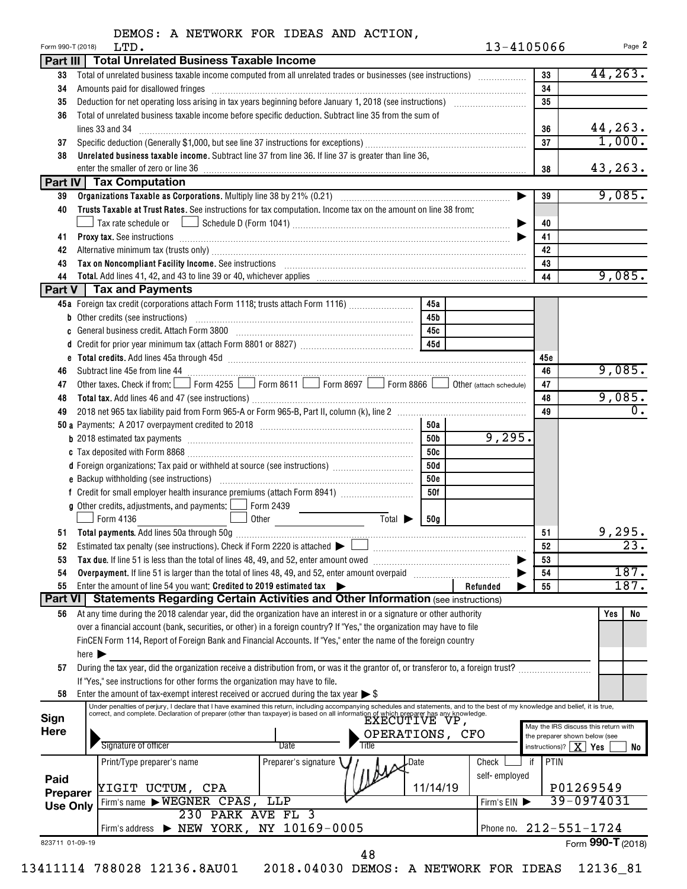Form 990-T (2018) DEMOS: A NETWORK FOR IDEAS AND ACTION, LTD. 13-4105066 Page **2**

## Part III Total Unrelated Business Taxable Income

| | | | |
|---|---|---|---|
| 33 | Total of unrelated business taxable income computed from all unrelated trades or businesses (see instructions) | 33 | 44,263. |
| 34 | Amounts paid for disallowed fringes | 34 | |
| 35 | Deduction for net operating loss arising in tax years beginning before January 1, 2018 (see instructions) | 35 | |
| 36 | Total of unrelated business taxable income before specific deduction. Subtract line 35 from the sum of lines 33 and 34 | 36 | 44,263. |
| 37 | Specific deduction (Generally $1,000, but see line 37 instructions for exceptions) | 37 | 1,000. |
| 38 | **Unrelated business taxable income.** Subtract line 37 from line 36. If line 37 is greater than line 36, enter the smaller of zero or line 36 | 38 | 43,263. |

## Part IV Tax Computation

| | | | |
|---|---|---|---|
| 39 | **Organizations Taxable as Corporations.** Multiply line 38 by 21% (0.21) | 39 | 9,085. |
| 40 | **Trusts Taxable at Trust Rates.** See instructions for tax computation. Income tax on the amount on line 38 from: ☐ Tax rate schedule or ☐ Schedule D (Form 1041) | 40 | |
| 41 | **Proxy tax.** See instructions | 41 | |
| 42 | Alternative minimum tax (trusts only) | 42 | |
| 43 | **Tax on Noncompliant Facility Income.** See instructions | 43 | |
| 44 | **Total.** Add lines 41, 42, and 43 to line 39 or 40, whichever applies | 44 | 9,085. |

## Part V Tax and Payments

| | | | | | |
|---|---|---|---|---|---|
| 45a | Foreign tax credit (corporations attach Form 1118; trusts attach Form 1116) | 45a | | | |
| b | Other credits (see instructions) | 45b | | | |
| c | General business credit. Attach Form 3800 | 45c | | | |
| d | Credit for prior year minimum tax (attach Form 8801 or 8827) | 45d | | | |
| e | **Total credits.** Add lines 45a through 45d | | | 45e | |
| 46 | Subtract line 45e from line 44 | | | 46 | 9,085. |
| 47 | Other taxes. Check if from: ☐ Form 4255 ☐ Form 8611 ☐ Form 8697 ☐ Form 8866 ☐ Other (attach schedule) | | | 47 | |
| 48 | **Total tax.** Add lines 46 and 47 (see instructions) | | | 48 | 9,085. |
| 49 | 2018 net 965 tax liability paid from Form 965-A or Form 965-B, Part II, column (k), line 2 | | | 49 | 0. |
| 50a | Payments: A 2017 overpayment credited to 2018 | 50a | | | |
| b | 2018 estimated tax payments | 50b | 9,295. | | |
| c | Tax deposited with Form 8868 | 50c | | | |
| d | Foreign organizations: Tax paid or withheld at source (see instructions) | 50d | | | |
| e | Backup withholding (see instructions) | 50e | | | |
| f | Credit for small employer health insurance premiums (attach Form 8941) | 50f | | | |
| g | Other credits, adjustments, and payments: ☐ Form 2439 ☐ Form 4136 ☐ Other Total ▶ | 50g | | | |
| 51 | **Total payments.** Add lines 50a through 50g | | | 51 | 9,295. |
| 52 | Estimated tax penalty (see instructions). Check if Form 2220 is attached ▶ ☐ | | | 52 | 23. |
| 53 | **Tax due.** If line 51 is less than the total of lines 48, 49, and 52, enter amount owed | | | 53 | |
| 54 | **Overpayment.** If line 51 is larger than the total of lines 48, 49, and 52, enter amount overpaid | | | 54 | 187. |
| 55 | Enter the amount of line 54 you want: **Credited to 2019 estimated tax** ▶ | | Refunded ▶ | 55 | 187. |

## Part VI Statements Regarding Certain Activities and Other Information (see instructions)

| | | Yes | No |
|---|---|---|---|
| 56 | At any time during the 2018 calendar year, did the organization have an interest in or a signature or other authority over a financial account (bank, securities, or other) in a foreign country? If "Yes," the organization may have to file FinCEN Form 114, Report of Foreign Bank and Financial Accounts. If "Yes," enter the name of the foreign country here ▶ | | |
| 57 | During the tax year, did the organization receive a distribution from, or was it the grantor of, or transferor to, a foreign trust? If "Yes," see instructions for other forms the organization may have to file. | | |
| 58 | Enter the amount of tax-exempt interest received or accrued during the tax year ▶ $ | | |

**Sign Here**

Under penalties of perjury, I declare that I have examined this return, including accompanying schedules and statements, and to the best of my knowledge and belief, it is true, correct, and complete. Declaration of preparer (other than taxpayer) is based on all information of which preparer has any knowledge.

Signature of officer | Date | Title: EXECUTIVE VP, OPERATIONS, CFO

May the IRS discuss this return with the preparer shown below (see instructions)? ☒ Yes ☐ No

**Paid Preparer Use Only**

| Print/Type preparer's name | Preparer's signature | Date | Check ☐ if self-employed | PTIN |
|---|---|---|---|---|
| YIGIT UCTUM, CPA | | 11/14/19 | | P01269549 |
| Firm's name ▶ WEGNER CPAS, LLP | | | Firm's EIN ▶ | 39-0974031 |
| Firm's address ▶ 230 PARK AVE FL 3, NEW YORK, NY 10169-0005 | | | Phone no. | 212-551-1724 |

823711 01-09-19 Form **990-T** (2018)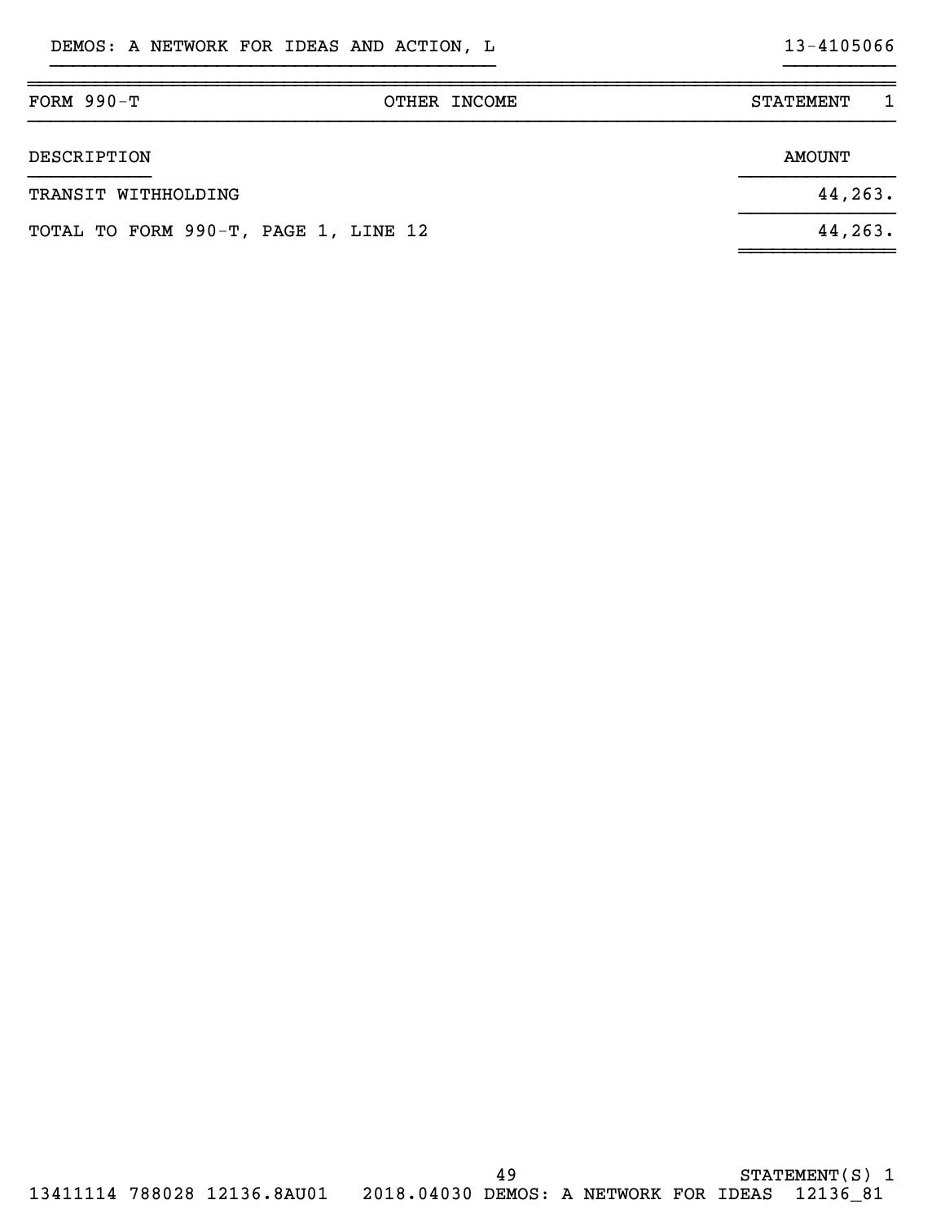DEMOS: A NETWORK FOR IDEAS AND ACTION, L 13-4105066

| FORM 990-T | OTHER INCOME | STATEMENT 1 |
| --- | --- | --- |

| DESCRIPTION | AMOUNT |
| --- | --- |
| TRANSIT WITHHOLDING | 44,263. |
| TOTAL TO FORM 990-T, PAGE 1, LINE 12 | 44,263. |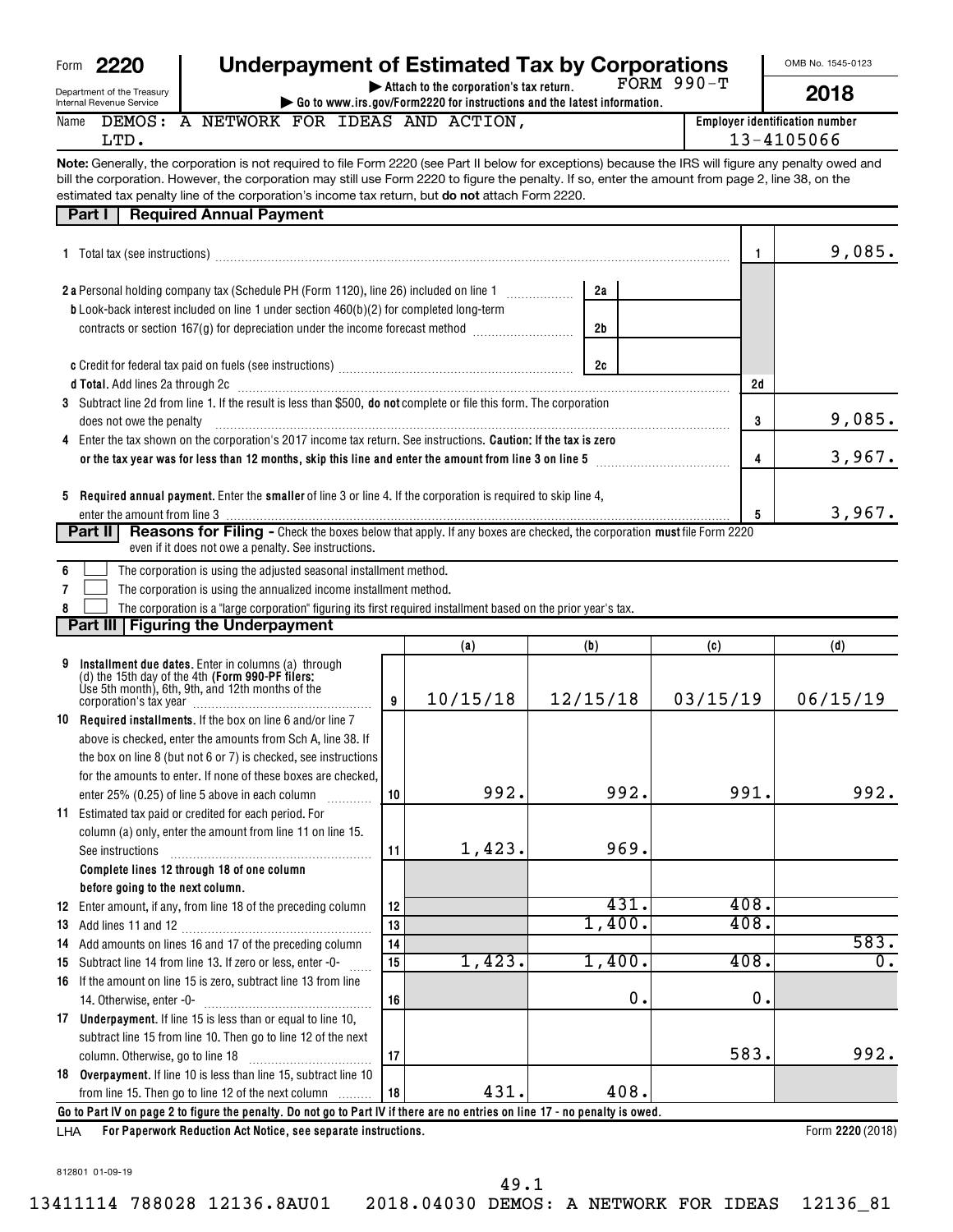Form **2220**

Department of the Treasury
Internal Revenue Service

# Underpayment of Estimated Tax by Corporations

▶ Attach to the corporation's tax return. FORM 990-T

▶ Go to www.irs.gov/Form2220 for instructions and the latest information.

OMB No. 1545-0123

**2018**

Name: DEMOS: A NETWORK FOR IDEAS AND ACTION, LTD.

Employer identification number: 13-4105066

**Note:** Generally, the corporation is not required to file Form 2220 (see Part II below for exceptions) because the IRS will figure any penalty owed and bill the corporation. However, the corporation may still use Form 2220 to figure the penalty. If so, enter the amount from page 2, line 38, on the estimated tax penalty line of the corporation's income tax return, but **do not** attach Form 2220.

## Part I | Required Annual Payment

| Line | Description | | | Line | Amount |
|---|---|---|---|---|---|
| 1 | Total tax (see instructions) | | | 1 | 9,085. |
| 2a | Personal holding company tax (Schedule PH (Form 1120), line 26) included on line 1 | 2a | | | |
| b | Look-back interest included on line 1 under section 460(b)(2) for completed long-term contracts or section 167(g) for depreciation under the income forecast method | 2b | | | |
| c | Credit for federal tax paid on fuels (see instructions) | 2c | | | |
| d | **Total.** Add lines 2a through 2c | | | 2d | |
| 3 | Subtract line 2d from line 1. If the result is less than $500, **do not** complete or file this form. The corporation does not owe the penalty | | | 3 | 9,085. |
| 4 | Enter the tax shown on the corporation's 2017 income tax return. See instructions. **Caution: If the tax is zero or the tax year was for less than 12 months, skip this line and enter the amount from line 3 on line 5** | | | 4 | 3,967. |
| 5 | **Required annual payment.** Enter the **smaller** of line 3 or line 4. If the corporation is required to skip line 4, enter the amount from line 3 | | | 5 | 3,967. |

## Part II | Reasons for Filing

Check the boxes below that apply. If any boxes are checked, the corporation **must** file Form 2220 even if it does not owe a penalty. See instructions.

6 ☐ The corporation is using the adjusted seasonal installment method.

7 ☐ The corporation is using the annualized income installment method.

8 ☐ The corporation is a "large corporation" figuring its first required installment based on the prior year's tax.

## Part III | Figuring the Underpayment

| Line | Description | | (a) | (b) | (c) | (d) |
|---|---|---|---|---|---|---|
| 9 | **Installment due dates.** Enter in columns (a) through (d) the 15th day of the 4th **(Form 990-PF filers:** Use 5th month), 6th, 9th, and 12th months of the corporation's tax year | 9 | 10/15/18 | 12/15/18 | 03/15/19 | 06/15/19 |
| 10 | **Required installments.** If the box on line 6 and/or line 7 above is checked, enter the amounts from Sch A, line 38. If the box on line 8 (but not 6 or 7) is checked, see instructions for the amounts to enter. If none of these boxes are checked, enter 25% (0.25) of line 5 above in each column | 10 | 992. | 992. | 991. | 992. |
| 11 | Estimated tax paid or credited for each period. For column (a) only, enter the amount from line 11 on line 15. See instructions | 11 | 1,423. | 969. | | |
| | **Complete lines 12 through 18 of one column before going to the next column.** | | | | | |
| 12 | Enter amount, if any, from line 18 of the preceding column | 12 | | 431. | 408. | |
| 13 | Add lines 11 and 12 | 13 | | 1,400. | 408. | |
| 14 | Add amounts on lines 16 and 17 of the preceding column | 14 | | | | 583. |
| 15 | Subtract line 14 from line 13. If zero or less, enter -0- | 15 | 1,423. | 1,400. | 408. | 0. |
| 16 | If the amount on line 15 is zero, subtract line 13 from line 14. Otherwise, enter -0- | 16 | | 0. | 0. | |
| 17 | **Underpayment.** If line 15 is less than or equal to line 10, subtract line 15 from line 10. Then go to line 12 of the next column. Otherwise, go to line 18 | 17 | | | 583. | 992. |
| 18 | **Overpayment.** If line 10 is less than line 15, subtract line 10 from line 15. Then go to line 12 of the next column | 18 | 431. | 408. | | |

**Go to Part IV on page 2 to figure the penalty. Do not go to Part IV if there are no entries on line 17 - no penalty is owed.**

LHA **For Paperwork Reduction Act Notice, see separate instructions.**

Form **2220** (2018)

812801 01-09-19

49.1

13411114 788028 12136.8AU01 2018.04030 DEMOS: A NETWORK FOR IDEAS 12136_81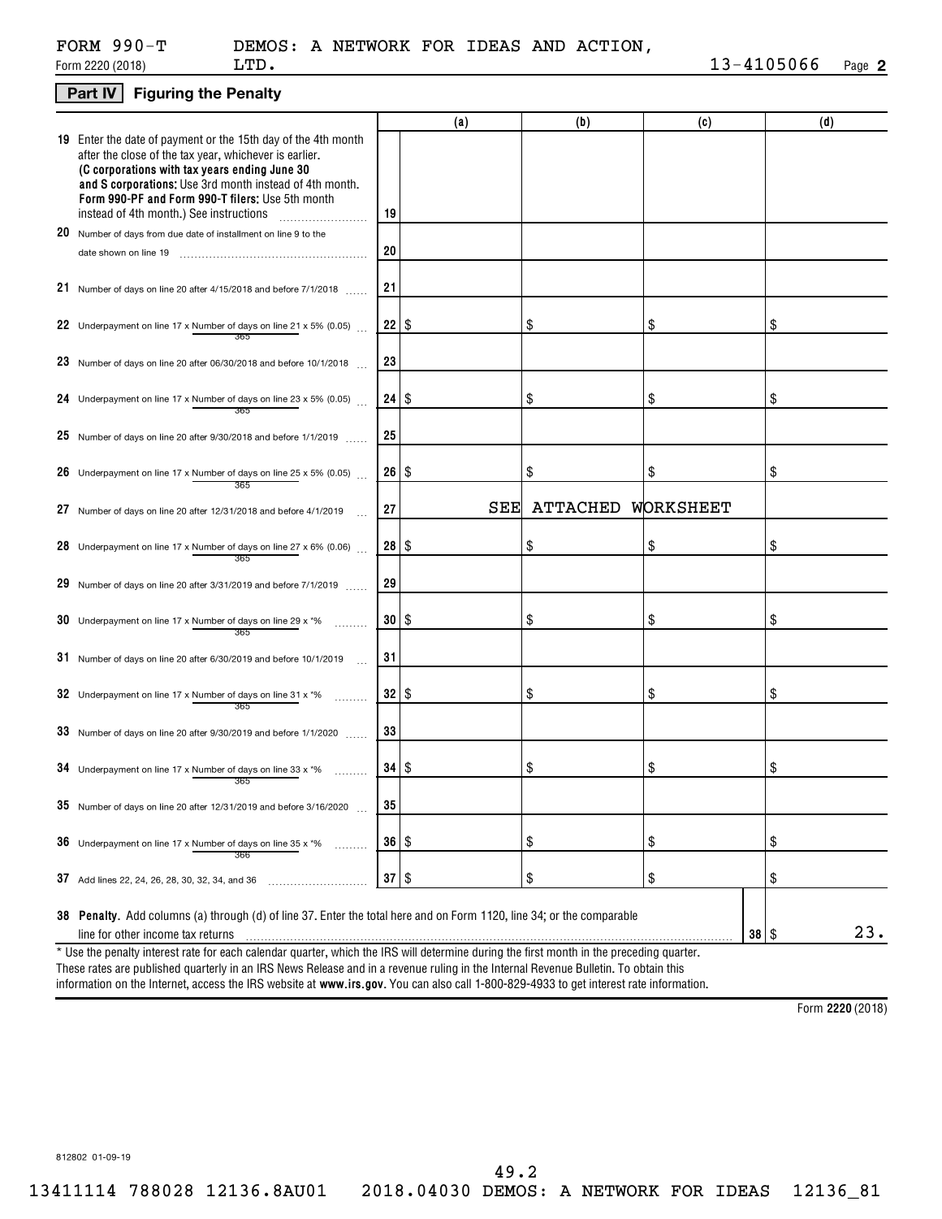FORM 990-T DEMOS: A NETWORK FOR IDEAS AND ACTION, LTD.

Form 2220 (2018) 13-4105066 Page **2**

## Part IV Figuring the Penalty

| | | (a) | (b) | (c) | (d) |
|---|---|---|---|---|---|
| **19** Enter the date of payment or the 15th day of the 4th month after the close of the tax year, whichever is earlier. **(C corporations with tax years ending June 30 and S corporations:** Use 3rd month instead of 4th month. **Form 990-PF and Form 990-T filers:** Use 5th month instead of 4th month.) See instructions | 19 | | | | |
| **20** Number of days from due date of installment on line 9 to the date shown on line 19 | 20 | | | | |
| **21** Number of days on line 20 after 4/15/2018 and before 7/1/2018 | 21 | | | | |
| **22** Underpayment on line 17 x Number of days on line 21 / 365 x 5% (0.05) | 22 | $ | $ | $ | $ |
| **23** Number of days on line 20 after 06/30/2018 and before 10/1/2018 | 23 | | | | |
| **24** Underpayment on line 17 x Number of days on line 23 / 365 x 5% (0.05) | 24 | $ | $ | $ | $ |
| **25** Number of days on line 20 after 9/30/2018 and before 1/1/2019 | 25 | | | | |
| **26** Underpayment on line 17 x Number of days on line 25 / 365 x 5% (0.05) | 26 | $ | $ | $ | $ |
| **27** Number of days on line 20 after 12/31/2018 and before 4/1/2019 | 27 | SEE | ATTACHED | WORKSHEET | |
| **28** Underpayment on line 17 x Number of days on line 27 / 365 x 6% (0.06) | 28 | $ | $ | $ | $ |
| **29** Number of days on line 20 after 3/31/2019 and before 7/1/2019 | 29 | | | | |
| **30** Underpayment on line 17 x Number of days on line 29 / 365 x *% | 30 | $ | $ | $ | $ |
| **31** Number of days on line 20 after 6/30/2019 and before 10/1/2019 | 31 | | | | |
| **32** Underpayment on line 17 x Number of days on line 31 / 365 x *% | 32 | $ | $ | $ | $ |
| **33** Number of days on line 20 after 9/30/2019 and before 1/1/2020 | 33 | | | | |
| **34** Underpayment on line 17 x Number of days on line 33 / 365 x *% | 34 | $ | $ | $ | $ |
| **35** Number of days on line 20 after 12/31/2019 and before 3/16/2020 | 35 | | | | |
| **36** Underpayment on line 17 x Number of days on line 35 / 366 x *% | 36 | $ | $ | $ | $ |
| **37** Add lines 22, 24, 26, 28, 30, 32, 34, and 36 | 37 | $ | $ | $ | $ |

**38 Penalty.** Add columns (a) through (d) of line 37. Enter the total here and on Form 1120, line 34; or the comparable line for other income tax returns ..... **38** $ 23.

\* Use the penalty interest rate for each calendar quarter, which the IRS will determine during the first month in the preceding quarter. These rates are published quarterly in an IRS News Release and in a revenue ruling in the Internal Revenue Bulletin. To obtain this information on the Internet, access the IRS website at **www.irs.gov**. You can also call 1-800-829-4933 to get interest rate information.

Form **2220** (2018)

812802 01-09-19

49.2

13411114 788028 12136.8AU01 2018.04030 DEMOS: A NETWORK FOR IDEAS 12136_81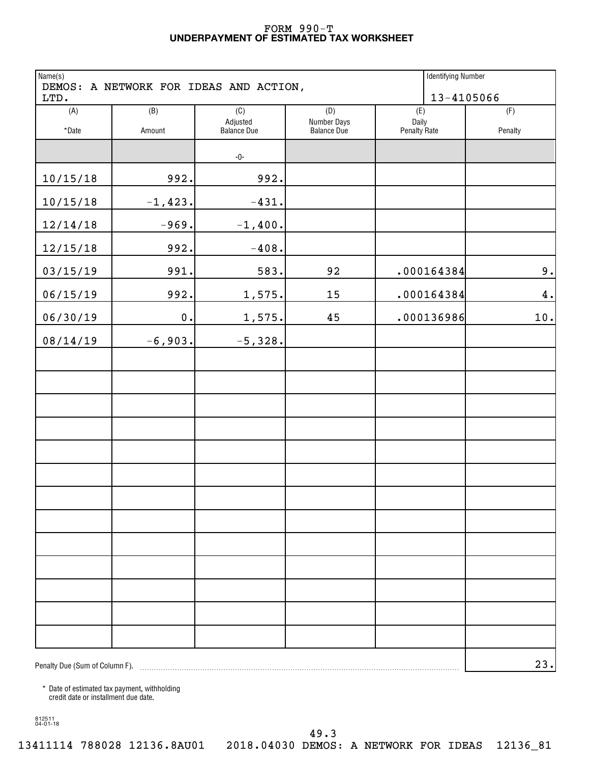# FORM 990-T
## UNDERPAYMENT OF ESTIMATED TAX WORKSHEET

| Name(s) | Identifying Number |
|---|---|
| DEMOS: A NETWORK FOR IDEAS AND ACTION, LTD. | 13-4105066 |

| (A) *Date | (B) Amount | (C) Adjusted Balance Due | (D) Number Days Balance Due | (E) Daily Penalty Rate | (F) Penalty |
|---|---|---|---|---|---|
| | | -0- | | | |
| 10/15/18 | 992. | 992. | | | |
| 10/15/18 | -1,423. | -431. | | | |
| 12/14/18 | -969. | -1,400. | | | |
| 12/15/18 | 992. | -408. | | | |
| 03/15/19 | 991. | 583. | 92 | .000164384 | 9. |
| 06/15/19 | 992. | 1,575. | 15 | .000164384 | 4. |
| 06/30/19 | 0. | 1,575. | 45 | .000136986 | 10. |
| 08/14/19 | -6,903. | -5,328. | | | |
| Penalty Due (Sum of Column F). | | | | | 23. |

\* Date of estimated tax payment, withholding credit date or installment due date.

812511
04-01-18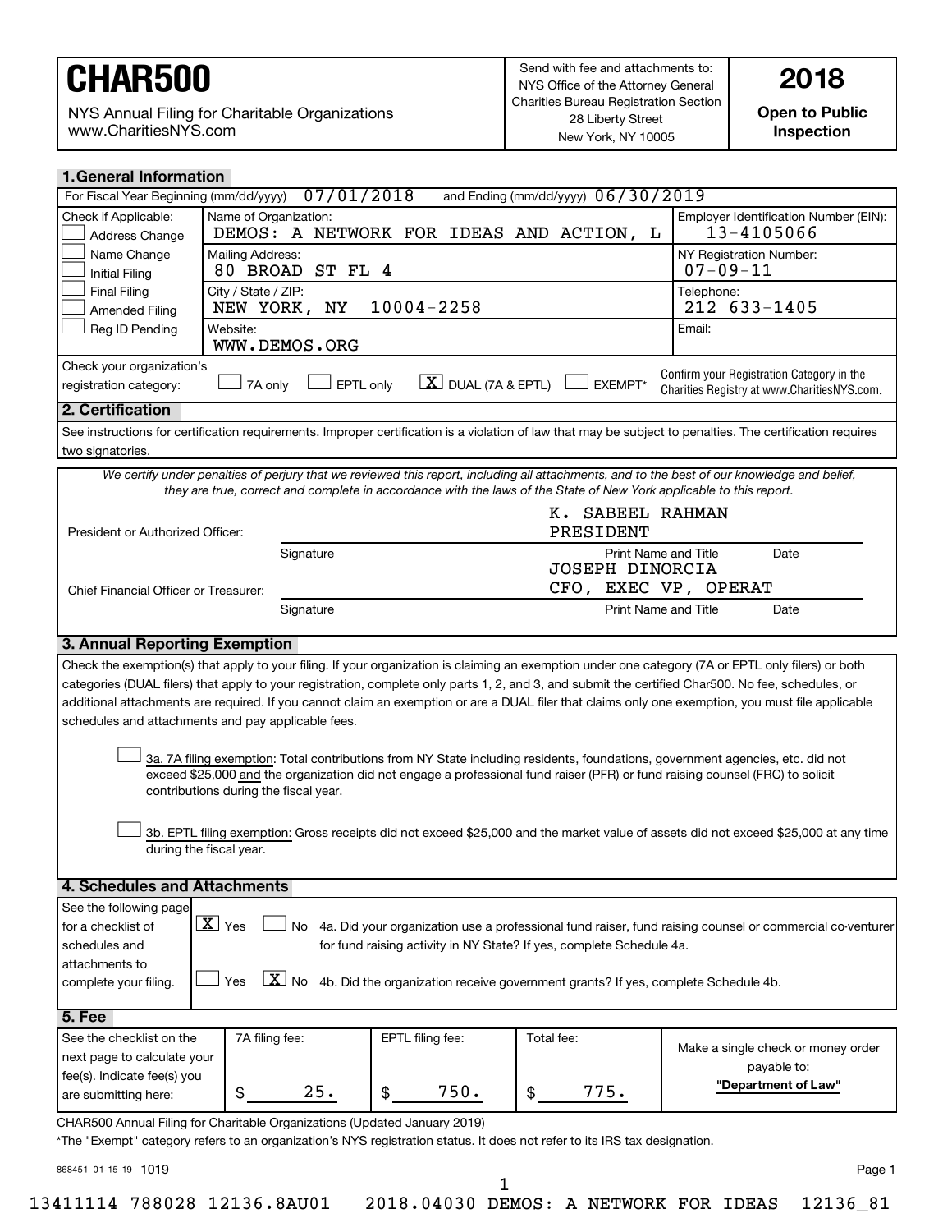# CHAR500

NYS Annual Filing for Charitable Organizations
www.CharitiesNYS.com

Send with fee and attachments to:
NYS Office of the Attorney General
Charities Bureau Registration Section
28 Liberty Street
New York, NY 10005

**2018**

**Open to Public Inspection**

## 1. General Information

For Fiscal Year Beginning (mm/dd/yyyy) 07/01/2018 and Ending (mm/dd/yyyy) 06/30/2019

| Check if Applicable: | Name of Organization: | Employer Identification Number (EIN): |
|---|---|---|
| ☐ Address Change | DEMOS: A NETWORK FOR IDEAS AND ACTION, L | 13-4105066 |
| ☐ Name Change | Mailing Address: | NY Registration Number: |
| ☐ Initial Filing | 80 BROAD ST FL 4 | 07-09-11 |
| ☐ Final Filing | City / State / ZIP: | Telephone: |
| ☐ Amended Filing | NEW YORK, NY 10004-2258 | 212 633-1405 |
| ☐ Reg ID Pending | Website: | Email: |
| | WWW.DEMOS.ORG | |

Check your organization's registration category: ☐ 7A only ☐ EPTL only ☒ DUAL (7A & EPTL) ☐ EXEMPT*

Confirm your Registration Category in the Charities Registry at www.CharitiesNYS.com.

## 2. Certification

See instructions for certification requirements. Improper certification is a violation of law that may be subject to penalties. The certification requires two signatories.

*We certify under penalties of perjury that we reviewed this report, including all attachments, and to the best of our knowledge and belief, they are true, correct and complete in accordance with the laws of the State of New York applicable to this report.*

President or Authorized Officer: ______ Signature — K. SABEEL RAHMAN, PRESIDENT (Print Name and Title) — Date

Chief Financial Officer or Treasurer: ______ Signature — JOSEPH DINORCIA, CFO, EXEC VP, OPERAT (Print Name and Title) — Date

## 3. Annual Reporting Exemption

Check the exemption(s) that apply to your filing. If your organization is claiming an exemption under one category (7A or EPTL only filers) or both categories (DUAL filers) that apply to your registration, complete only parts 1, 2, and 3, and submit the certified Char500. No fee, schedules, or additional attachments are required. If you cannot claim an exemption or are a DUAL filer that claims only one exemption, you must file applicable schedules and attachments and pay applicable fees.

☐ 3a. 7A filing exemption: Total contributions from NY State including residents, foundations, government agencies, etc. did not exceed $25,000 and the organization did not engage a professional fund raiser (PFR) or fund raising counsel (FRC) to solicit contributions during the fiscal year.

☐ 3b. EPTL filing exemption: Gross receipts did not exceed $25,000 and the market value of assets did not exceed $25,000 at any time during the fiscal year.

## 4. Schedules and Attachments

See the following page for a checklist of schedules and attachments to complete your filing.

☒ Yes ☐ No 4a. Did your organization use a professional fund raiser, fund raising counsel or commercial co-venturer for fund raising activity in NY State? If yes, complete Schedule 4a.

☐ Yes ☒ No 4b. Did the organization receive government grants? If yes, complete Schedule 4b.

## 5. Fee

| See the checklist on the next page to calculate your fee(s). Indicate fee(s) you are submitting here: | 7A filing fee: | EPTL filing fee: | Total fee: | Make a single check or money order payable to: **"Department of Law"** |
|---|---|---|---|---|
| | $ 25. | $ 750. | $ 775. | |

CHAR500 Annual Filing for Charitable Organizations (Updated January 2019)

*The "Exempt" category refers to an organization's NYS registration status. It does not refer to its IRS tax designation.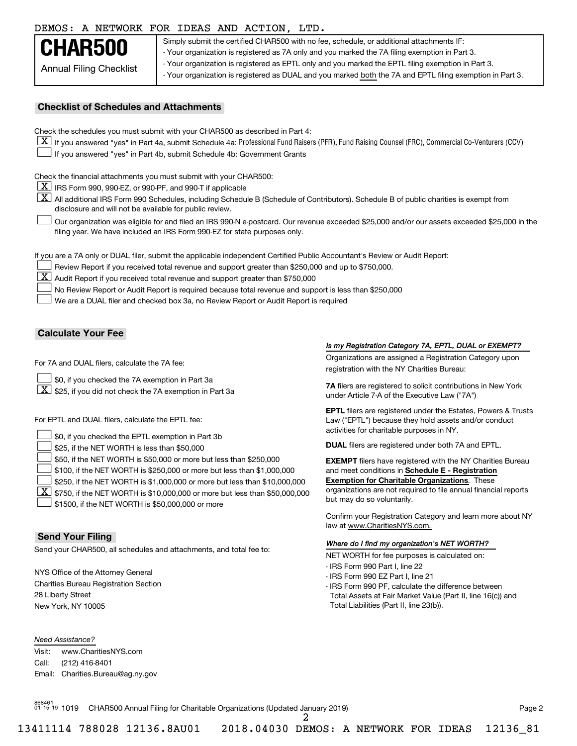DEMOS: A NETWORK FOR IDEAS AND ACTION, LTD.

# CHAR500

Annual Filing Checklist

Simply submit the certified CHAR500 with no fee, schedule, or additional attachments IF:
- Your organization is registered as 7A only and you marked the 7A filing exemption in Part 3.
- Your organization is registered as EPTL only and you marked the EPTL filing exemption in Part 3.
- Your organization is registered as DUAL and you marked both the 7A and EPTL filing exemption in Part 3.

## Checklist of Schedules and Attachments

Check the schedules you must submit with your CHAR500 as described in Part 4:

- [X] If you answered "yes" in Part 4a, submit Schedule 4a: Professional Fund Raisers (PFR), Fund Raising Counsel (FRC), Commercial Co-Venturers (CCV)
- [ ] If you answered "yes" in Part 4b, submit Schedule 4b: Government Grants

Check the financial attachments you must submit with your CHAR500:

- [X] IRS Form 990, 990-EZ, or 990-PF, and 990-T if applicable
- [X] All additional IRS Form 990 Schedules, including Schedule B (Schedule of Contributors). Schedule B of public charities is exempt from disclosure and will not be available for public review.
- [ ] Our organization was eligible for and filed an IRS 990-N e-postcard. Our revenue exceeded $25,000 and/or our assets exceeded $25,000 in the filing year. We have included an IRS Form 990-EZ for state purposes only.

If you are a 7A only or DUAL filer, submit the applicable independent Certified Public Accountant's Review or Audit Report:

- [ ] Review Report if you received total revenue and support greater than $250,000 and up to $750,000.
- [X] Audit Report if you received total revenue and support greater than $750,000
- [ ] No Review Report or Audit Report is required because total revenue and support is less than $250,000
- [ ] We are a DUAL filer and checked box 3a, no Review Report or Audit Report is required

## Calculate Your Fee

For 7A and DUAL filers, calculate the 7A fee:

- [ ] $0, if you checked the 7A exemption in Part 3a
- [X] $25, if you did not check the 7A exemption in Part 3a

For EPTL and DUAL filers, calculate the EPTL fee:

- [ ] $0, if you checked the EPTL exemption in Part 3b
- [ ] $25, if the NET WORTH is less than $50,000
- [ ] $50, if the NET WORTH is $50,000 or more but less than $250,000
- [ ] $100, if the NET WORTH is $250,000 or more but less than $1,000,000
- [ ] $250, if the NET WORTH is $1,000,000 or more but less than $10,000,000
- [X] $750, if the NET WORTH is $10,000,000 or more but less than $50,000,000
- [ ] $1500, if the NET WORTH is $50,000,000 or more

***Is my Registration Category 7A, EPTL, DUAL or EXEMPT?***

Organizations are assigned a Registration Category upon registration with the NY Charities Bureau:

**7A** filers are registered to solicit contributions in New York under Article 7-A of the Executive Law ("7A")

**EPTL** filers are registered under the Estates, Powers & Trusts Law ("EPTL") because they hold assets and/or conduct activities for charitable purposes in NY.

**DUAL** filers are registered under both 7A and EPTL.

**EXEMPT** filers have registered with the NY Charities Bureau and meet conditions in **Schedule E - Registration Exemption for Charitable Organizations**. These organizations are not required to file annual financial reports but may do so voluntarily.

Confirm your Registration Category and learn more about NY law at www.CharitiesNYS.com.

***Where do I find my organization's NET WORTH?***

NET WORTH for fee purposes is calculated on:
- IRS Form 990 Part I, line 22
- IRS Form 990 EZ Part I, line 21
- IRS Form 990 PF, calculate the difference between Total Assets at Fair Market Value (Part II, line 16(c)) and Total Liabilities (Part II, line 23(b)).

## Send Your Filing

Send your CHAR500, all schedules and attachments, and total fee to:

NYS Office of the Attorney General
Charities Bureau Registration Section
28 Liberty Street
New York, NY 10005

*Need Assistance?*

Visit: www.CharitiesNYS.com
Call: (212) 416-8401
Email: Charities.Bureau@ag.ny.gov

868461 01-15-19 1019 CHAR500 Annual Filing for Charitable Organizations (Updated January 2019)

13411114 788028 12136.8AU01 2018.04030 DEMOS: A NETWORK FOR IDEAS 12136_81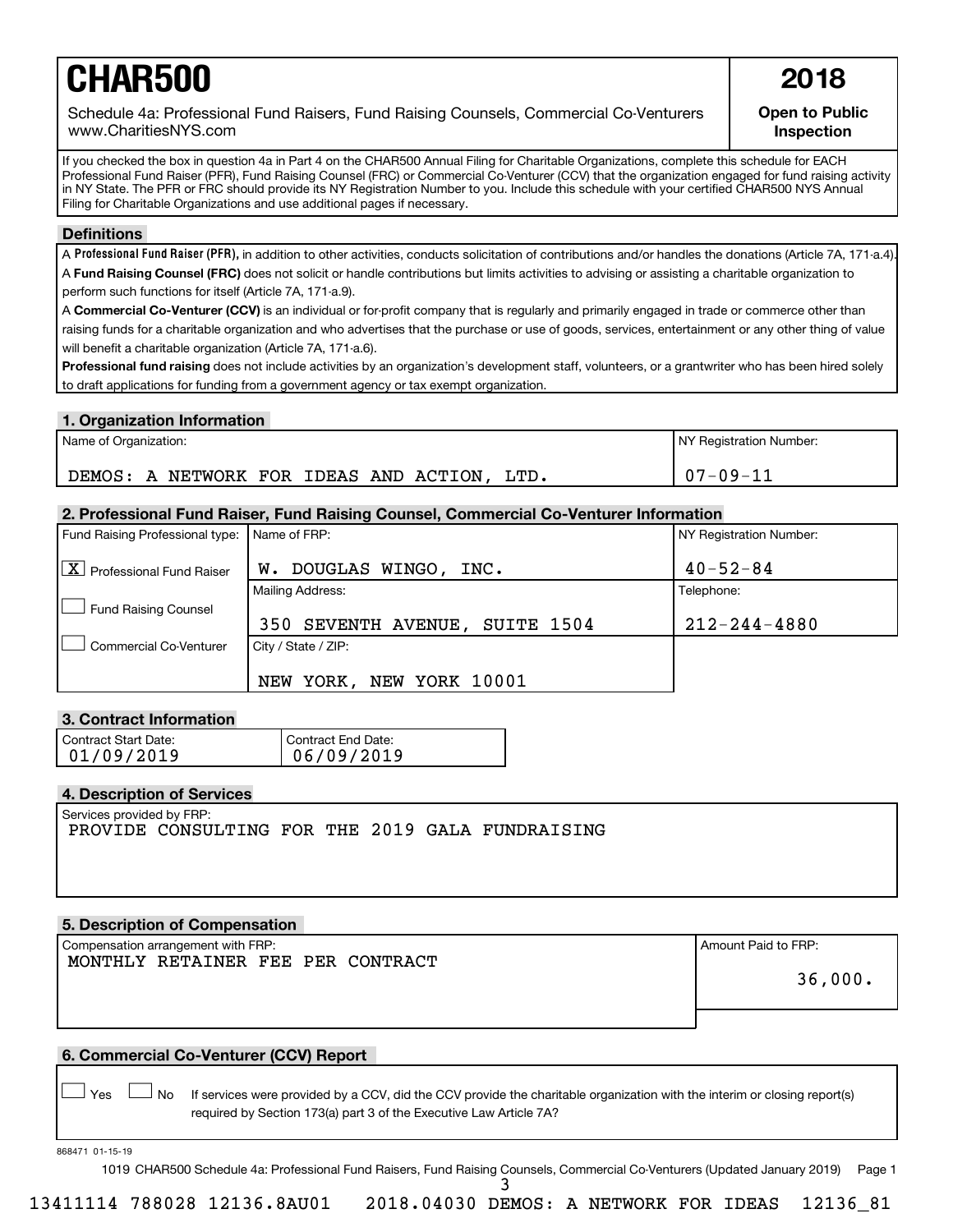# CHAR500

**2018**

Schedule 4a: Professional Fund Raisers, Fund Raising Counsels, Commercial Co-Venturers
www.CharitiesNYS.com

**Open to Public Inspection**

If you checked the box in question 4a in Part 4 on the CHAR500 Annual Filing for Charitable Organizations, complete this schedule for EACH Professional Fund Raiser (PFR), Fund Raising Counsel (FRC) or Commercial Co-Venturer (CCV) that the organization engaged for fund raising activity in NY State. The PFR or FRC should provide its NY Registration Number to you. Include this schedule with your certified CHAR500 NYS Annual Filing for Charitable Organizations and use additional pages if necessary.

## Definitions

A **Professional Fund Raiser (PFR),** in addition to other activities, conducts solicitation of contributions and/or handles the donations (Article 7A, 171-a.4).

A **Fund Raising Counsel (FRC)** does not solicit or handle contributions but limits activities to advising or assisting a charitable organization to perform such functions for itself (Article 7A, 171-a.9).

A **Commercial Co-Venturer (CCV)** is an individual or for-profit company that is regularly and primarily engaged in trade or commerce other than raising funds for a charitable organization and who advertises that the purchase or use of goods, services, entertainment or any other thing of value will benefit a charitable organization (Article 7A, 171-a.6).

**Professional fund raising** does not include activities by an organization's development staff, volunteers, or a grantwriter who has been hired solely to draft applications for funding from a government agency or tax exempt organization.

## 1. Organization Information

| Name of Organization: | NY Registration Number: |
|---|---|
| DEMOS: A NETWORK FOR IDEAS AND ACTION, LTD. | 07-09-11 |

## 2. Professional Fund Raiser, Fund Raising Counsel, Commercial Co-Venturer Information

| Fund Raising Professional type: | Name of FRP: | NY Registration Number: |
|---|---|---|
| [X] Professional Fund Raiser | W. DOUGLAS WINGO, INC. | 40-52-84 |
| [ ] Fund Raising Counsel | Mailing Address: 350 SEVENTH AVENUE, SUITE 1504 | Telephone: 212-244-4880 |
| [ ] Commercial Co-Venturer | City / State / ZIP: NEW YORK, NEW YORK 10001 | |

## 3. Contract Information

| Contract Start Date: | Contract End Date: |
|---|---|
| 01/09/2019 | 06/09/2019 |

## 4. Description of Services

Services provided by FRP:
PROVIDE CONSULTING FOR THE 2019 GALA FUNDRAISING

## 5. Description of Compensation

| Compensation arrangement with FRP: | Amount Paid to FRP: |
|---|---|
| MONTHLY RETAINER FEE PER CONTRACT | 36,000. |

## 6. Commercial Co-Venturer (CCV) Report

[ ] Yes [ ] No If services were provided by a CCV, did the CCV provide the charitable organization with the interim or closing report(s) required by Section 173(a) part 3 of the Executive Law Article 7A?

868471 01-15-19

1019 CHAR500 Schedule 4a: Professional Fund Raisers, Fund Raising Counsels, Commercial Co-Venturers (Updated January 2019) Page 1

13411114 788028 12136.8AU01 2018.04030 DEMOS: A NETWORK FOR IDEAS 12136_81